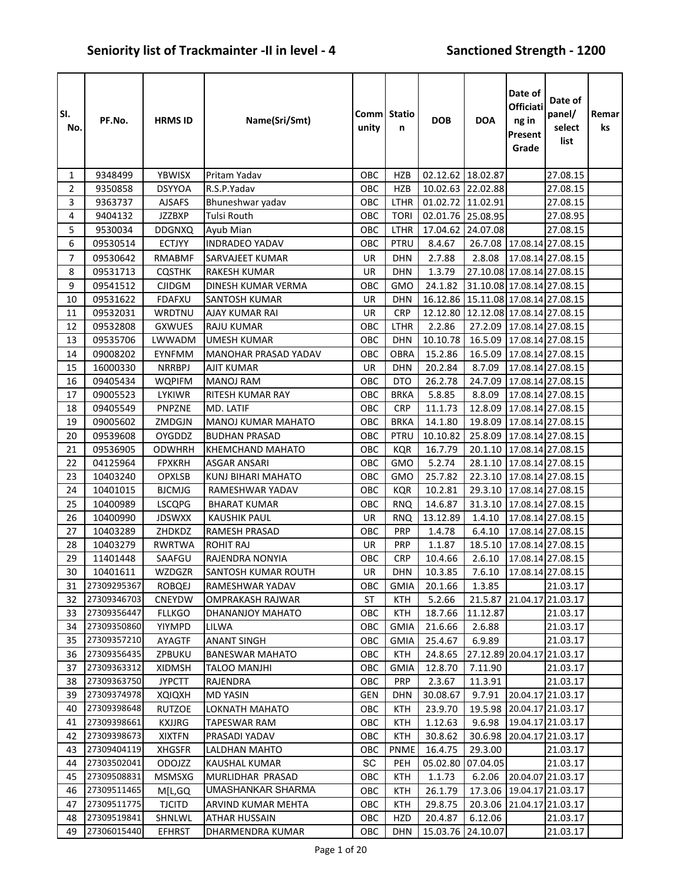# Seniority list of Trackmainter -II in level - 4

**Sanctioned Strength - 1200**

| Sl. No. | PF.No. | HRMS ID | Name(Sri/Smt) | Community | Station | DOB | DOA | Date of Officiating in Present Grade | Date of panel/ select list | Remarks |
|---|---|---|---|---|---|---|---|---|---|---|
| 1 | 9348499 | YBWISX | Pritam Yadav | OBC | HZB | 02.12.62 | 18.02.87 | | 27.08.15 | |
| 2 | 9350858 | DSYYOA | R.S.P.Yadav | OBC | HZB | 10.02.63 | 22.02.88 | | 27.08.15 | |
| 3 | 9363737 | AJSAFS | Bhuneshwar yadav | OBC | LTHR | 01.02.72 | 11.02.91 | | 27.08.15 | |
| 4 | 9404132 | JZZBXP | Tulsi Routh | OBC | TORI | 02.01.76 | 25.08.95 | | 27.08.95 | |
| 5 | 9530034 | DDGNXQ | Ayub Mian | OBC | LTHR | 17.04.62 | 24.07.08 | | 27.08.15 | |
| 6 | 09530514 | ECTJYY | INDRADEO YADAV | OBC | PTRU | 8.4.67 | 26.7.08 | 17.08.14 | 27.08.15 | |
| 7 | 09530642 | RMABMF | SARVAJEET KUMAR | UR | DHN | 2.7.88 | 2.8.08 | 17.08.14 | 27.08.15 | |
| 8 | 09531713 | CQSTHK | RAKESH KUMAR | UR | DHN | 1.3.79 | 27.10.08 | 17.08.14 | 27.08.15 | |
| 9 | 09541512 | CJIDGM | DINESH KUMAR VERMA | OBC | GMO | 24.1.82 | 31.10.08 | 17.08.14 | 27.08.15 | |
| 10 | 09531622 | FDAFXU | SANTOSH KUMAR | UR | DHN | 16.12.86 | 15.11.08 | 17.08.14 | 27.08.15 | |
| 11 | 09532031 | WRDTNU | AJAY KUMAR RAI | UR | CRP | 12.12.80 | 12.12.08 | 17.08.14 | 27.08.15 | |
| 12 | 09532808 | GXWUES | RAJU KUMAR | OBC | LTHR | 2.2.86 | 27.2.09 | 17.08.14 | 27.08.15 | |
| 13 | 09535706 | LWWADM | UMESH KUMAR | OBC | DHN | 10.10.78 | 16.5.09 | 17.08.14 | 27.08.15 | |
| 14 | 09008202 | EYNFMM | MANOHAR PRASAD YADAV | OBC | OBRA | 15.2.86 | 16.5.09 | 17.08.14 | 27.08.15 | |
| 15 | 16000330 | NRRBPJ | AJIT KUMAR | UR | DHN | 20.2.84 | 8.7.09 | 17.08.14 | 27.08.15 | |
| 16 | 09405434 | WQPIFM | MANOJ RAM | OBC | DTO | 26.2.78 | 24.7.09 | 17.08.14 | 27.08.15 | |
| 17 | 09005523 | LYKIWR | RITESH KUMAR RAY | OBC | BRKA | 5.8.85 | 8.8.09 | 17.08.14 | 27.08.15 | |
| 18 | 09405549 | PNPZNE | MD. LATIF | OBC | CRP | 11.1.73 | 12.8.09 | 17.08.14 | 27.08.15 | |
| 19 | 09005602 | ZMDGJN | MANOJ KUMAR MAHATO | OBC | BRKA | 14.1.80 | 19.8.09 | 17.08.14 | 27.08.15 | |
| 20 | 09539608 | OYGDDZ | BUDHAN PRASAD | OBC | PTRU | 10.10.82 | 25.8.09 | 17.08.14 | 27.08.15 | |
| 21 | 09536905 | ODWHRH | KHEMCHAND MAHATO | OBC | KQR | 16.7.79 | 20.1.10 | 17.08.14 | 27.08.15 | |
| 22 | 04125964 | FPXKRH | ASGAR ANSARI | OBC | GMO | 5.2.74 | 28.1.10 | 17.08.14 | 27.08.15 | |
| 23 | 10403240 | OPXLSB | KUNJ BIHARI MAHATO | OBC | GMO | 25.7.82 | 22.3.10 | 17.08.14 | 27.08.15 | |
| 24 | 10401015 | BJCMJG | RAMESHWAR YADAV | OBC | KQR | 10.2.81 | 29.3.10 | 17.08.14 | 27.08.15 | |
| 25 | 10400989 | LSCQPG | BHARAT KUMAR | OBC | RNQ | 14.6.87 | 31.3.10 | 17.08.14 | 27.08.15 | |
| 26 | 10400990 | JDSWXX | KAUSHIK PAUL | UR | RNQ | 13.12.89 | 1.4.10 | 17.08.14 | 27.08.15 | |
| 27 | 10403289 | ZHDKDZ | RAMESH PRASAD | OBC | PRP | 1.4.78 | 6.4.10 | 17.08.14 | 27.08.15 | |
| 28 | 10403279 | RWRTWA | ROHIT RAJ | UR | PRP | 1.1.87 | 18.5.10 | 17.08.14 | 27.08.15 | |
| 29 | 11401448 | SAAFGU | RAJENDRA NONYIA | OBC | CRP | 10.4.66 | 2.6.10 | 17.08.14 | 27.08.15 | |
| 30 | 10401611 | WZDGZR | SANTOSH KUMAR ROUTH | UR | DHN | 10.3.85 | 7.6.10 | 17.08.14 | 27.08.15 | |
| 31 | 27309295367 | ROBQEJ | RAMESHWAR YADAV | OBC | GMIA | 20.1.66 | 1.3.85 | | 21.03.17 | |
| 32 | 27309346703 | CNEYDW | OMPRAKASH RAJWAR | ST | KTH | 5.2.66 | 21.5.87 | 21.04.17 | 21.03.17 | |
| 33 | 27309356447 | FLLKGO | DHANANJOY MAHATO | OBC | KTH | 18.7.66 | 11.12.87 | | 21.03.17 | |
| 34 | 27309350860 | YIYMPD | LILWA | OBC | GMIA | 21.6.66 | 2.6.88 | | 21.03.17 | |
| 35 | 27309357210 | AYAGTF | ANANT SINGH | OBC | GMIA | 25.4.67 | 6.9.89 | | 21.03.17 | |
| 36 | 27309356435 | ZPBUKU | BANESWAR MAHATO | OBC | KTH | 24.8.65 | 27.12.89 | 20.04.17 | 21.03.17 | |
| 37 | 27309363312 | XIDMSH | TALOO MANJHI | OBC | GMIA | 12.8.70 | 7.11.90 | | 21.03.17 | |
| 38 | 27309363750 | JYPCTT | RAJENDRA | OBC | PRP | 2.3.67 | 11.3.91 | | 21.03.17 | |
| 39 | 27309374978 | XQIQXH | MD YASIN | GEN | DHN | 30.08.67 | 9.7.91 | 20.04.17 | 21.03.17 | |
| 40 | 27309398648 | RUTZOE | LOKNATH MAHATO | OBC | KTH | 23.9.70 | 19.5.98 | 20.04.17 | 21.03.17 | |
| 41 | 27309398661 | KXJJRG | TAPESWAR RAM | OBC | KTH | 1.12.63 | 9.6.98 | 19.04.17 | 21.03.17 | |
| 42 | 27309398673 | XIXTFN | PRASADI YADAV | OBC | KTH | 30.8.62 | 30.6.98 | 20.04.17 | 21.03.17 | |
| 43 | 27309404119 | XHGSFR | LALDHAN MAHTO | OBC | PNME | 16.4.75 | 29.3.00 | | 21.03.17 | |
| 44 | 27303502041 | ODOJZZ | KAUSHAL KUMAR | SC | PEH | 05.02.80 | 07.04.05 | | 21.03.17 | |
| 45 | 27309508831 | MSMSXG | MURLIDHAR PRASAD | OBC | KTH | 1.1.73 | 6.2.06 | 20.04.07 | 21.03.17 | |
| 46 | 27309511465 | M[L,GQ | UMASHANKAR SHARMA | OBC | KTH | 26.1.79 | 17.3.06 | 19.04.17 | 21.03.17 | |
| 47 | 27309511775 | TJCITD | ARVIND KUMAR MEHTA | OBC | KTH | 29.8.75 | 20.3.06 | 21.04.17 | 21.03.17 | |
| 48 | 27309519841 | SHNLWL | ATHAR HUSSAIN | OBC | HZD | 20.4.87 | 6.12.06 | | 21.03.17 | |
| 49 | 27306015440 | EFHRST | DHARMENDRA KUMAR | OBC | DHN | 15.03.76 | 24.10.07 | | 21.03.17 | |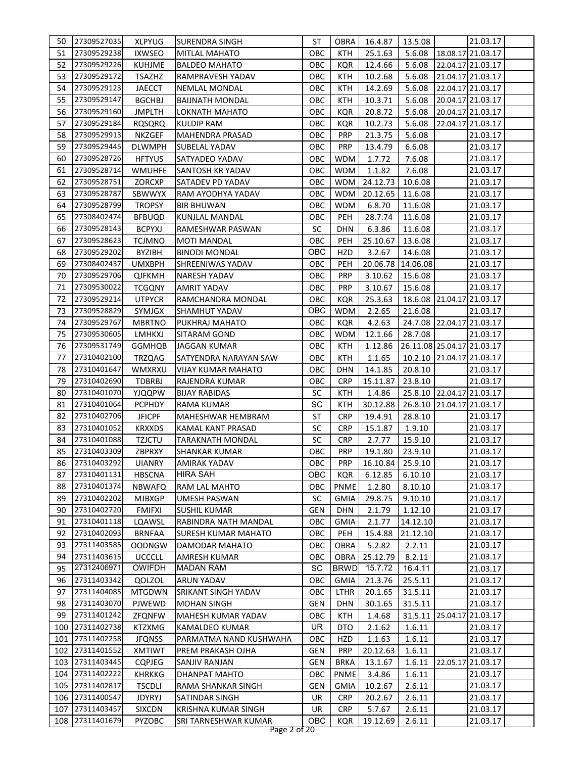| 50 | 27309527035 | XLPYUG | SURENDRA SINGH | ST | OBRA | 16.4.87 | 13.5.08 | | 21.03.17 | |
|---|---|---|---|---|---|---|---|---|---|---|
| 51 | 27309529238 | IXWSEO | MITLAL MAHATO | OBC | KTH | 25.1.63 | 5.6.08 | 18.08.17 | 21.03.17 | |
| 52 | 27309529226 | KUHJME | BALDEO MAHATO | OBC | KQR | 12.4.66 | 5.6.08 | 22.04.17 | 21.03.17 | |
| 53 | 27309529172 | TSAZHZ | RAMPRAVESH YADAV | OBC | KTH | 10.2.68 | 5.6.08 | 21.04.17 | 21.03.17 | |
| 54 | 27309529123 | JAECCT | NEMLAL MONDAL | OBC | KTH | 14.2.69 | 5.6.08 | 22.04.17 | 21.03.17 | |
| 55 | 27309529147 | BGCHBJ | BAIJNATH MONDAL | OBC | KTH | 10.3.71 | 5.6.08 | 20.04.17 | 21.03.17 | |
| 56 | 27309529160 | JMPLTH | LOKNATH MAHATO | OBC | KQR | 20.8.72 | 5.6.08 | 20.04.17 | 21.03.17 | |
| 57 | 27309529184 | RQSQRQ | KULDIP RAM | OBC | KQR | 10.2.73 | 5.6.08 | 22.04.17 | 21.03.17 | |
| 58 | 27309529913 | NKZGEF | MAHENDRA PRASAD | OBC | PRP | 21.3.75 | 5.6.08 | | 21.03.17 | |
| 59 | 27309529445 | DLWMPH | SUBELAL YADAV | OBC | PRP | 13.4.79 | 6.6.08 | | 21.03.17 | |
| 60 | 27309528726 | HFTYUS | SATYADEO YADAV | OBC | WDM | 1.7.72 | 7.6.08 | | 21.03.17 | |
| 61 | 27309528714 | WMUHFE | SANTOSH KR YADAV | OBC | WDM | 1.1.82 | 7.6.08 | | 21.03.17 | |
| 62 | 27309528751 | ZORCXP | SATADEV PD YADAV | OBC | WDM | 24.12.73 | 10.6.08 | | 21.03.17 | |
| 63 | 27309528787 | SBWWYX | RAM AYODHYA YADAV | OBC | WDM | 20.12.65 | 11.6.08 | | 21.03.17 | |
| 64 | 27309528799 | TROPSY | BIR BHUWAN | OBC | WDM | 6.8.70 | 11.6.08 | | 21.03.17 | |
| 65 | 27308402474 | BFBUQD | KUNJLAL MANDAL | OBC | PEH | 28.7.74 | 11.6.08 | | 21.03.17 | |
| 66 | 27309528143 | BCPYXJ | RAMESHWAR PASWAN | SC | DHN | 6.3.86 | 11.6.08 | | 21.03.17 | |
| 67 | 27309528623 | TCJMNO | MOTI MANDAL | OBC | PEH | 25.10.67 | 13.6.08 | | 21.03.17 | |
| 68 | 27309529202 | BYZIBH | BINODI MONDAL | OBC | HZD | 3.2.67 | 14.6.08 | | 21.03.17 | |
| 69 | 27308402437 | UMXBPH | SHREENIWAS YADAV | OBC | PEH | 20.06.78 | 14.06.08 | | 21.03.17 | |
| 70 | 27309529706 | QJFKMH | NARESH YADAV | OBC | PRP | 3.10.62 | 15.6.08 | | 21.03.17 | |
| 71 | 27309530022 | TCGQNY | AMRIT YADAV | OBC | PRP | 3.10.67 | 15.6.08 | | 21.03.17 | |
| 72 | 27309529214 | UTPYCR | RAMCHANDRA MONDAL | OBC | KQR | 25.3.63 | 18.6.08 | 21.04.17 | 21.03.17 | |
| 73 | 27309528829 | SYMJGX | SHAMHUT YADAV | OBC | WDM | 2.2.65 | 21.6.08 | | 21.03.17 | |
| 74 | 27309529767 | MBRTNO | PUKHRAJ MAHATO | OBC | KQR | 4.2.63 | 24.7.08 | 22.04.17 | 21.03.17 | |
| 75 | 27309530605 | LMHKXJ | SITARAM GOND | OBC | WDM | 12.1.66 | 28.7.08 | | 21.03.17 | |
| 76 | 27309531749 | GGMHQB | JAGGAN KUMAR | OBC | KTH | 1.12.86 | 26.11.08 | 25.04.17 | 21.03.17 | |
| 77 | 27310402100 | TRZQAG | SATYENDRA NARAYAN SAW | OBC | KTH | 1.1.65 | 10.2.10 | 21.04.17 | 21.03.17 | |
| 78 | 27310401647 | WMXRXU | VIJAY KUMAR MAHATO | OBC | DHN | 14.1.85 | 20.8.10 | | 21.03.17 | |
| 79 | 27310402690 | TDBRBJ | RAJENDRA KUMAR | OBC | CRP | 15.11.87 | 23.8.10 | | 21.03.17 | |
| 80 | 27310401070 | YJQQPW | BIJAY RABIDAS | SC | KTH | 1.4.86 | 25.8.10 | 22.04.17 | 21.03.17 | |
| 81 | 27310401064 | PCPHDY | RAMA KUMAR | SC | KTH | 30.12.88 | 26.8.10 | 21.04.17 | 21.03.17 | |
| 82 | 27310402706 | JFICPF | MAHESHWAR HEMBRAM | ST | CRP | 19.4.91 | 28.8.10 | | 21.03.17 | |
| 83 | 27310401052 | KRXXDS | KAMAL KANT PRASAD | SC | CRP | 15.1.87 | 1.9.10 | | 21.03.17 | |
| 84 | 27310401088 | TZJCTU | TARAKNATH MONDAL | SC | CRP | 2.7.77 | 15.9.10 | | 21.03.17 | |
| 85 | 27310403309 | ZBPRXY | SHANKAR KUMAR | OBC | PRP | 19.1.80 | 23.9.10 | | 21.03.17 | |
| 86 | 27310403292 | UIANRY | AMIRAK YADAV | OBC | PRP | 16.10.84 | 25.9.10 | | 21.03.17 | |
| 87 | 27310401131 | HBSCNA | HIRA SAH | OBC | KQR | 6.12.85 | 6.10.10 | | 21.03.17 | |
| 88 | 27310401374 | NBWAFQ | RAM LAL MAHTO | OBC | PNME | 1.2.80 | 8.10.10 | | 21.03.17 | |
| 89 | 27310402202 | MJBXGP | UMESH PASWAN | SC | GMIA | 29.8.75 | 9.10.10 | | 21.03.17 | |
| 90 | 27310402720 | FMIFXI | SUSHIL KUMAR | GEN | DHN | 2.1.79 | 1.12.10 | | 21.03.17 | |
| 91 | 27310401118 | LQAWSL | RABINDRA NATH MANDAL | OBC | GMIA | 2.1.77 | 14.12.10 | | 21.03.17 | |
| 92 | 27310402093 | BRNFAA | SURESH KUMAR MAHATO | OBC | PEH | 15.4.88 | 21.12.10 | | 21.03.17 | |
| 93 | 27311403585 | OODNGW | DAMODAR MAHATO | OBC | OBRA | 5.2.82 | 2.2.11 | | 21.03.17 | |
| 94 | 27311403615 | UCCCLL | AMRESH KUMAR | OBC | OBRA | 25.12.79 | 8.2.11 | | 21.03.17 | |
| 95 | 27312406971 | OWIFDH | MADAN RAM | SC | BRWD | 15.7.72 | 16.4.11 | | 21.03.17 | |
| 96 | 27311403342 | QOLZOL | ARUN YADAV | OBC | GMIA | 21.3.76 | 25.5.11 | | 21.03.17 | |
| 97 | 27311404085 | MTGDWN | SRIKANT SINGH YADAV | OBC | LTHR | 20.1.65 | 31.5.11 | | 21.03.17 | |
| 98 | 27311403070 | PJWEWD | MOHAN SINGH | GEN | DHN | 30.1.65 | 31.5.11 | | 21.03.17 | |
| 99 | 27311401242 | ZFQNFW | MAHESH KUMAR YADAV | OBC | KTH | 1.4.68 | 31.5.11 | 25.04.17 | 21.03.17 | |
| 100 | 27311402738 | KTZXMG | KAMALDEO KUMAR | UR | DTO | 2.1.62 | 1.6.11 | | 21.03.17 | |
| 101 | 27311402258 | JFQNSS | PARMATMA NAND KUSHWAHA | OBC | HZD | 1.1.63 | 1.6.11 | | 21.03.17 | |
| 102 | 27311401552 | XMTIWT | PREM PRAKASH OJHA | GEN | PRP | 20.12.63 | 1.6.11 | | 21.03.17 | |
| 103 | 27311403445 | CQPJEG | SANJIV RANJAN | GEN | BRKA | 13.1.67 | 1.6.11 | 22.05.17 | 21.03.17 | |
| 104 | 27311402222 | KHRKKG | DHANPAT MAHTO | OBC | PNME | 3.4.86 | 1.6.11 | | 21.03.17 | |
| 105 | 27311402817 | TSCDLI | RAMA SHANKAR SINGH | GEN | GMIA | 10.2.67 | 2.6.11 | | 21.03.17 | |
| 106 | 27311400547 | JDYRYJ | SATINDAR SINGH | UR | CRP | 20.2.67 | 2.6.11 | | 21.03.17 | |
| 107 | 27311403457 | SIXCDN | KRISHNA KUMAR SINGH | UR | CRP | 5.7.67 | 2.6.11 | | 21.03.17 | |
| 108 | 27311401679 | PYZOBC | SRI TARNESHWAR KUMAR | OBC | KQR | 19.12.69 | 2.6.11 | | 21.03.17 | |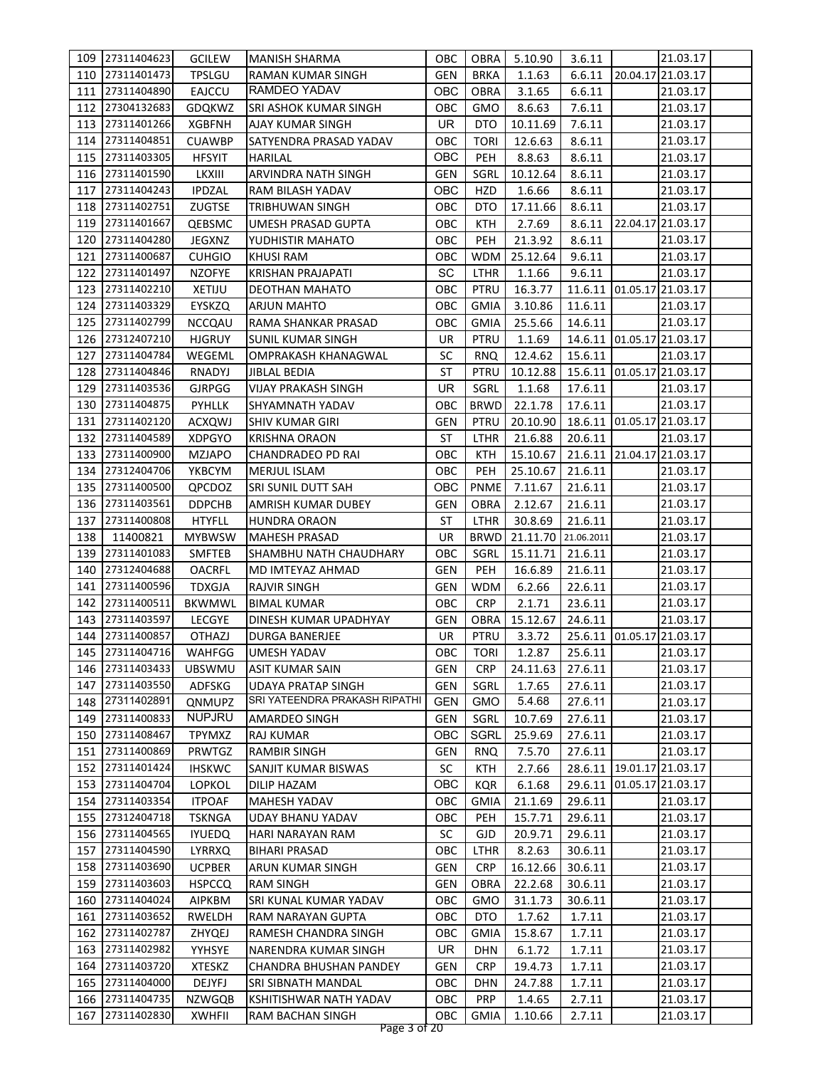| 109 | 27311404623 | GCILEW | MANISH SHARMA | OBC | OBRA | 5.10.90 | 3.6.11 | | 21.03.17 | |
|---|---|---|---|---|---|---|---|---|---|---|
| 110 | 27311401473 | TPSLGU | RAMAN KUMAR SINGH | GEN | BRKA | 1.1.63 | 6.6.11 | 20.04.17 | 21.03.17 | |
| 111 | 27311404890 | EAJCCU | RAMDEO YADAV | OBC | OBRA | 3.1.65 | 6.6.11 | | 21.03.17 | |
| 112 | 27304132683 | GDQKWZ | SRI ASHOK KUMAR SINGH | OBC | GMO | 8.6.63 | 7.6.11 | | 21.03.17 | |
| 113 | 27311401266 | XGBFNH | AJAY KUMAR SINGH | UR | DTO | 10.11.69 | 7.6.11 | | 21.03.17 | |
| 114 | 27311404851 | CUAWBP | SATYENDRA PRASAD YADAV | OBC | TORI | 12.6.63 | 8.6.11 | | 21.03.17 | |
| 115 | 27311403305 | HFSYIT | HARILAL | OBC | PEH | 8.8.63 | 8.6.11 | | 21.03.17 | |
| 116 | 27311401590 | LKXIII | ARVINDRA NATH SINGH | GEN | SGRL | 10.12.64 | 8.6.11 | | 21.03.17 | |
| 117 | 27311404243 | IPDZAL | RAM BILASH YADAV | OBC | HZD | 1.6.66 | 8.6.11 | | 21.03.17 | |
| 118 | 27311402751 | ZUGTSE | TRIBHUWAN SINGH | OBC | DTO | 17.11.66 | 8.6.11 | | 21.03.17 | |
| 119 | 27311401667 | QEBSMC | UMESH PRASAD GUPTA | OBC | KTH | 2.7.69 | 8.6.11 | 22.04.17 | 21.03.17 | |
| 120 | 27311404280 | JEGXNZ | YUDHISTIR MAHATO | OBC | PEH | 21.3.92 | 8.6.11 | | 21.03.17 | |
| 121 | 27311400687 | CUHGIO | KHUSI RAM | OBC | WDM | 25.12.64 | 9.6.11 | | 21.03.17 | |
| 122 | 27311401497 | NZOFYE | KRISHAN PRAJAPATI | SC | LTHR | 1.1.66 | 9.6.11 | | 21.03.17 | |
| 123 | 27311402210 | XETIJU | DEOTHAN MAHATO | OBC | PTRU | 16.3.77 | 11.6.11 | 01.05.17 | 21.03.17 | |
| 124 | 27311403329 | EYSKZQ | ARJUN MAHTO | OBC | GMIA | 3.10.86 | 11.6.11 | | 21.03.17 | |
| 125 | 27311402799 | NCCQAU | RAMA SHANKAR PRASAD | OBC | GMIA | 25.5.66 | 14.6.11 | | 21.03.17 | |
| 126 | 27312407210 | HJGRUY | SUNIL KUMAR SINGH | UR | PTRU | 1.1.69 | 14.6.11 | 01.05.17 | 21.03.17 | |
| 127 | 27311404784 | WEGEML | OMPRAKASH KHANAGWAL | SC | RNQ | 12.4.62 | 15.6.11 | | 21.03.17 | |
| 128 | 27311404846 | RNADYJ | JIBLAL BEDIA | ST | PTRU | 10.12.88 | 15.6.11 | 01.05.17 | 21.03.17 | |
| 129 | 27311403536 | GJRPGG | VIJAY PRAKASH SINGH | UR | SGRL | 1.1.68 | 17.6.11 | | 21.03.17 | |
| 130 | 27311404875 | PYHLLK | SHYAMNATH YADAV | OBC | BRWD | 22.1.78 | 17.6.11 | | 21.03.17 | |
| 131 | 27311402120 | ACXQWJ | SHIV KUMAR GIRI | GEN | PTRU | 20.10.90 | 18.6.11 | 01.05.17 | 21.03.17 | |
| 132 | 27311404589 | XDPGYO | KRISHNA ORAON | ST | LTHR | 21.6.88 | 20.6.11 | | 21.03.17 | |
| 133 | 27311400900 | MZJAPO | CHANDRADEO PD RAI | OBC | KTH | 15.10.67 | 21.6.11 | 21.04.17 | 21.03.17 | |
| 134 | 27312404706 | YKBCYM | MERJUL ISLAM | OBC | PEH | 25.10.67 | 21.6.11 | | 21.03.17 | |
| 135 | 27311400500 | QPCDOZ | SRI SUNIL DUTT SAH | OBC | PNME | 7.11.67 | 21.6.11 | | 21.03.17 | |
| 136 | 27311403561 | DDPCHB | AMRISH KUMAR DUBEY | GEN | OBRA | 2.12.67 | 21.6.11 | | 21.03.17 | |
| 137 | 27311400808 | HTYFLL | HUNDRA ORAON | ST | LTHR | 30.8.69 | 21.6.11 | | 21.03.17 | |
| 138 | 11400821 | MYBWSW | MAHESH PRASAD | UR | BRWD | 21.11.70 | 21.06.2011 | | 21.03.17 | |
| 139 | 27311401083 | SMFTEB | SHAMBHU NATH CHAUDHARY | OBC | SGRL | 15.11.71 | 21.6.11 | | 21.03.17 | |
| 140 | 27312404688 | OACRFL | MD IMTEYAZ AHMAD | GEN | PEH | 16.6.89 | 21.6.11 | | 21.03.17 | |
| 141 | 27311400596 | TDXGJA | RAJVIR SINGH | GEN | WDM | 6.2.66 | 22.6.11 | | 21.03.17 | |
| 142 | 27311400511 | BKWMWL | BIMAL KUMAR | OBC | CRP | 2.1.71 | 23.6.11 | | 21.03.17 | |
| 143 | 27311403597 | LECGYE | DINESH KUMAR UPADHYAY | GEN | OBRA | 15.12.67 | 24.6.11 | | 21.03.17 | |
| 144 | 27311400857 | OTHAZJ | DURGA BANERJEE | UR | PTRU | 3.3.72 | 25.6.11 | 01.05.17 | 21.03.17 | |
| 145 | 27311404716 | WAHFGG | UMESH YADAV | OBC | TORI | 1.2.87 | 25.6.11 | | 21.03.17 | |
| 146 | 27311403433 | UBSWMU | ASIT KUMAR SAIN | GEN | CRP | 24.11.63 | 27.6.11 | | 21.03.17 | |
| 147 | 27311403550 | ADFSKG | UDAYA PRATAP SINGH | GEN | SGRL | 1.7.65 | 27.6.11 | | 21.03.17 | |
| 148 | 27311402891 | QNMUPZ | SRI YATEENDRA PRAKASH RIPATHI | GEN | GMO | 5.4.68 | 27.6.11 | | 21.03.17 | |
| 149 | 27311400833 | NUPJRU | AMARDEO SINGH | GEN | SGRL | 10.7.69 | 27.6.11 | | 21.03.17 | |
| 150 | 27311408467 | TPYMXZ | RAJ KUMAR | OBC | SGRL | 25.9.69 | 27.6.11 | | 21.03.17 | |
| 151 | 27311400869 | PRWTGZ | RAMBIR SINGH | GEN | RNQ | 7.5.70 | 27.6.11 | | 21.03.17 | |
| 152 | 27311401424 | IHSKWC | SANJIT KUMAR BISWAS | SC | KTH | 2.7.66 | 28.6.11 | 19.01.17 | 21.03.17 | |
| 153 | 27311404704 | LOPKOL | DILIP HAZAM | OBC | KQR | 6.1.68 | 29.6.11 | 01.05.17 | 21.03.17 | |
| 154 | 27311403354 | ITPOAF | MAHESH YADAV | OBC | GMIA | 21.1.69 | 29.6.11 | | 21.03.17 | |
| 155 | 27312404718 | TSKNGA | UDAY BHANU YADAV | OBC | PEH | 15.7.71 | 29.6.11 | | 21.03.17 | |
| 156 | 27311404565 | IYUEDQ | HARI NARAYAN RAM | SC | GJD | 20.9.71 | 29.6.11 | | 21.03.17 | |
| 157 | 27311404590 | LYRRXQ | BIHARI PRASAD | OBC | LTHR | 8.2.63 | 30.6.11 | | 21.03.17 | |
| 158 | 27311403690 | UCPBER | ARUN KUMAR SINGH | GEN | CRP | 16.12.66 | 30.6.11 | | 21.03.17 | |
| 159 | 27311403603 | HSPCCQ | RAM SINGH | GEN | OBRA | 22.2.68 | 30.6.11 | | 21.03.17 | |
| 160 | 27311404024 | AIPKBM | SRI KUNAL KUMAR YADAV | OBC | GMO | 31.1.73 | 30.6.11 | | 21.03.17 | |
| 161 | 27311403652 | RWELDH | RAM NARAYAN GUPTA | OBC | DTO | 1.7.62 | 1.7.11 | | 21.03.17 | |
| 162 | 27311402787 | ZHYQEJ | RAMESH CHANDRA SINGH | OBC | GMIA | 15.8.67 | 1.7.11 | | 21.03.17 | |
| 163 | 27311402982 | YYHSYE | NARENDRA KUMAR SINGH | UR | DHN | 6.1.72 | 1.7.11 | | 21.03.17 | |
| 164 | 27311403720 | XTESKZ | CHANDRA BHUSHAN PANDEY | GEN | CRP | 19.4.73 | 1.7.11 | | 21.03.17 | |
| 165 | 27311404000 | DEJYFJ | SRI SIBNATH MANDAL | OBC | DHN | 24.7.88 | 1.7.11 | | 21.03.17 | |
| 166 | 27311404735 | NZWGQB | KSHITISHWAR NATH YADAV | OBC | PRP | 1.4.65 | 2.7.11 | | 21.03.17 | |
| 167 | 27311402830 | XWHFII | RAM BACHAN SINGH | OBC | GMIA | 1.10.66 | 2.7.11 | | 21.03.17 | |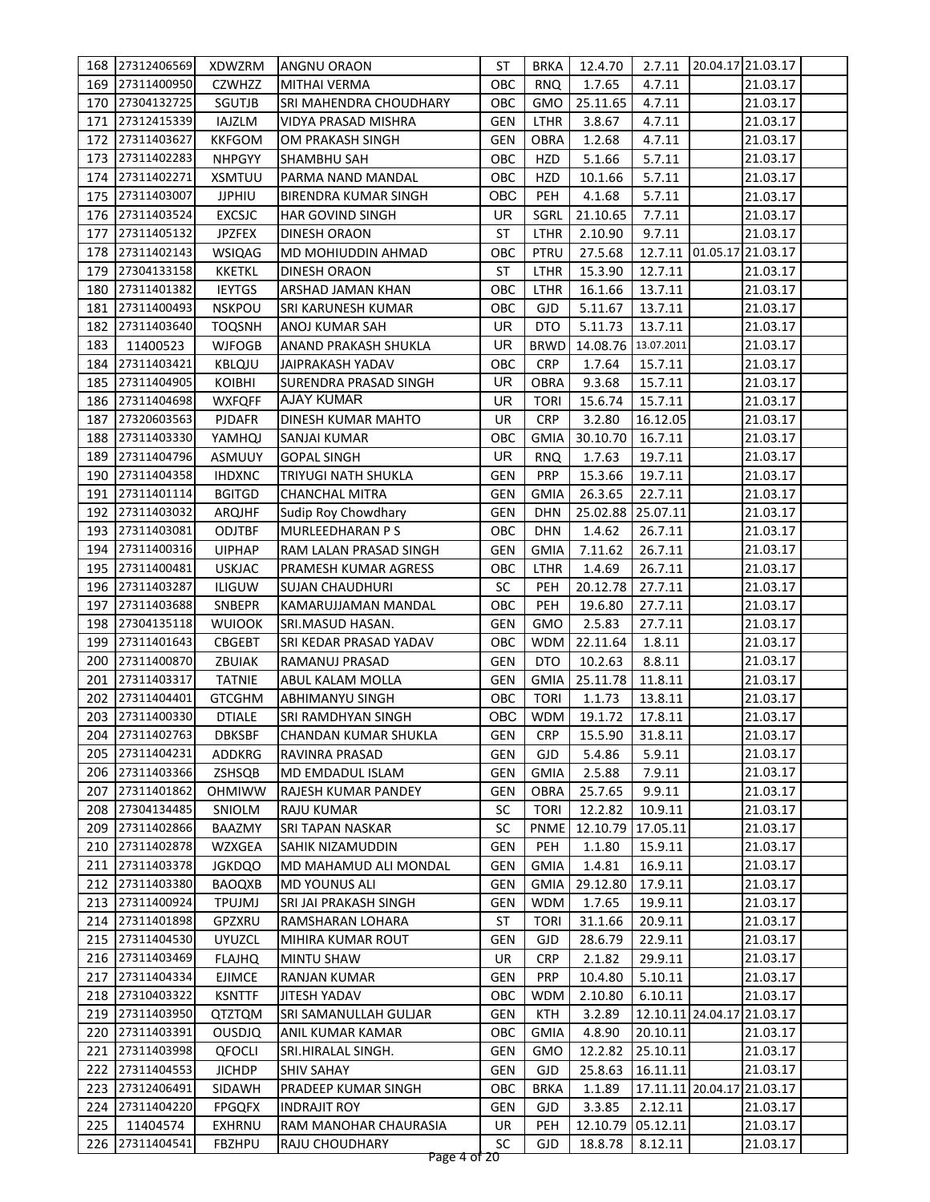| | | | | | | | | | | |
|---|---|---|---|---|---|---|---|---|---|---|
| 168 | 27312406569 | XDWZRM | ANGNU ORAON | ST | BRKA | 12.4.70 | 2.7.11 | 20.04.17 | 21.03.17 | |
| 169 | 27311400950 | CZWHZZ | MITHAI VERMA | OBC | RNQ | 1.7.65 | 4.7.11 | | 21.03.17 | |
| 170 | 27304132725 | SGUTJB | SRI MAHENDRA CHOUDHARY | OBC | GMO | 25.11.65 | 4.7.11 | | 21.03.17 | |
| 171 | 27312415339 | IAJZLM | VIDYA PRASAD MISHRA | GEN | LTHR | 3.8.67 | 4.7.11 | | 21.03.17 | |
| 172 | 27311403627 | KKFGOM | OM PRAKASH SINGH | GEN | OBRA | 1.2.68 | 4.7.11 | | 21.03.17 | |
| 173 | 27311402283 | NHPGYY | SHAMBHU SAH | OBC | HZD | 5.1.66 | 5.7.11 | | 21.03.17 | |
| 174 | 27311402271 | XSMTUU | PARMA NAND MANDAL | OBC | HZD | 10.1.66 | 5.7.11 | | 21.03.17 | |
| 175 | 27311403007 | JJPHIU | BIRENDRA KUMAR SINGH | OBC | PEH | 4.1.68 | 5.7.11 | | 21.03.17 | |
| 176 | 27311403524 | EXCSJC | HAR GOVIND SINGH | UR | SGRL | 21.10.65 | 7.7.11 | | 21.03.17 | |
| 177 | 27311405132 | JPZFEX | DINESH ORAON | ST | LTHR | 2.10.90 | 9.7.11 | | 21.03.17 | |
| 178 | 27311402143 | WSIQAG | MD MOHIUDDIN AHMAD | OBC | PTRU | 27.5.68 | 12.7.11 | 01.05.17 | 21.03.17 | |
| 179 | 27304133158 | KKETKL | DINESH ORAON | ST | LTHR | 15.3.90 | 12.7.11 | | 21.03.17 | |
| 180 | 27311401382 | IEYTGS | ARSHAD JAMAN KHAN | OBC | LTHR | 16.1.66 | 13.7.11 | | 21.03.17 | |
| 181 | 27311400493 | NSKPOU | SRI KARUNESH KUMAR | OBC | GJD | 5.11.67 | 13.7.11 | | 21.03.17 | |
| 182 | 27311403640 | TOQSNH | ANOJ KUMAR SAH | UR | DTO | 5.11.73 | 13.7.11 | | 21.03.17 | |
| 183 | 11400523 | WJFOGB | ANAND PRAKASH SHUKLA | UR | BRWD | 14.08.76 | 13.07.2011 | | 21.03.17 | |
| 184 | 27311403421 | KBLQJU | JAIPRAKASH YADAV | OBC | CRP | 1.7.64 | 15.7.11 | | 21.03.17 | |
| 185 | 27311404905 | KOIBHI | SURENDRA PRASAD SINGH | UR | OBRA | 9.3.68 | 15.7.11 | | 21.03.17 | |
| 186 | 27311404698 | WXFQFF | AJAY KUMAR | UR | TORI | 15.6.74 | 15.7.11 | | 21.03.17 | |
| 187 | 27320603563 | PJDAFR | DINESH KUMAR MAHTO | UR | CRP | 3.2.80 | 16.12.05 | | 21.03.17 | |
| 188 | 27311403330 | YAMHQJ | SANJAI KUMAR | OBC | GMIA | 30.10.70 | 16.7.11 | | 21.03.17 | |
| 189 | 27311404796 | ASMUUY | GOPAL SINGH | UR | RNQ | 1.7.63 | 19.7.11 | | 21.03.17 | |
| 190 | 27311404358 | IHDXNC | TRIYUGI NATH SHUKLA | GEN | PRP | 15.3.66 | 19.7.11 | | 21.03.17 | |
| 191 | 27311401114 | BGITGD | CHANCHAL MITRA | GEN | GMIA | 26.3.65 | 22.7.11 | | 21.03.17 | |
| 192 | 27311403032 | ARQJHF | Sudip Roy Chowdhary | GEN | DHN | 25.02.88 | 25.07.11 | | 21.03.17 | |
| 193 | 27311403081 | ODJTBF | MURLEEDHARAN P S | OBC | DHN | 1.4.62 | 26.7.11 | | 21.03.17 | |
| 194 | 27311400316 | UIPHAP | RAM LALAN PRASAD SINGH | GEN | GMIA | 7.11.62 | 26.7.11 | | 21.03.17 | |
| 195 | 27311400481 | USKJAC | PRAMESH KUMAR AGRESS | OBC | LTHR | 1.4.69 | 26.7.11 | | 21.03.17 | |
| 196 | 27311403287 | ILIGUW | SUJAN CHAUDHURI | SC | PEH | 20.12.78 | 27.7.11 | | 21.03.17 | |
| 197 | 27311403688 | SNBEPR | KAMARUJJAMAN MANDAL | OBC | PEH | 19.6.80 | 27.7.11 | | 21.03.17 | |
| 198 | 27304135118 | WUIOOK | SRI.MASUD HASAN. | GEN | GMO | 2.5.83 | 27.7.11 | | 21.03.17 | |
| 199 | 27311401643 | CBGEBT | SRI KEDAR PRASAD YADAV | OBC | WDM | 22.11.64 | 1.8.11 | | 21.03.17 | |
| 200 | 27311400870 | ZBUIAK | RAMANUJ PRASAD | GEN | DTO | 10.2.63 | 8.8.11 | | 21.03.17 | |
| 201 | 27311403317 | TATNIE | ABUL KALAM MOLLA | GEN | GMIA | 25.11.78 | 11.8.11 | | 21.03.17 | |
| 202 | 27311404401 | GTCGHM | ABHIMANYU SINGH | OBC | TORI | 1.1.73 | 13.8.11 | | 21.03.17 | |
| 203 | 27311400330 | DTIALE | SRI RAMDHYAN SINGH | OBC | WDM | 19.1.72 | 17.8.11 | | 21.03.17 | |
| 204 | 27311402763 | DBKSBF | CHANDAN KUMAR SHUKLA | GEN | CRP | 15.5.90 | 31.8.11 | | 21.03.17 | |
| 205 | 27311404231 | ADDKRG | RAVINRA PRASAD | GEN | GJD | 5.4.86 | 5.9.11 | | 21.03.17 | |
| 206 | 27311403366 | ZSHSQB | MD EMDADUL ISLAM | GEN | GMIA | 2.5.88 | 7.9.11 | | 21.03.17 | |
| 207 | 27311401862 | OHMIWW | RAJESH KUMAR PANDEY | GEN | OBRA | 25.7.65 | 9.9.11 | | 21.03.17 | |
| 208 | 27304134485 | SNIOLM | RAJU KUMAR | SC | TORI | 12.2.82 | 10.9.11 | | 21.03.17 | |
| 209 | 27311402866 | BAAZMY | SRI TAPAN NASKAR | SC | PNME | 12.10.79 | 17.05.11 | | 21.03.17 | |
| 210 | 27311402878 | WZXGEA | SAHIK NIZAMUDDIN | GEN | PEH | 1.1.80 | 15.9.11 | | 21.03.17 | |
| 211 | 27311403378 | JGKDQO | MD MAHAMUD ALI MONDAL | GEN | GMIA | 1.4.81 | 16.9.11 | | 21.03.17 | |
| 212 | 27311403380 | BAOQXB | MD YOUNUS ALI | GEN | GMIA | 29.12.80 | 17.9.11 | | 21.03.17 | |
| 213 | 27311400924 | TPUJMJ | SRI JAI PRAKASH SINGH | GEN | WDM | 1.7.65 | 19.9.11 | | 21.03.17 | |
| 214 | 27311401898 | GPZXRU | RAMSHARAN LOHARA | ST | TORI | 31.1.66 | 20.9.11 | | 21.03.17 | |
| 215 | 27311404530 | UYUZCL | MIHIRA KUMAR ROUT | GEN | GJD | 28.6.79 | 22.9.11 | | 21.03.17 | |
| 216 | 27311403469 | FLAJHQ | MINTU SHAW | UR | CRP | 2.1.82 | 29.9.11 | | 21.03.17 | |
| 217 | 27311404334 | EJIMCE | RANJAN KUMAR | GEN | PRP | 10.4.80 | 5.10.11 | | 21.03.17 | |
| 218 | 27310403322 | KSNTTF | JITESH YADAV | OBC | WDM | 2.10.80 | 6.10.11 | | 21.03.17 | |
| 219 | 27311403950 | QTZTQM | SRI SAMANULLAH GULJAR | GEN | KTH | 3.2.89 | 12.10.11 | 24.04.17 | 21.03.17 | |
| 220 | 27311403391 | OUSDJQ | ANIL KUMAR KAMAR | OBC | GMIA | 4.8.90 | 20.10.11 | | 21.03.17 | |
| 221 | 27311403998 | QFOCLI | SRI.HIRALAL SINGH. | GEN | GMO | 12.2.82 | 25.10.11 | | 21.03.17 | |
| 222 | 27311404553 | JICHDP | SHIV SAHAY | GEN | GJD | 25.8.63 | 16.11.11 | | 21.03.17 | |
| 223 | 27312406491 | SIDAWH | PRADEEP KUMAR SINGH | OBC | BRKA | 1.1.89 | 17.11.11 | 20.04.17 | 21.03.17 | |
| 224 | 27311404220 | FPGQFX | INDRAJIT ROY | GEN | GJD | 3.3.85 | 2.12.11 | | 21.03.17 | |
| 225 | 11404574 | EXHRNU | RAM MANOHAR CHAURASIA | UR | PEH | 12.10.79 | 05.12.11 | | 21.03.17 | |
| 226 | 27311404541 | FBZHPU | RAJU CHOUDHARY | SC | GJD | 18.8.78 | 8.12.11 | | 21.03.17 | |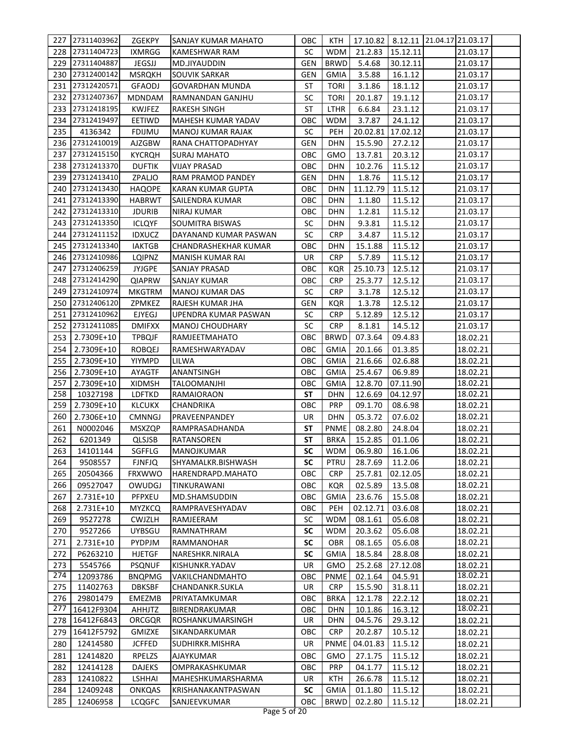| 227 | 27311403962 | ZGEKPY | SANJAY KUMAR MAHATO | OBC | KTH | 17.10.82 | 8.12.11 | 21.04.17 | 21.03.17 | |
|---|---|---|---|---|---|---|---|---|---|---|
| 228 | 27311404723 | IXMRGG | KAMESHWAR RAM | SC | WDM | 21.2.83 | 15.12.11 | | 21.03.17 | |
| 229 | 27311404887 | JEGSJJ | MD.JIYAUDDIN | GEN | BRWD | 5.4.68 | 30.12.11 | | 21.03.17 | |
| 230 | 27312400142 | MSRQKH | SOUVIK SARKAR | GEN | GMIA | 3.5.88 | 16.1.12 | | 21.03.17 | |
| 231 | 27312420571 | GFAODJ | GOVARDHAN MUNDA | ST | TORI | 3.1.86 | 18.1.12 | | 21.03.17 | |
| 232 | 27312407367 | MDNDAM | RAMNANDAN GANJHU | SC | TORI | 20.1.87 | 19.1.12 | | 21.03.17 | |
| 233 | 27312418195 | KWJFEZ | RAKESH SINGH | ST | LTHR | 6.6.84 | 23.1.12 | | 21.03.17 | |
| 234 | 27312419497 | EETIWD | MAHESH KUMAR YADAV | OBC | WDM | 3.7.87 | 24.1.12 | | 21.03.17 | |
| 235 | 4136342 | FDIJMU | MANOJ KUMAR RAJAK | SC | PEH | 20.02.81 | 17.02.12 | | 21.03.17 | |
| 236 | 27312410019 | AJZGBW | RANA CHATTOPADHYAY | GEN | DHN | 15.5.90 | 27.2.12 | | 21.03.17 | |
| 237 | 27312415150 | KYCRQH | SURAJ MAHATO | OBC | GMO | 13.7.81 | 20.3.12 | | 21.03.17 | |
| 238 | 27312413370 | DUFTIK | VIJAY PRASAD | OBC | DHN | 10.2.76 | 11.5.12 | | 21.03.17 | |
| 239 | 27312413410 | ZPALJO | RAM PRAMOD PANDEY | GEN | DHN | 1.8.76 | 11.5.12 | | 21.03.17 | |
| 240 | 27312413430 | HAQOPE | KARAN KUMAR GUPTA | OBC | DHN | 11.12.79 | 11.5.12 | | 21.03.17 | |
| 241 | 27312413390 | HABRWT | SAILENDRA KUMAR | OBC | DHN | 1.1.80 | 11.5.12 | | 21.03.17 | |
| 242 | 27312413310 | JDURIB | NIRAJ KUMAR | OBC | DHN | 1.2.81 | 11.5.12 | | 21.03.17 | |
| 243 | 27312413350 | ICLQYF | SOUMITRA BISWAS | SC | DHN | 9.3.81 | 11.5.12 | | 21.03.17 | |
| 244 | 27312411152 | IDXUCZ | DAYANAND KUMAR PASWAN | SC | CRP | 3.4.87 | 11.5.12 | | 21.03.17 | |
| 245 | 27312413340 | IAKTGB | CHANDRASHEKHAR KUMAR | OBC | DHN | 15.1.88 | 11.5.12 | | 21.03.17 | |
| 246 | 27312410986 | LQIPNZ | MANISH KUMAR RAI | UR | CRP | 5.7.89 | 11.5.12 | | 21.03.17 | |
| 247 | 27312406259 | JYJGPE | SANJAY PRASAD | OBC | KQR | 25.10.73 | 12.5.12 | | 21.03.17 | |
| 248 | 27312414290 | QIAPRW | SANJAY KUMAR | OBC | CRP | 25.3.77 | 12.5.12 | | 21.03.17 | |
| 249 | 27312410974 | MKGTRM | MANOJ KUMAR DAS | SC | CRP | 3.1.78 | 12.5.12 | | 21.03.17 | |
| 250 | 27312406120 | ZPMKEZ | RAJESH KUMAR JHA | GEN | KQR | 1.3.78 | 12.5.12 | | 21.03.17 | |
| 251 | 27312410962 | EJYEGJ | UPENDRA KUMAR PASWAN | SC | CRP | 5.12.89 | 12.5.12 | | 21.03.17 | |
| 252 | 27312411085 | DMIFXX | MANOJ CHOUDHARY | SC | CRP | 8.1.81 | 14.5.12 | | 21.03.17 | |
| 253 | 2.7309E+10 | TPBQJF | RAMJEETMAHATO | OBC | BRWD | 07.3.64 | 09.4.83 | | 18.02.21 | |
| 254 | 2.7309E+10 | ROBQEJ | RAMESHWARYADAV | OBC | GMIA | 20.1.66 | 01.3.85 | | 18.02.21 | |
| 255 | 2.7309E+10 | YIYMPD | LILWA | OBC | GMIA | 21.6.66 | 02.6.88 | | 18.02.21 | |
| 256 | 2.7309E+10 | AYAGTF | ANANTSINGH | OBC | GMIA | 25.4.67 | 06.9.89 | | 18.02.21 | |
| 257 | 2.7309E+10 | XIDMSH | TALOOMANJHI | OBC | GMIA | 12.8.70 | 07.11.90 | | 18.02.21 | |
| 258 | 10327198 | LDFTKD | RAMAIORAON | **ST** | DHN | 12.6.69 | 04.12.97 | | 18.02.21 | |
| 259 | 2.7309E+10 | KLCUKX | CHANDRIKA | OBC | PRP | 09.1.70 | 08.6.98 | | 18.02.21 | |
| 260 | 2.7306E+10 | CMNNGJ | PRAVEENPANDEY | UR | DHN | 05.3.72 | 07.6.02 | | 18.02.21 | |
| 261 | N0002046 | MSXZQP | RAMPRASADHANDA | **ST** | PNME | 08.2.80 | 24.8.04 | | 18.02.21 | |
| 262 | 6201349 | QLSJSB | RATANSOREN | **ST** | BRKA | 15.2.85 | 01.1.06 | | 18.02.21 | |
| 263 | 14101144 | SGFFLG | MANOJKUMAR | **SC** | WDM | 06.9.80 | 16.1.06 | | 18.02.21 | |
| 264 | 9508557 | FJNFJQ | SHYAMALKR.BISHWASH | **SC** | PTRU | 28.7.69 | 11.2.06 | | 18.02.21 | |
| 265 | 20504366 | FRXWWO | HARENDRAPD.MAHATO | OBC | CRP | 25.7.81 | 02.12.05 | | 18.02.21 | |
| 266 | 09527047 | OWUDGJ | TINKURAWANI | OBC | KQR | 02.5.89 | 13.5.08 | | 18.02.21 | |
| 267 | 2.731E+10 | PFPXEU | MD.SHAMSUDDIN | OBC | GMIA | 23.6.76 | 15.5.08 | | 18.02.21 | |
| 268 | 2.731E+10 | MYZKCQ | RAMPRAVESHYADAV | OBC | PEH | 02.12.71 | 03.6.08 | | 18.02.21 | |
| 269 | 9527278 | CWJZLH | RAMJEERAM | SC | WDM | 08.1.61 | 05.6.08 | | 18.02.21 | |
| 270 | 9527266 | UYBSGU | RAMNATHRAM | **SC** | WDM | 20.3.62 | 05.6.08 | | 18.02.21 | |
| 271 | 2.731E+10 | PYDPJM | RAMMANOHAR | **SC** | OBR | 08.1.65 | 05.6.08 | | 18.02.21 | |
| 272 | P6263210 | HJETGF | NARESHKR.NIRALA | **SC** | GMIA | 18.5.84 | 28.8.08 | | 18.02.21 | |
| 273 | 5545766 | PSQNUF | KISHUNKR.YADAV | UR | GMO | 25.2.68 | 27.12.08 | | 18.02.21 | |
| 274 | 12093786 | BNQPMG | VAKILCHANDMAHTO | OBC | PNME | 02.1.64 | 04.5.91 | | 18.02.21 | |
| 275 | 11402763 | DBKSBF | CHANDANKR.SUKLA | UR | CRP | 15.5.90 | 31.8.11 | | 18.02.21 | |
| 276 | 29801479 | EMEZMB | PRIYATAMKUMAR | OBC | BRKA | 12.1.78 | 22.2.12 | | 18.02.21 | |
| 277 | 16412F9304 | AHHJTZ | BIRENDRAKUMAR | OBC | DHN | 10.1.86 | 16.3.12 | | 18.02.21 | |
| 278 | 16412F6843 | ORCGQR | ROSHANKUMARSINGH | UR | DHN | 04.5.76 | 29.3.12 | | 18.02.21 | |
| 279 | 16412F5792 | GMIZXE | SIKANDARKUMAR | OBC | CRP | 20.2.87 | 10.5.12 | | 18.02.21 | |
| 280 | 12414580 | JCFFED | SUDHIRKR.MISHRA | UR | PNME | 04.01.83 | 11.5.12 | | 18.02.21 | |
| 281 | 12414820 | RPELZS | AJAYKUMAR | OBC | GMO | 27.1.75 | 11.5.12 | | 18.02.21 | |
| 282 | 12414128 | DAJEKS | OMPRAKASHKUMAR | OBC | PRP | 04.1.77 | 11.5.12 | | 18.02.21 | |
| 283 | 12410822 | LSHHAI | MAHESHKUMARSHARMA | UR | KTH | 26.6.78 | 11.5.12 | | 18.02.21 | |
| 284 | 12409248 | ONKQAS | KRISHANAKANTPASWAN | **SC** | GMIA | 01.1.80 | 11.5.12 | | 18.02.21 | |
| 285 | 12406958 | LCQGFC | SANJEEVKUMAR | OBC | BRWD | 02.2.80 | 11.5.12 | | 18.02.21 | |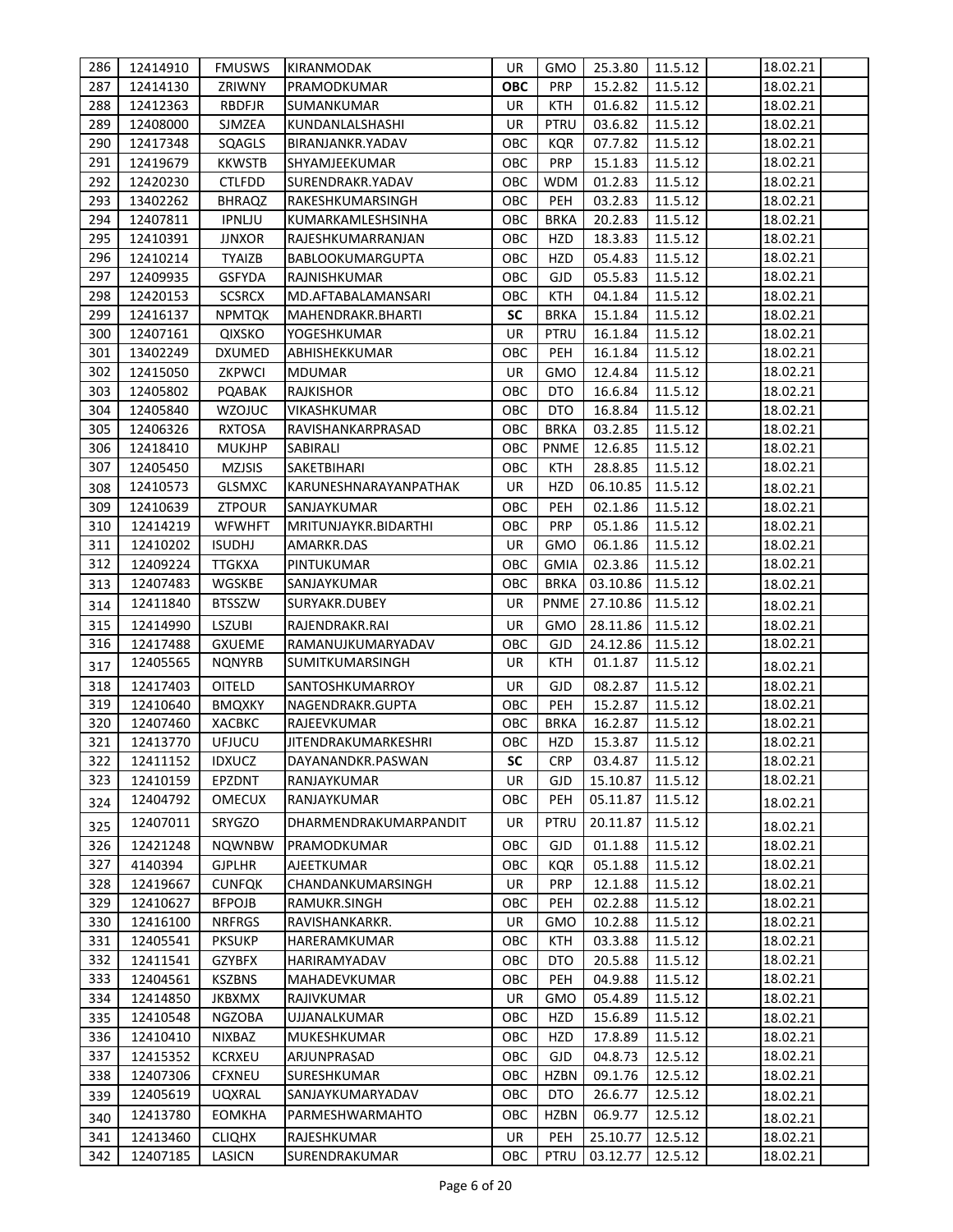| | | | | | | | | | | |
|---|---|---|---|---|---|---|---|---|---|---|
| 286 | 12414910 | FMUSWS | KIRANMODAK | UR | GMO | 25.3.80 | 11.5.12 | | 18.02.21 | |
| 287 | 12414130 | ZRIWNY | PRAMODKUMAR | **OBC** | PRP | 15.2.82 | 11.5.12 | | 18.02.21 | |
| 288 | 12412363 | RBDFJR | SUMANKUMAR | UR | KTH | 01.6.82 | 11.5.12 | | 18.02.21 | |
| 289 | 12408000 | SJMZEA | KUNDANLALSHASHI | UR | PTRU | 03.6.82 | 11.5.12 | | 18.02.21 | |
| 290 | 12417348 | SQAGLS | BIRANJANKR.YADAV | OBC | KQR | 07.7.82 | 11.5.12 | | 18.02.21 | |
| 291 | 12419679 | KKWSTB | SHYAMJEEKUMAR | OBC | PRP | 15.1.83 | 11.5.12 | | 18.02.21 | |
| 292 | 12420230 | CTLFDD | SURENDRAKR.YADAV | OBC | WDM | 01.2.83 | 11.5.12 | | 18.02.21 | |
| 293 | 13402262 | BHRAQZ | RAKESHKUMARSINGH | OBC | PEH | 03.2.83 | 11.5.12 | | 18.02.21 | |
| 294 | 12407811 | IPNLJU | KUMARKAMLESHSINHA | OBC | BRKA | 20.2.83 | 11.5.12 | | 18.02.21 | |
| 295 | 12410391 | JJNXOR | RAJESHKUMARRANJAN | OBC | HZD | 18.3.83 | 11.5.12 | | 18.02.21 | |
| 296 | 12410214 | TYAIZB | BABLOOKUMARGUPTA | OBC | HZD | 05.4.83 | 11.5.12 | | 18.02.21 | |
| 297 | 12409935 | GSFYDA | RAJNISHKUMAR | OBC | GJD | 05.5.83 | 11.5.12 | | 18.02.21 | |
| 298 | 12420153 | SCSRCX | MD.AFTABALAMANSARI | OBC | KTH | 04.1.84 | 11.5.12 | | 18.02.21 | |
| 299 | 12416137 | NPMTQK | MAHENDRAKR.BHARTI | **SC** | BRKA | 15.1.84 | 11.5.12 | | 18.02.21 | |
| 300 | 12407161 | QIXSKO | YOGESHKUMAR | UR | PTRU | 16.1.84 | 11.5.12 | | 18.02.21 | |
| 301 | 13402249 | DXUMED | ABHISHEKKUMAR | OBC | PEH | 16.1.84 | 11.5.12 | | 18.02.21 | |
| 302 | 12415050 | ZKPWCI | MDUMAR | UR | GMO | 12.4.84 | 11.5.12 | | 18.02.21 | |
| 303 | 12405802 | PQABAK | RAJKISHOR | OBC | DTO | 16.6.84 | 11.5.12 | | 18.02.21 | |
| 304 | 12405840 | WZOJUC | VIKASHKUMAR | OBC | DTO | 16.8.84 | 11.5.12 | | 18.02.21 | |
| 305 | 12406326 | RXTOSA | RAVISHANKARPRASAD | OBC | BRKA | 03.2.85 | 11.5.12 | | 18.02.21 | |
| 306 | 12418410 | MUKJHP | SABIRALI | OBC | PNME | 12.6.85 | 11.5.12 | | 18.02.21 | |
| 307 | 12405450 | MZJSIS | SAKETBIHARI | OBC | KTH | 28.8.85 | 11.5.12 | | 18.02.21 | |
| 308 | 12410573 | GLSMXC | KARUNESHNARAYANPATHAK | UR | HZD | 06.10.85 | 11.5.12 | | 18.02.21 | |
| 309 | 12410639 | ZTPOUR | SANJAYKUMAR | OBC | PEH | 02.1.86 | 11.5.12 | | 18.02.21 | |
| 310 | 12414219 | WFWHFT | MRITUNJAYKR.BIDARTHI | OBC | PRP | 05.1.86 | 11.5.12 | | 18.02.21 | |
| 311 | 12410202 | ISUDHJ | AMARKR.DAS | UR | GMO | 06.1.86 | 11.5.12 | | 18.02.21 | |
| 312 | 12409224 | TTGKXA | PINTUKUMAR | OBC | GMIA | 02.3.86 | 11.5.12 | | 18.02.21 | |
| 313 | 12407483 | WGSKBE | SANJAYKUMAR | OBC | BRKA | 03.10.86 | 11.5.12 | | 18.02.21 | |
| 314 | 12411840 | BTSSZW | SURYAKR.DUBEY | UR | PNME | 27.10.86 | 11.5.12 | | 18.02.21 | |
| 315 | 12414990 | LSZUBI | RAJENDRAKR.RAI | UR | GMO | 28.11.86 | 11.5.12 | | 18.02.21 | |
| 316 | 12417488 | GXUEME | RAMANUJKUMARYADAV | OBC | GJD | 24.12.86 | 11.5.12 | | 18.02.21 | |
| 317 | 12405565 | NQNYRB | SUMITKUMARSINGH | UR | KTH | 01.1.87 | 11.5.12 | | 18.02.21 | |
| 318 | 12417403 | OITELD | SANTOSHKUMARROY | UR | GJD | 08.2.87 | 11.5.12 | | 18.02.21 | |
| 319 | 12410640 | BMQXKY | NAGENDRAKR.GUPTA | OBC | PEH | 15.2.87 | 11.5.12 | | 18.02.21 | |
| 320 | 12407460 | XACBKC | RAJEEVKUMAR | OBC | BRKA | 16.2.87 | 11.5.12 | | 18.02.21 | |
| 321 | 12413770 | UFJUCU | JITENDRAKUMARKESHRI | OBC | HZD | 15.3.87 | 11.5.12 | | 18.02.21 | |
| 322 | 12411152 | IDXUCZ | DAYANANDKR.PASWAN | **SC** | CRP | 03.4.87 | 11.5.12 | | 18.02.21 | |
| 323 | 12410159 | EPZDNT | RANJAYKUMAR | UR | GJD | 15.10.87 | 11.5.12 | | 18.02.21 | |
| 324 | 12404792 | OMECUX | RANJAYKUMAR | OBC | PEH | 05.11.87 | 11.5.12 | | 18.02.21 | |
| 325 | 12407011 | SRYGZO | DHARMENDRAKUMARPANDIT | UR | PTRU | 20.11.87 | 11.5.12 | | 18.02.21 | |
| 326 | 12421248 | NQWNBW | PRAMODKUMAR | OBC | GJD | 01.1.88 | 11.5.12 | | 18.02.21 | |
| 327 | 4140394 | GJPLHR | AJEETKUMAR | OBC | KQR | 05.1.88 | 11.5.12 | | 18.02.21 | |
| 328 | 12419667 | CUNFQK | CHANDANKUMARSINGH | UR | PRP | 12.1.88 | 11.5.12 | | 18.02.21 | |
| 329 | 12410627 | BFPOJB | RAMUKR.SINGH | OBC | PEH | 02.2.88 | 11.5.12 | | 18.02.21 | |
| 330 | 12416100 | NRFRGS | RAVISHANKARKR. | UR | GMO | 10.2.88 | 11.5.12 | | 18.02.21 | |
| 331 | 12405541 | PKSUKP | HARERAMKUMAR | OBC | KTH | 03.3.88 | 11.5.12 | | 18.02.21 | |
| 332 | 12411541 | GZYBFX | HARIRAMYADAV | OBC | DTO | 20.5.88 | 11.5.12 | | 18.02.21 | |
| 333 | 12404561 | KSZBNS | MAHADEVKUMAR | OBC | PEH | 04.9.88 | 11.5.12 | | 18.02.21 | |
| 334 | 12414850 | JKBXMX | RAJIVKUMAR | UR | GMO | 05.4.89 | 11.5.12 | | 18.02.21 | |
| 335 | 12410548 | NGZOBA | UJJANALKUMAR | OBC | HZD | 15.6.89 | 11.5.12 | | 18.02.21 | |
| 336 | 12410410 | NIXBAZ | MUKESHKUMAR | OBC | HZD | 17.8.89 | 11.5.12 | | 18.02.21 | |
| 337 | 12415352 | KCRXEU | ARJUNPRASAD | OBC | GJD | 04.8.73 | 12.5.12 | | 18.02.21 | |
| 338 | 12407306 | CFXNEU | SURESHKUMAR | OBC | HZBN | 09.1.76 | 12.5.12 | | 18.02.21 | |
| 339 | 12405619 | UQXRAL | SANJAYKUMARYADAV | OBC | DTO | 26.6.77 | 12.5.12 | | 18.02.21 | |
| 340 | 12413780 | EOMKHA | PARMESHWARMAHTO | OBC | HZBN | 06.9.77 | 12.5.12 | | 18.02.21 | |
| 341 | 12413460 | CLIQHX | RAJESHKUMAR | UR | PEH | 25.10.77 | 12.5.12 | | 18.02.21 | |
| 342 | 12407185 | LASICN | SURENDRAKUMAR | OBC | PTRU | 03.12.77 | 12.5.12 | | 18.02.21 | |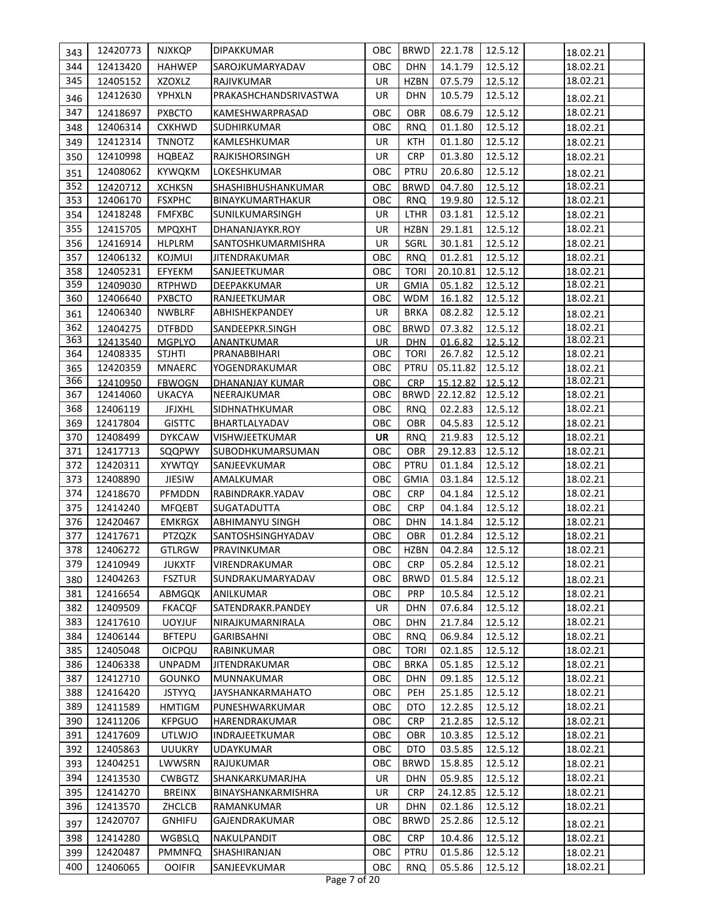| 343 | 12420773 | NJXKQP | DIPAKKUMAR | OBC | BRWD | 22.1.78 | 12.5.12 | | 18.02.21 | |
|---|---|---|---|---|---|---|---|---|---|---|
| 344 | 12413420 | HAHWEP | SAROJKUMARYADAV | OBC | DHN | 14.1.79 | 12.5.12 | | 18.02.21 | |
| 345 | 12405152 | XZOXLZ | RAJIVKUMAR | UR | HZBN | 07.5.79 | 12.5.12 | | 18.02.21 | |
| 346 | 12412630 | YPHXLN | PRAKASHCHANDSRIVASTWA | UR | DHN | 10.5.79 | 12.5.12 | | 18.02.21 | |
| 347 | 12418697 | PXBCTO | KAMESHWARPRASAD | OBC | OBR | 08.6.79 | 12.5.12 | | 18.02.21 | |
| 348 | 12406314 | CXKHWD | SUDHIRKUMAR | OBC | RNQ | 01.1.80 | 12.5.12 | | 18.02.21 | |
| 349 | 12412314 | TNNOTZ | KAMLESHKUMAR | UR | KTH | 01.1.80 | 12.5.12 | | 18.02.21 | |
| 350 | 12410998 | HQBEAZ | RAJKISHORSINGH | UR | CRP | 01.3.80 | 12.5.12 | | 18.02.21 | |
| 351 | 12408062 | KYWQKM | LOKESHKUMAR | OBC | PTRU | 20.6.80 | 12.5.12 | | 18.02.21 | |
| 352 | 12420712 | XCHKSN | SHASHIBHUSHANKUMAR | OBC | BRWD | 04.7.80 | 12.5.12 | | 18.02.21 | |
| 353 | 12406170 | FSXPHC | BINAYKUMARTHAKUR | OBC | RNQ | 19.9.80 | 12.5.12 | | 18.02.21 | |
| 354 | 12418248 | FMFXBC | SUNILKUMARSINGH | UR | LTHR | 03.1.81 | 12.5.12 | | 18.02.21 | |
| 355 | 12415705 | MPQXHT | DHANANJAYKR.ROY | UR | HZBN | 29.1.81 | 12.5.12 | | 18.02.21 | |
| 356 | 12416914 | HLPLRM | SANTOSHKUMARMISHRA | UR | SGRL | 30.1.81 | 12.5.12 | | 18.02.21 | |
| 357 | 12406132 | KOJMUI | JITENDRAKUMAR | OBC | RNQ | 01.2.81 | 12.5.12 | | 18.02.21 | |
| 358 | 12405231 | EFYEKM | SANJEETKUMAR | OBC | TORI | 20.10.81 | 12.5.12 | | 18.02.21 | |
| 359 | 12409030 | RTPHWD | DEEPAKKUMAR | UR | GMIA | 05.1.82 | 12.5.12 | | 18.02.21 | |
| 360 | 12406640 | PXBCTO | RANJEETKUMAR | OBC | WDM | 16.1.82 | 12.5.12 | | 18.02.21 | |
| 361 | 12406340 | NWBLRF | ABHISHEKPANDEY | UR | BRKA | 08.2.82 | 12.5.12 | | 18.02.21 | |
| 362 | 12404275 | DTFBDD | SANDEEPKR.SINGH | OBC | BRWD | 07.3.82 | 12.5.12 | | 18.02.21 | |
| 363 | 12413540 | MGPLYO | ANANTKUMAR | UR | DHN | 01.6.82 | 12.5.12 | | 18.02.21 | |
| 364 | 12408335 | STJHTI | PRANABBIHARI | OBC | TORI | 26.7.82 | 12.5.12 | | 18.02.21 | |
| 365 | 12420359 | MNAERC | YOGENDRAKUMAR | OBC | PTRU | 05.11.82 | 12.5.12 | | 18.02.21 | |
| 366 | 12410950 | FBWOGN | DHANANJAY KUMAR | OBC | CRP | 15.12.82 | 12.5.12 | | 18.02.21 | |
| 367 | 12414060 | UKACYA | NEERAJKUMAR | OBC | BRWD | 22.12.82 | 12.5.12 | | 18.02.21 | |
| 368 | 12406119 | JFJXHL | SIDHNATHKUMAR | OBC | RNQ | 02.2.83 | 12.5.12 | | 18.02.21 | |
| 369 | 12417804 | GISTTC | BHARTLALYADAV | OBC | OBR | 04.5.83 | 12.5.12 | | 18.02.21 | |
| 370 | 12408499 | DYKCAW | VISHWJEETKUMAR | **UR** | RNQ | 21.9.83 | 12.5.12 | | 18.02.21 | |
| 371 | 12417713 | SQQPWY | SUBODHKUMARSUMAN | OBC | OBR | 29.12.83 | 12.5.12 | | 18.02.21 | |
| 372 | 12420311 | XYWTQY | SANJEEVKUMAR | OBC | PTRU | 01.1.84 | 12.5.12 | | 18.02.21 | |
| 373 | 12408890 | JIESIW | AMALKUMAR | OBC | GMIA | 03.1.84 | 12.5.12 | | 18.02.21 | |
| 374 | 12418670 | PFMDDN | RABINDRAKR.YADAV | OBC | CRP | 04.1.84 | 12.5.12 | | 18.02.21 | |
| 375 | 12414240 | MFQEBT | SUGATADUTTA | OBC | CRP | 04.1.84 | 12.5.12 | | 18.02.21 | |
| 376 | 12420467 | EMKRGX | ABHIMANYU SINGH | OBC | DHN | 14.1.84 | 12.5.12 | | 18.02.21 | |
| 377 | 12417671 | PTZQZK | SANTOSHSINGHYADAV | OBC | OBR | 01.2.84 | 12.5.12 | | 18.02.21 | |
| 378 | 12406272 | GTLRGW | PRAVINKUMAR | OBC | HZBN | 04.2.84 | 12.5.12 | | 18.02.21 | |
| 379 | 12410949 | JUKXTF | VIRENDRAKUMAR | OBC | CRP | 05.2.84 | 12.5.12 | | 18.02.21 | |
| 380 | 12404263 | FSZTUR | SUNDRAKUMARYADAV | OBC | BRWD | 01.5.84 | 12.5.12 | | 18.02.21 | |
| 381 | 12416654 | ABMGQK | ANILKUMAR | OBC | PRP | 10.5.84 | 12.5.12 | | 18.02.21 | |
| 382 | 12409509 | FKACQF | SATENDRAKR.PANDEY | UR | DHN | 07.6.84 | 12.5.12 | | 18.02.21 | |
| 383 | 12417610 | UOYJUF | NIRAJKUMARNIRALA | OBC | DHN | 21.7.84 | 12.5.12 | | 18.02.21 | |
| 384 | 12406144 | BFTEPU | GARIBSAHNI | OBC | RNQ | 06.9.84 | 12.5.12 | | 18.02.21 | |
| 385 | 12405048 | OICPQU | RABINKUMAR | OBC | TORI | 02.1.85 | 12.5.12 | | 18.02.21 | |
| 386 | 12406338 | UNPADM | JITENDRAKUMAR | OBC | BRKA | 05.1.85 | 12.5.12 | | 18.02.21 | |
| 387 | 12412710 | GOUNKO | MUNNAKUMAR | OBC | DHN | 09.1.85 | 12.5.12 | | 18.02.21 | |
| 388 | 12416420 | JSTYYQ | JAYSHANKARMAHATO | OBC | PEH | 25.1.85 | 12.5.12 | | 18.02.21 | |
| 389 | 12411589 | HMTIGM | PUNESHWARKUMAR | OBC | DTO | 12.2.85 | 12.5.12 | | 18.02.21 | |
| 390 | 12411206 | KFPGUO | HARENDRAKUMAR | OBC | CRP | 21.2.85 | 12.5.12 | | 18.02.21 | |
| 391 | 12417609 | UTLWJO | INDRAJEETKUMAR | OBC | OBR | 10.3.85 | 12.5.12 | | 18.02.21 | |
| 392 | 12405863 | UUUKRY | UDAYKUMAR | OBC | DTO | 03.5.85 | 12.5.12 | | 18.02.21 | |
| 393 | 12404251 | LWWSRN | RAJUKUMAR | OBC | BRWD | 15.8.85 | 12.5.12 | | 18.02.21 | |
| 394 | 12413530 | CWBGTZ | SHANKARKUMARJHA | UR | DHN | 05.9.85 | 12.5.12 | | 18.02.21 | |
| 395 | 12414270 | BREINX | BINAYSHANKARMISHRA | UR | CRP | 24.12.85 | 12.5.12 | | 18.02.21 | |
| 396 | 12413570 | ZHCLCB | RAMANKUMAR | UR | DHN | 02.1.86 | 12.5.12 | | 18.02.21 | |
| 397 | 12420707 | GNHIFU | GAJENDRAKUMAR | OBC | BRWD | 25.2.86 | 12.5.12 | | 18.02.21 | |
| 398 | 12414280 | WGBSLQ | NAKULPANDIT | OBC | CRP | 10.4.86 | 12.5.12 | | 18.02.21 | |
| 399 | 12420487 | PMMNFQ | SHASHIRANJAN | OBC | PTRU | 01.5.86 | 12.5.12 | | 18.02.21 | |
| 400 | 12406065 | OOIFIR | SANJEEVKUMAR | OBC | RNQ | 05.5.86 | 12.5.12 | | 18.02.21 | |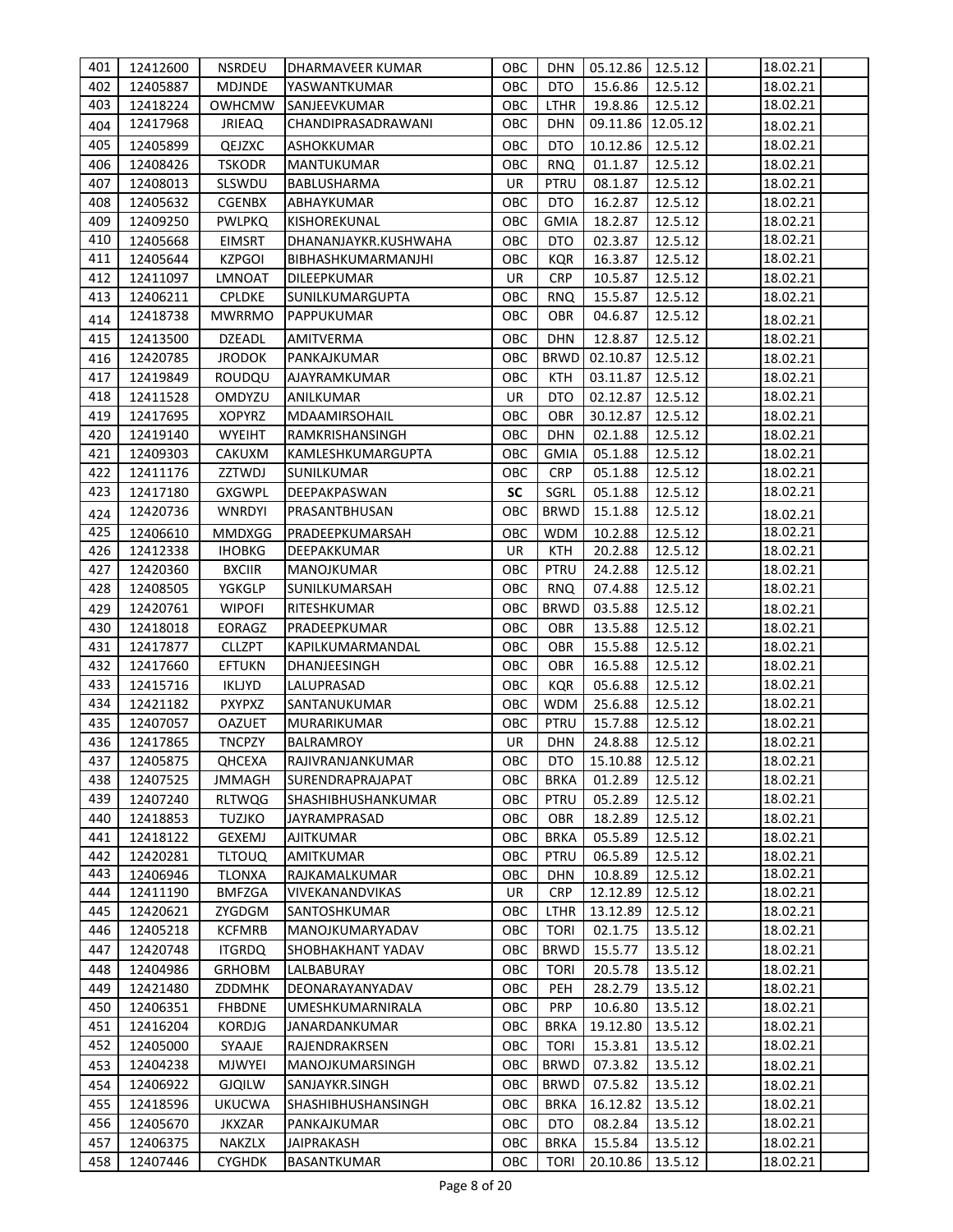| | | | | | | | | | | |
|---|---|---|---|---|---|---|---|---|---|---|
| 401 | 12412600 | NSRDEU | DHARMAVEER KUMAR | OBC | DHN | 05.12.86 | 12.5.12 | | 18.02.21 | |
| 402 | 12405887 | MDJNDE | YASWANTKUMAR | OBC | DTO | 15.6.86 | 12.5.12 | | 18.02.21 | |
| 403 | 12418224 | OWHCMW | SANJEEVKUMAR | OBC | LTHR | 19.8.86 | 12.5.12 | | 18.02.21 | |
| 404 | 12417968 | JRIEAQ | CHANDIPRASADRAWANI | OBC | DHN | 09.11.86 | 12.05.12 | | 18.02.21 | |
| 405 | 12405899 | QEJZXC | ASHOKKUMAR | OBC | DTO | 10.12.86 | 12.5.12 | | 18.02.21 | |
| 406 | 12408426 | TSKODR | MANTUKUMAR | OBC | RNQ | 01.1.87 | 12.5.12 | | 18.02.21 | |
| 407 | 12408013 | SLSWDU | BABLUSHARMA | UR | PTRU | 08.1.87 | 12.5.12 | | 18.02.21 | |
| 408 | 12405632 | CGENBX | ABHAYKUMAR | OBC | DTO | 16.2.87 | 12.5.12 | | 18.02.21 | |
| 409 | 12409250 | PWLPKQ | KISHOREKUNAL | OBC | GMIA | 18.2.87 | 12.5.12 | | 18.02.21 | |
| 410 | 12405668 | EIMSRT | DHANANJAYKR.KUSHWAHA | OBC | DTO | 02.3.87 | 12.5.12 | | 18.02.21 | |
| 411 | 12405644 | KZPGOI | BIBHASHKUMARMANJHI | OBC | KQR | 16.3.87 | 12.5.12 | | 18.02.21 | |
| 412 | 12411097 | LMNOAT | DILEEPKUMAR | UR | CRP | 10.5.87 | 12.5.12 | | 18.02.21 | |
| 413 | 12406211 | CPLDKE | SUNILKUMARGUPTA | OBC | RNQ | 15.5.87 | 12.5.12 | | 18.02.21 | |
| 414 | 12418738 | MWRRMO | PAPPUKUMAR | OBC | OBR | 04.6.87 | 12.5.12 | | 18.02.21 | |
| 415 | 12413500 | DZEADL | AMITVERMA | OBC | DHN | 12.8.87 | 12.5.12 | | 18.02.21 | |
| 416 | 12420785 | JRODOK | PANKAJKUMAR | OBC | BRWD | 02.10.87 | 12.5.12 | | 18.02.21 | |
| 417 | 12419849 | ROUDQU | AJAYRAMKUMAR | OBC | KTH | 03.11.87 | 12.5.12 | | 18.02.21 | |
| 418 | 12411528 | OMDYZU | ANILKUMAR | UR | DTO | 02.12.87 | 12.5.12 | | 18.02.21 | |
| 419 | 12417695 | XOPYRZ | MDAAMIRSOHAIL | OBC | OBR | 30.12.87 | 12.5.12 | | 18.02.21 | |
| 420 | 12419140 | WYEIHT | RAMKRISHANSINGH | OBC | DHN | 02.1.88 | 12.5.12 | | 18.02.21 | |
| 421 | 12409303 | CAKUXM | KAMLESHKUMARGUPTA | OBC | GMIA | 05.1.88 | 12.5.12 | | 18.02.21 | |
| 422 | 12411176 | ZZTWDJ | SUNILKUMAR | OBC | CRP | 05.1.88 | 12.5.12 | | 18.02.21 | |
| 423 | 12417180 | GXGWPL | DEEPAKPASWAN | **SC** | SGRL | 05.1.88 | 12.5.12 | | 18.02.21 | |
| 424 | 12420736 | WNRDYI | PRASANTBHUSAN | OBC | BRWD | 15.1.88 | 12.5.12 | | 18.02.21 | |
| 425 | 12406610 | MMDXGG | PRADEEPKUMARSAH | OBC | WDM | 10.2.88 | 12.5.12 | | 18.02.21 | |
| 426 | 12412338 | IHOBKG | DEEPAKKUMAR | UR | KTH | 20.2.88 | 12.5.12 | | 18.02.21 | |
| 427 | 12420360 | BXCIIR | MANOJKUMAR | OBC | PTRU | 24.2.88 | 12.5.12 | | 18.02.21 | |
| 428 | 12408505 | YGKGLP | SUNILKUMARSAH | OBC | RNQ | 07.4.88 | 12.5.12 | | 18.02.21 | |
| 429 | 12420761 | WIPOFI | RITESHKUMAR | OBC | BRWD | 03.5.88 | 12.5.12 | | 18.02.21 | |
| 430 | 12418018 | EORAGZ | PRADEEPKUMAR | OBC | OBR | 13.5.88 | 12.5.12 | | 18.02.21 | |
| 431 | 12417877 | CLLZPT | KAPILKUMARMANDAL | OBC | OBR | 15.5.88 | 12.5.12 | | 18.02.21 | |
| 432 | 12417660 | EFTUKN | DHANJEESINGH | OBC | OBR | 16.5.88 | 12.5.12 | | 18.02.21 | |
| 433 | 12415716 | IKLJYD | LALUPRASAD | OBC | KQR | 05.6.88 | 12.5.12 | | 18.02.21 | |
| 434 | 12421182 | PXYPXZ | SANTANUKUMAR | OBC | WDM | 25.6.88 | 12.5.12 | | 18.02.21 | |
| 435 | 12407057 | OAZUET | MURARIKUMAR | OBC | PTRU | 15.7.88 | 12.5.12 | | 18.02.21 | |
| 436 | 12417865 | TNCPZY | BALRAMROY | UR | DHN | 24.8.88 | 12.5.12 | | 18.02.21 | |
| 437 | 12405875 | QHCEXA | RAJIVRANJANKUMAR | OBC | DTO | 15.10.88 | 12.5.12 | | 18.02.21 | |
| 438 | 12407525 | JMMAGH | SURENDRAPRAJAPAT | OBC | BRKA | 01.2.89 | 12.5.12 | | 18.02.21 | |
| 439 | 12407240 | RLTWQG | SHASHIBHUSHANKUMAR | OBC | PTRU | 05.2.89 | 12.5.12 | | 18.02.21 | |
| 440 | 12418853 | TUZJKO | JAYRAMPRASAD | OBC | OBR | 18.2.89 | 12.5.12 | | 18.02.21 | |
| 441 | 12418122 | GEXEMJ | AJITKUMAR | OBC | BRKA | 05.5.89 | 12.5.12 | | 18.02.21 | |
| 442 | 12420281 | TLTOUQ | AMITKUMAR | OBC | PTRU | 06.5.89 | 12.5.12 | | 18.02.21 | |
| 443 | 12406946 | TLONXA | RAJKAMALKUMAR | OBC | DHN | 10.8.89 | 12.5.12 | | 18.02.21 | |
| 444 | 12411190 | BMFZGA | VIVEKANANDVIKAS | UR | CRP | 12.12.89 | 12.5.12 | | 18.02.21 | |
| 445 | 12420621 | ZYGDGM | SANTOSHKUMAR | OBC | LTHR | 13.12.89 | 12.5.12 | | 18.02.21 | |
| 446 | 12405218 | KCFMRB | MANOJKUMARYADAV | OBC | TORI | 02.1.75 | 13.5.12 | | 18.02.21 | |
| 447 | 12420748 | ITGRDQ | SHOBHAKHANT YADAV | OBC | BRWD | 15.5.77 | 13.5.12 | | 18.02.21 | |
| 448 | 12404986 | GRHOBM | LALBABURAY | OBC | TORI | 20.5.78 | 13.5.12 | | 18.02.21 | |
| 449 | 12421480 | ZDDMHK | DEONARAYANYADAV | OBC | PEH | 28.2.79 | 13.5.12 | | 18.02.21 | |
| 450 | 12406351 | FHBDNE | UMESHKUMARNIRALA | OBC | PRP | 10.6.80 | 13.5.12 | | 18.02.21 | |
| 451 | 12416204 | KORDJG | JANARDANKUMAR | OBC | BRKA | 19.12.80 | 13.5.12 | | 18.02.21 | |
| 452 | 12405000 | SYAAJE | RAJENDRAKRSEN | OBC | TORI | 15.3.81 | 13.5.12 | | 18.02.21 | |
| 453 | 12404238 | MJWYEI | MANOJKUMARSINGH | OBC | BRWD | 07.3.82 | 13.5.12 | | 18.02.21 | |
| 454 | 12406922 | GJQILW | SANJAYKR.SINGH | OBC | BRWD | 07.5.82 | 13.5.12 | | 18.02.21 | |
| 455 | 12418596 | UKUCWA | SHASHIBHUSHANSINGH | OBC | BRKA | 16.12.82 | 13.5.12 | | 18.02.21 | |
| 456 | 12405670 | JKXZAR | PANKAJKUMAR | OBC | DTO | 08.2.84 | 13.5.12 | | 18.02.21 | |
| 457 | 12406375 | NAKZLX | JAIPRAKASH | OBC | BRKA | 15.5.84 | 13.5.12 | | 18.02.21 | |
| 458 | 12407446 | CYGHDK | BASANTKUMAR | OBC | TORI | 20.10.86 | 13.5.12 | | 18.02.21 | |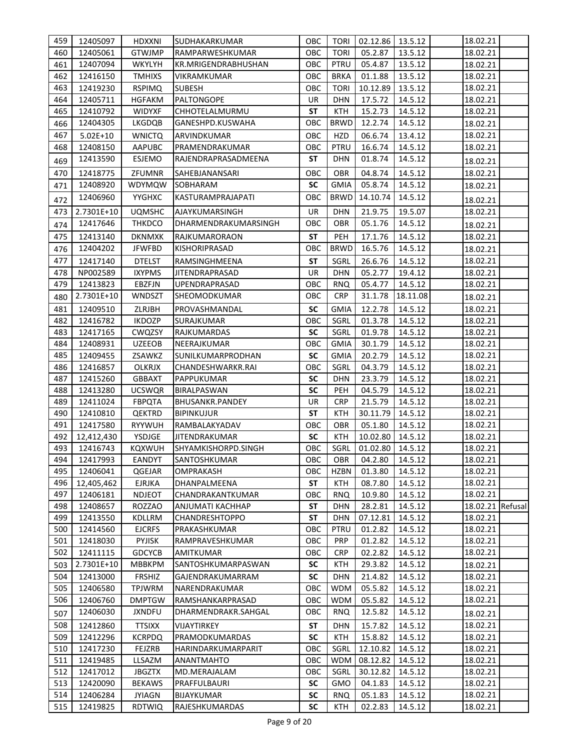| 459 | 12405097 | HDXXNI | SUDHAKARKUMAR | OBC | TORI | 02.12.86 | 13.5.12 | | 18.02.21 | |
|---|---|---|---|---|---|---|---|---|---|---|
| 460 | 12405061 | GTWJMP | RAMPARWESHKUMAR | OBC | TORI | 05.2.87 | 13.5.12 | | 18.02.21 | |
| 461 | 12407094 | WKYLYH | KR.MRIGENDRABHUSHAN | OBC | PTRU | 05.4.87 | 13.5.12 | | 18.02.21 | |
| 462 | 12416150 | TMHIXS | VIKRAMKUMAR | OBC | BRKA | 01.1.88 | 13.5.12 | | 18.02.21 | |
| 463 | 12419230 | RSPIMQ | SUBESH | OBC | TORI | 10.12.89 | 13.5.12 | | 18.02.21 | |
| 464 | 12405711 | HGFAKM | PALTONGOPE | UR | DHN | 17.5.72 | 14.5.12 | | 18.02.21 | |
| 465 | 12410792 | WIDYXF | CHHOTELALMURMU | ST | KTH | 15.2.73 | 14.5.12 | | 18.02.21 | |
| 466 | 12404305 | LKGDQB | GANESHPD.KUSWAHA | OBC | BRWD | 12.2.74 | 14.5.12 | | 18.02.21 | |
| 467 | 5.02E+10 | WNICTQ | ARVINDKUMAR | OBC | HZD | 06.6.74 | 13.4.12 | | 18.02.21 | |
| 468 | 12408150 | AAPUBC | PRAMENDRAKUMAR | OBC | PTRU | 16.6.74 | 14.5.12 | | 18.02.21 | |
| 469 | 12413590 | ESJEMO | RAJENDRAPRASADMEENA | ST | DHN | 01.8.74 | 14.5.12 | | 18.02.21 | |
| 470 | 12418775 | ZFUMNR | SAHEBJANANSARI | OBC | OBR | 04.8.74 | 14.5.12 | | 18.02.21 | |
| 471 | 12408920 | WDYMQW | SOBHARAM | SC | GMIA | 05.8.74 | 14.5.12 | | 18.02.21 | |
| 472 | 12406960 | YYGHXC | KASTURAMPRAJAPATI | OBC | BRWD | 14.10.74 | 14.5.12 | | 18.02.21 | |
| 473 | 2.7301E+10 | UQMSHC | AJAYKUMARSINGH | UR | DHN | 21.9.75 | 19.5.07 | | 18.02.21 | |
| 474 | 12417646 | THKDCO | DHARMENDRAKUMARSINGH | OBC | OBR | 05.1.76 | 14.5.12 | | 18.02.21 | |
| 475 | 12413140 | DKNMXK | RAJKUMARORAON | ST | PEH | 17.1.76 | 14.5.12 | | 18.02.21 | |
| 476 | 12404202 | JFWFBD | KISHORIPRASAD | OBC | BRWD | 16.5.76 | 14.5.12 | | 18.02.21 | |
| 477 | 12417140 | DTELST | RAMSINGHMEENA | ST | SGRL | 26.6.76 | 14.5.12 | | 18.02.21 | |
| 478 | NP002589 | IXYPMS | JITENDRAPRASAD | UR | DHN | 05.2.77 | 19.4.12 | | 18.02.21 | |
| 479 | 12413823 | EBZFJN | UPENDRAPRASAD | OBC | RNQ | 05.4.77 | 14.5.12 | | 18.02.21 | |
| 480 | 2.7301E+10 | WNDSZT | SHEOMODKUMAR | OBC | CRP | 31.1.78 | 18.11.08 | | 18.02.21 | |
| 481 | 12409510 | ZLRJBH | PROVASHMANDAL | SC | GMIA | 12.2.78 | 14.5.12 | | 18.02.21 | |
| 482 | 12416782 | IKDOZP | SURAJKUMAR | OBC | SGRL | 01.3.78 | 14.5.12 | | 18.02.21 | |
| 483 | 12417165 | CWQZSY | RAJKUMARDAS | SC | SGRL | 01.9.78 | 14.5.12 | | 18.02.21 | |
| 484 | 12408931 | UZEEOB | NEERAJKUMAR | OBC | GMIA | 30.1.79 | 14.5.12 | | 18.02.21 | |
| 485 | 12409455 | ZSAWKZ | SUNILKUMARPRODHAN | SC | GMIA | 20.2.79 | 14.5.12 | | 18.02.21 | |
| 486 | 12416857 | OLKRJX | CHANDESHWARKR.RAI | OBC | SGRL | 04.3.79 | 14.5.12 | | 18.02.21 | |
| 487 | 12415260 | GBBAXT | PAPPUKUMAR | SC | DHN | 23.3.79 | 14.5.12 | | 18.02.21 | |
| 488 | 12413280 | UCSWQR | BIRALPASWAN | SC | PEH | 04.5.79 | 14.5.12 | | 18.02.21 | |
| 489 | 12411024 | FBPQTA | BHUSANKR.PANDEY | UR | CRP | 21.5.79 | 14.5.12 | | 18.02.21 | |
| 490 | 12410810 | QEKTRD | BIPINKUJUR | ST | KTH | 30.11.79 | 14.5.12 | | 18.02.21 | |
| 491 | 12417580 | RYYWUH | RAMBALAKYADAV | OBC | OBR | 05.1.80 | 14.5.12 | | 18.02.21 | |
| 492 | 12,412,430 | YSDJGE | JITENDRAKUMAR | SC | KTH | 10.02.80 | 14.5.12 | | 18.02.21 | |
| 493 | 12416743 | KQXWUH | SHYAMKISHORPD.SINGH | OBC | SGRL | 01.02.80 | 14.5.12 | | 18.02.21 | |
| 494 | 12417993 | EANDYT | SANTOSHKUMAR | OBC | OBR | 04.2.80 | 14.5.12 | | 18.02.21 | |
| 495 | 12406041 | QGEJAR | OMPRAKASH | OBC | HZBN | 01.3.80 | 14.5.12 | | 18.02.21 | |
| 496 | 12,405,462 | EJRJKA | DHANPALMEENA | ST | KTH | 08.7.80 | 14.5.12 | | 18.02.21 | |
| 497 | 12406181 | NDJEOT | CHANDRAKANTKUMAR | OBC | RNQ | 10.9.80 | 14.5.12 | | 18.02.21 | |
| 498 | 12408657 | ROZZAO | ANJUMATI KACHHAP | ST | DHN | 28.2.81 | 14.5.12 | | 18.02.21 | Refusal |
| 499 | 12413550 | KDLLRM | CHANDRESHTOPPO | ST | DHN | 07.12.81 | 14.5.12 | | 18.02.21 | |
| 500 | 12414560 | EJCRFS | PRAKASHKUMAR | OBC | PTRU | 01.2.82 | 14.5.12 | | 18.02.21 | |
| 501 | 12418030 | PYJISK | RAMPRAVESHKUMAR | OBC | PRP | 01.2.82 | 14.5.12 | | 18.02.21 | |
| 502 | 12411115 | GDCYCB | AMITKUMAR | OBC | CRP | 02.2.82 | 14.5.12 | | 18.02.21 | |
| 503 | 2.7301E+10 | MBBKPM | SANTOSHKUMARPASWAN | SC | KTH | 29.3.82 | 14.5.12 | | 18.02.21 | |
| 504 | 12413000 | FRSHIZ | GAJENDRAKUMARRAM | SC | DHN | 21.4.82 | 14.5.12 | | 18.02.21 | |
| 505 | 12406580 | TPJWRM | NARENDRAKUMAR | OBC | WDM | 05.5.82 | 14.5.12 | | 18.02.21 | |
| 506 | 12406760 | DMPTGW | RAMSHANKARPRASAD | OBC | WDM | 05.5.82 | 14.5.12 | | 18.02.21 | |
| 507 | 12406030 | JXNDFU | DHARMENDRAKR.SAHGAL | OBC | RNQ | 12.5.82 | 14.5.12 | | 18.02.21 | |
| 508 | 12412860 | TTSIXX | VIJAYTIRKEY | ST | DHN | 15.7.82 | 14.5.12 | | 18.02.21 | |
| 509 | 12412296 | KCRPDQ | PRAMODKUMARDAS | SC | KTH | 15.8.82 | 14.5.12 | | 18.02.21 | |
| 510 | 12417230 | FEJZRB | HARINDARKUMARPARIT | OBC | SGRL | 12.10.82 | 14.5.12 | | 18.02.21 | |
| 511 | 12419485 | LLSAZM | ANANTMAHTO | OBC | WDM | 08.12.82 | 14.5.12 | | 18.02.21 | |
| 512 | 12417012 | JBGZTX | MD.MERAJALAM | OBC | SGRL | 30.12.82 | 14.5.12 | | 18.02.21 | |
| 513 | 12420090 | BEKAWS | PRAFFULBAURI | SC | GMO | 04.1.83 | 14.5.12 | | 18.02.21 | |
| 514 | 12406284 | JYIAGN | BIJAYKUMAR | SC | RNQ | 05.1.83 | 14.5.12 | | 18.02.21 | |
| 515 | 12419825 | RDTWIQ | RAJESHKUMARDAS | SC | KTH | 02.2.83 | 14.5.12 | | 18.02.21 | |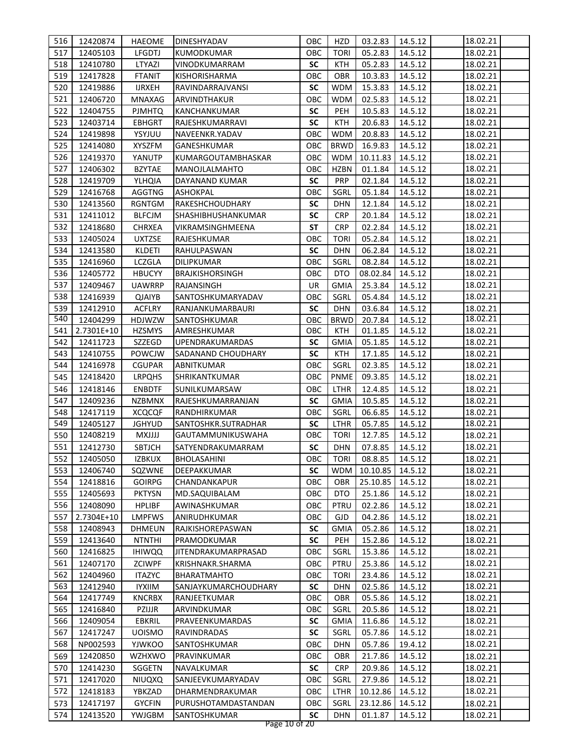| 516 | 12420874 | HAEOME | DINESHYADAV | OBC | HZD | 03.2.83 | 14.5.12 | | 18.02.21 | |
|---|---|---|---|---|---|---|---|---|---|---|
| 517 | 12405103 | LFGDTJ | KUMODKUMAR | OBC | TORI | 05.2.83 | 14.5.12 | | 18.02.21 | |
| 518 | 12410780 | LTYAZI | VINODKUMARRAM | **SC** | KTH | 05.2.83 | 14.5.12 | | 18.02.21 | |
| 519 | 12417828 | FTANIT | KISHORISHARMA | OBC | OBR | 10.3.83 | 14.5.12 | | 18.02.21 | |
| 520 | 12419886 | IJRXEH | RAVINDARRAJVANSI | **SC** | WDM | 15.3.83 | 14.5.12 | | 18.02.21 | |
| 521 | 12406720 | MNAXAG | ARVINDTHAKUR | OBC | WDM | 02.5.83 | 14.5.12 | | 18.02.21 | |
| 522 | 12404755 | PJMHTQ | KANCHANKUMAR | **SC** | PEH | 10.5.83 | 14.5.12 | | 18.02.21 | |
| 523 | 12403714 | EBHGRT | RAJESHKUMARRAVI | **SC** | KTH | 20.6.83 | 14.5.12 | | 18.02.21 | |
| 524 | 12419898 | YSYJUU | NAVEENKR.YADAV | OBC | WDM | 20.8.83 | 14.5.12 | | 18.02.21 | |
| 525 | 12414080 | XYSZFM | GANESHKUMAR | OBC | BRWD | 16.9.83 | 14.5.12 | | 18.02.21 | |
| 526 | 12419370 | YANUTP | KUMARGOUTAMBHASKAR | OBC | WDM | 10.11.83 | 14.5.12 | | 18.02.21 | |
| 527 | 12406302 | BZYTAE | MANOJLALMAHTO | OBC | HZBN | 01.1.84 | 14.5.12 | | 18.02.21 | |
| 528 | 12419709 | YLHQIA | DAYANAND KUMAR | **SC** | PRP | 02.1.84 | 14.5.12 | | 18.02.21 | |
| 529 | 12416768 | AGGTNG | ASHOKPAL | OBC | SGRL | 05.1.84 | 14.5.12 | | 18.02.21 | |
| 530 | 12413560 | RGNTGM | RAKESHCHOUDHARY | **SC** | DHN | 12.1.84 | 14.5.12 | | 18.02.21 | |
| 531 | 12411012 | BLFCJM | SHASHIBHUSHANKUMAR | **SC** | CRP | 20.1.84 | 14.5.12 | | 18.02.21 | |
| 532 | 12418680 | CHRXEA | VIKRAMSINGHMEENA | **ST** | CRP | 02.2.84 | 14.5.12 | | 18.02.21 | |
| 533 | 12405024 | UXTZSE | RAJESHKUMAR | OBC | TORI | 05.2.84 | 14.5.12 | | 18.02.21 | |
| 534 | 12413580 | KLDETI | RAHULPASWAN | **SC** | DHN | 06.2.84 | 14.5.12 | | 18.02.21 | |
| 535 | 12416960 | LCZGLA | DILIPKUMAR | OBC | SGRL | 08.2.84 | 14.5.12 | | 18.02.21 | |
| 536 | 12405772 | HBUCYY | BRAJKISHORSINGH | OBC | DTO | 08.02.84 | 14.5.12 | | 18.02.21 | |
| 537 | 12409467 | UAWRRP | RAJANSINGH | UR | GMIA | 25.3.84 | 14.5.12 | | 18.02.21 | |
| 538 | 12416939 | QJAIYB | SANTOSHKUMARYADAV | OBC | SGRL | 05.4.84 | 14.5.12 | | 18.02.21 | |
| 539 | 12412910 | ACFLRY | RANJANKUMARBAURI | **SC** | DHN | 03.6.84 | 14.5.12 | | 18.02.21 | |
| 540 | 12404299 | HDJWZW | SANTOSHKUMAR | OBC | BRWD | 20.7.84 | 14.5.12 | | 18.02.21 | |
| 541 | 2.7301E+10 | HZSMYS | AMRESHKUMAR | OBC | KTH | 01.1.85 | 14.5.12 | | 18.02.21 | |
| 542 | 12411723 | SZZEGD | UPENDRAKUMARDAS | **SC** | GMIA | 05.1.85 | 14.5.12 | | 18.02.21 | |
| 543 | 12410755 | POWCJW | SADANAND CHOUDHARY | **SC** | KTH | 17.1.85 | 14.5.12 | | 18.02.21 | |
| 544 | 12416978 | CGUPAR | ABNITKUMAR | OBC | SGRL | 02.3.85 | 14.5.12 | | 18.02.21 | |
| 545 | 12418420 | LRPQHS | SHRIKANTKUMAR | OBC | PNME | 09.3.85 | 14.5.12 | | 18.02.21 | |
| 546 | 12418146 | ENBDTF | SUNILKUMARSAW | OBC | LTHR | 12.4.85 | 14.5.12 | | 18.02.21 | |
| 547 | 12409236 | NZBMNX | RAJESHKUMARRANJAN | **SC** | GMIA | 10.5.85 | 14.5.12 | | 18.02.21 | |
| 548 | 12417119 | XCQCQF | RANDHIRKUMAR | OBC | SGRL | 06.6.85 | 14.5.12 | | 18.02.21 | |
| 549 | 12405127 | JGHYUD | SANTOSHKR.SUTRADHAR | **SC** | LTHR | 05.7.85 | 14.5.12 | | 18.02.21 | |
| 550 | 12408219 | MXJJJJ | GAUTAMMUNIKUSWAHA | OBC | TORI | 12.7.85 | 14.5.12 | | 18.02.21 | |
| 551 | 12412730 | SBTJCH | SATYENDRAKUMARRAM | **SC** | DHN | 07.8.85 | 14.5.12 | | 18.02.21 | |
| 552 | 12405050 | IZBKUX | BHOLASAHINI | OBC | TORI | 08.8.85 | 14.5.12 | | 18.02.21 | |
| 553 | 12406740 | SQZWNE | DEEPAKKUMAR | **SC** | WDM | 10.10.85 | 14.5.12 | | 18.02.21 | |
| 554 | 12418816 | GOIRPG | CHANDANKAPUR | OBC | OBR | 25.10.85 | 14.5.12 | | 18.02.21 | |
| 555 | 12405693 | PKTYSN | MD.SAQUIBALAM | OBC | DTO | 25.1.86 | 14.5.12 | | 18.02.21 | |
| 556 | 12408090 | HPLIBF | AWINASHKUMAR | OBC | PTRU | 02.2.86 | 14.5.12 | | 18.02.21 | |
| 557 | 2.7304E+10 | LMPFWS | ANIRUDHKUMAR | OBC | GJD | 04.2.86 | 14.5.12 | | 18.02.21 | |
| 558 | 12408943 | DHMEUN | RAJKISHOREPASWAN | **SC** | GMIA | 05.2.86 | 14.5.12 | | 18.02.21 | |
| 559 | 12413640 | NTNTHI | PRAMODKUMAR | **SC** | PEH | 15.2.86 | 14.5.12 | | 18.02.21 | |
| 560 | 12416825 | IHIWQQ | JITENDRAKUMARPRASAD | OBC | SGRL | 15.3.86 | 14.5.12 | | 18.02.21 | |
| 561 | 12407170 | ZCIWPF | KRISHNAKR.SHARMA | OBC | PTRU | 25.3.86 | 14.5.12 | | 18.02.21 | |
| 562 | 12404960 | ITAZYC | BHARATMAHTO | OBC | TORI | 23.4.86 | 14.5.12 | | 18.02.21 | |
| 563 | 12412940 | IYXIIM | SANJAYKUMARCHOUDHARY | **SC** | DHN | 02.5.86 | 14.5.12 | | 18.02.21 | |
| 564 | 12417749 | KNCRBX | RANJEETKUMAR | OBC | OBR | 05.5.86 | 14.5.12 | | 18.02.21 | |
| 565 | 12416840 | PZIJJR | ARVINDKUMAR | OBC | SGRL | 20.5.86 | 14.5.12 | | 18.02.21 | |
| 566 | 12409054 | EBKRIL | PRAVEENKUMARDAS | **SC** | GMIA | 11.6.86 | 14.5.12 | | 18.02.21 | |
| 567 | 12417247 | UOISMO | RAVINDRADAS | **SC** | SGRL | 05.7.86 | 14.5.12 | | 18.02.21 | |
| 568 | NP002593 | YJWKOO | SANTOSHKUMAR | OBC | DHN | 05.7.86 | 19.4.12 | | 18.02.21 | |
| 569 | 12420850 | WZHXWO | PRAVINKUMAR | OBC | OBR | 21.7.86 | 14.5.12 | | 18.02.21 | |
| 570 | 12414230 | SGGETN | NAVALKUMAR | **SC** | CRP | 20.9.86 | 14.5.12 | | 18.02.21 | |
| 571 | 12417020 | NIUQXQ | SANJEEVKUMARYADAV | OBC | SGRL | 27.9.86 | 14.5.12 | | 18.02.21 | |
| 572 | 12418183 | YBKZAD | DHARMENDRAKUMAR | OBC | LTHR | 10.12.86 | 14.5.12 | | 18.02.21 | |
| 573 | 12417197 | GYCFIN | PURUSHOTAMDASTANDAN | OBC | SGRL | 23.12.86 | 14.5.12 | | 18.02.21 | |
| 574 | 12413520 | YWJGBM | SANTOSHKUMAR | **SC** | DHN | 01.1.87 | 14.5.12 | | 18.02.21 | |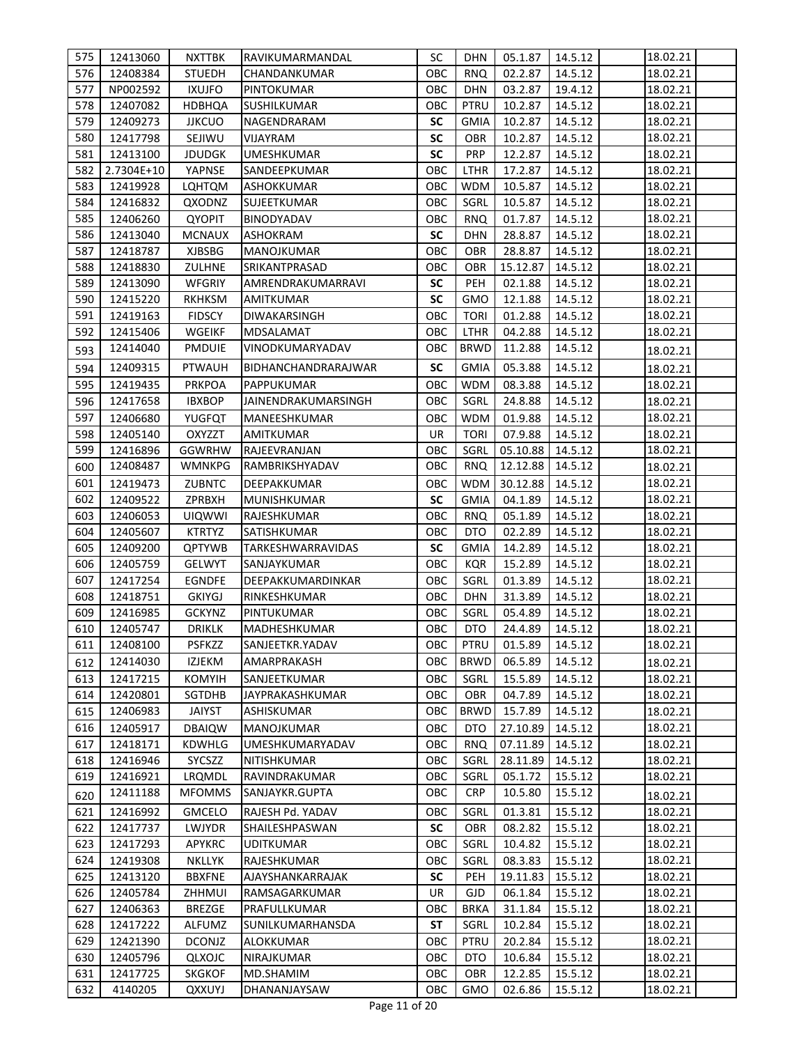| 575 | 12413060 | NXTTBK | RAVIKUMARMANDAL | SC | DHN | 05.1.87 | 14.5.12 | | 18.02.21 | |
|---|---|---|---|---|---|---|---|---|---|---|
| 576 | 12408384 | STUEDH | CHANDANKUMAR | OBC | RNQ | 02.2.87 | 14.5.12 | | 18.02.21 | |
| 577 | NP002592 | IXUJFO | PINTOKUMAR | OBC | DHN | 03.2.87 | 19.4.12 | | 18.02.21 | |
| 578 | 12407082 | HDBHQA | SUSHILKUMAR | OBC | PTRU | 10.2.87 | 14.5.12 | | 18.02.21 | |
| 579 | 12409273 | JJKCUO | NAGENDRARAM | **SC** | GMIA | 10.2.87 | 14.5.12 | | 18.02.21 | |
| 580 | 12417798 | SEJIWU | VIJAYRAM | **SC** | OBR | 10.2.87 | 14.5.12 | | 18.02.21 | |
| 581 | 12413100 | JDUDGK | UMESHKUMAR | **SC** | PRP | 12.2.87 | 14.5.12 | | 18.02.21 | |
| 582 | 2.7304E+10 | YAPNSE | SANDEEPKUMAR | OBC | LTHR | 17.2.87 | 14.5.12 | | 18.02.21 | |
| 583 | 12419928 | LQHTQM | ASHOKKUMAR | OBC | WDM | 10.5.87 | 14.5.12 | | 18.02.21 | |
| 584 | 12416832 | QXODNZ | SUJEETKUMAR | OBC | SGRL | 10.5.87 | 14.5.12 | | 18.02.21 | |
| 585 | 12406260 | QYOPIT | BINODYADAV | OBC | RNQ | 01.7.87 | 14.5.12 | | 18.02.21 | |
| 586 | 12413040 | MCNAUX | ASHOKRAM | **SC** | DHN | 28.8.87 | 14.5.12 | | 18.02.21 | |
| 587 | 12418787 | XJBSBG | MANOJKUMAR | OBC | OBR | 28.8.87 | 14.5.12 | | 18.02.21 | |
| 588 | 12418830 | ZULHNE | SRIKANTPRASAD | OBC | OBR | 15.12.87 | 14.5.12 | | 18.02.21 | |
| 589 | 12413090 | WFGRIY | AMRENDRAKUMARRAVI | **SC** | PEH | 02.1.88 | 14.5.12 | | 18.02.21 | |
| 590 | 12415220 | RKHKSM | AMITKUMAR | **SC** | GMO | 12.1.88 | 14.5.12 | | 18.02.21 | |
| 591 | 12419163 | FIDSCY | DIWAKARSINGH | OBC | TORI | 01.2.88 | 14.5.12 | | 18.02.21 | |
| 592 | 12415406 | WGEIKF | MDSALAMAT | OBC | LTHR | 04.2.88 | 14.5.12 | | 18.02.21 | |
| 593 | 12414040 | PMDUIE | VINODKUMARYADAV | OBC | BRWD | 11.2.88 | 14.5.12 | | 18.02.21 | |
| 594 | 12409315 | PTWAUH | BIDHANCHANDRARAJWAR | **SC** | GMIA | 05.3.88 | 14.5.12 | | 18.02.21 | |
| 595 | 12419435 | PRKPOA | PAPPUKUMAR | OBC | WDM | 08.3.88 | 14.5.12 | | 18.02.21 | |
| 596 | 12417658 | IBXBOP | JAINENDRAKUMARSINGH | OBC | SGRL | 24.8.88 | 14.5.12 | | 18.02.21 | |
| 597 | 12406680 | YUGFQT | MANEESHKUMAR | OBC | WDM | 01.9.88 | 14.5.12 | | 18.02.21 | |
| 598 | 12405140 | OXYZZT | AMITKUMAR | UR | TORI | 07.9.88 | 14.5.12 | | 18.02.21 | |
| 599 | 12416896 | GGWRHW | RAJEEVRANJAN | OBC | SGRL | 05.10.88 | 14.5.12 | | 18.02.21 | |
| 600 | 12408487 | WMNKPG | RAMBRIKSHYADAV | OBC | RNQ | 12.12.88 | 14.5.12 | | 18.02.21 | |
| 601 | 12419473 | ZUBNTC | DEEPAKKUMAR | OBC | WDM | 30.12.88 | 14.5.12 | | 18.02.21 | |
| 602 | 12409522 | ZPRBXH | MUNISHKUMAR | **SC** | GMIA | 04.1.89 | 14.5.12 | | 18.02.21 | |
| 603 | 12406053 | UIQWWI | RAJESHKUMAR | OBC | RNQ | 05.1.89 | 14.5.12 | | 18.02.21 | |
| 604 | 12405607 | KTRTYZ | SATISHKUMAR | OBC | DTO | 02.2.89 | 14.5.12 | | 18.02.21 | |
| 605 | 12409200 | QPTYWB | TARKESHWARRAVIDAS | **SC** | GMIA | 14.2.89 | 14.5.12 | | 18.02.21 | |
| 606 | 12405759 | GELWYT | SANJAYKUMAR | OBC | KQR | 15.2.89 | 14.5.12 | | 18.02.21 | |
| 607 | 12417254 | EGNDFE | DEEPAKKUMARDINKAR | OBC | SGRL | 01.3.89 | 14.5.12 | | 18.02.21 | |
| 608 | 12418751 | GKIYGJ | RINKESHKUMAR | OBC | DHN | 31.3.89 | 14.5.12 | | 18.02.21 | |
| 609 | 12416985 | GCKYNZ | PINTUKUMAR | OBC | SGRL | 05.4.89 | 14.5.12 | | 18.02.21 | |
| 610 | 12405747 | DRIKLK | MADHESHKUMAR | OBC | DTO | 24.4.89 | 14.5.12 | | 18.02.21 | |
| 611 | 12408100 | PSFKZZ | SANJEETKR.YADAV | OBC | PTRU | 01.5.89 | 14.5.12 | | 18.02.21 | |
| 612 | 12414030 | IZJEKM | AMARPRAKASH | OBC | BRWD | 06.5.89 | 14.5.12 | | 18.02.21 | |
| 613 | 12417215 | KOMYIH | SANJEETKUMAR | OBC | SGRL | 15.5.89 | 14.5.12 | | 18.02.21 | |
| 614 | 12420801 | SGTDHB | JAYPRAKASHKUMAR | OBC | OBR | 04.7.89 | 14.5.12 | | 18.02.21 | |
| 615 | 12406983 | JAIYST | ASHISKUMAR | OBC | BRWD | 15.7.89 | 14.5.12 | | 18.02.21 | |
| 616 | 12405917 | DBAIQW | MANOJKUMAR | OBC | DTO | 27.10.89 | 14.5.12 | | 18.02.21 | |
| 617 | 12418171 | KDWHLG | UMESHKUMARYADAV | OBC | RNQ | 07.11.89 | 14.5.12 | | 18.02.21 | |
| 618 | 12416946 | SYCSZZ | NITISHKUMAR | OBC | SGRL | 28.11.89 | 14.5.12 | | 18.02.21 | |
| 619 | 12416921 | LRQMDL | RAVINDRAKUMAR | OBC | SGRL | 05.1.72 | 15.5.12 | | 18.02.21 | |
| 620 | 12411188 | MFOMMS | SANJAYKR.GUPTA | OBC | CRP | 10.5.80 | 15.5.12 | | 18.02.21 | |
| 621 | 12416992 | GMCELO | RAJESH Pd. YADAV | OBC | SGRL | 01.3.81 | 15.5.12 | | 18.02.21 | |
| 622 | 12417737 | LWJYDR | SHAILESHPASWAN | **SC** | OBR | 08.2.82 | 15.5.12 | | 18.02.21 | |
| 623 | 12417293 | APYKRC | UDITKUMAR | OBC | SGRL | 10.4.82 | 15.5.12 | | 18.02.21 | |
| 624 | 12419308 | NKLLYK | RAJESHKUMAR | OBC | SGRL | 08.3.83 | 15.5.12 | | 18.02.21 | |
| 625 | 12413120 | BBXFNE | AJAYSHANKARRAJAK | **SC** | PEH | 19.11.83 | 15.5.12 | | 18.02.21 | |
| 626 | 12405784 | ZHHMUI | RAMSAGARKUMAR | UR | GJD | 06.1.84 | 15.5.12 | | 18.02.21 | |
| 627 | 12406363 | BREZGE | PRAFULLKUMAR | OBC | BRKA | 31.1.84 | 15.5.12 | | 18.02.21 | |
| 628 | 12417222 | ALFUMZ | SUNILKUMARHANSDA | **ST** | SGRL | 10.2.84 | 15.5.12 | | 18.02.21 | |
| 629 | 12421390 | DCONJZ | ALOKKUMAR | OBC | PTRU | 20.2.84 | 15.5.12 | | 18.02.21 | |
| 630 | 12405796 | QLXOJC | NIRAJKUMAR | OBC | DTO | 10.6.84 | 15.5.12 | | 18.02.21 | |
| 631 | 12417725 | SKGKOF | MD.SHAMIM | OBC | OBR | 12.2.85 | 15.5.12 | | 18.02.21 | |
| 632 | 4140205 | QXXUYJ | DHANANJAYSAW | OBC | GMO | 02.6.86 | 15.5.12 | | 18.02.21 | |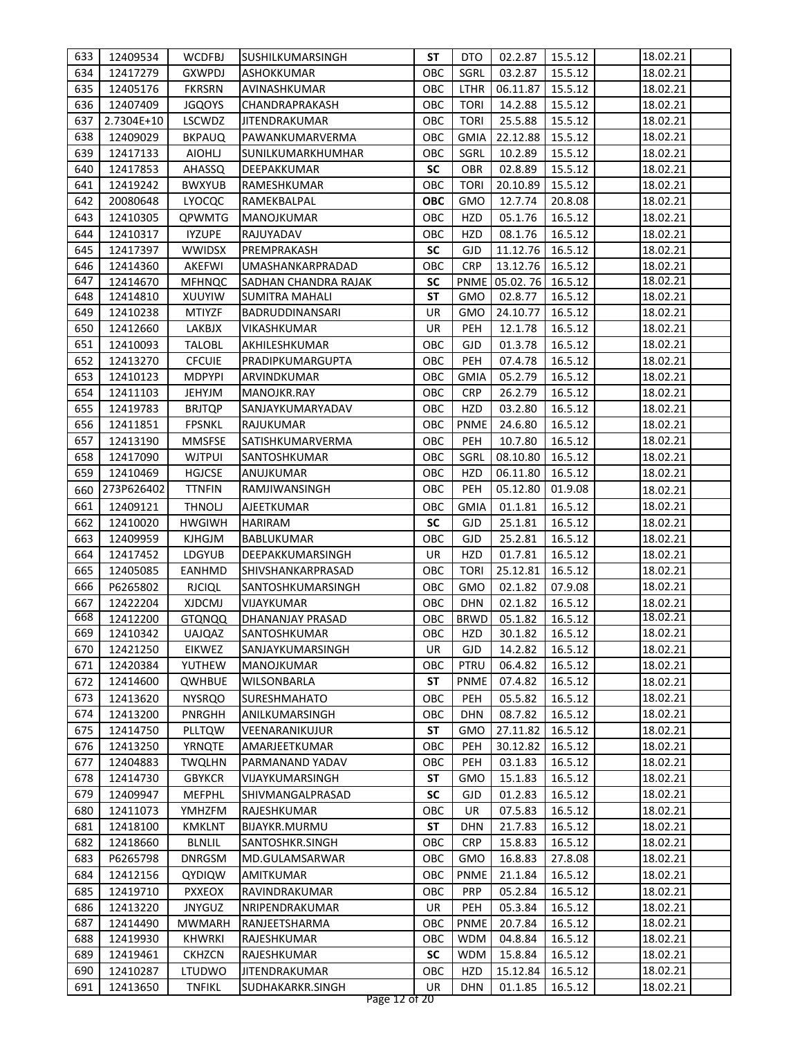| 633 | 12409534 | WCDFBJ | SUSHILKUMARSINGH | **ST** | DTO | 02.2.87 | 15.5.12 | | 18.02.21 | |
|---|---|---|---|---|---|---|---|---|---|---|
| 634 | 12417279 | GXWPDJ | ASHOKKUMAR | OBC | SGRL | 03.2.87 | 15.5.12 | | 18.02.21 | |
| 635 | 12405176 | FKRSRN | AVINASHKUMAR | OBC | LTHR | 06.11.87 | 15.5.12 | | 18.02.21 | |
| 636 | 12407409 | JGQOYS | CHANDRAPRAKASH | OBC | TORI | 14.2.88 | 15.5.12 | | 18.02.21 | |
| 637 | 2.7304E+10 | LSCWDZ | JITENDRAKUMAR | OBC | TORI | 25.5.88 | 15.5.12 | | 18.02.21 | |
| 638 | 12409029 | BKPAUQ | PAWANKUMARVERMA | OBC | GMIA | 22.12.88 | 15.5.12 | | 18.02.21 | |
| 639 | 12417133 | AIOHLJ | SUNILKUMARKHUMHAR | OBC | SGRL | 10.2.89 | 15.5.12 | | 18.02.21 | |
| 640 | 12417853 | AHASSQ | DEEPAKKUMAR | **SC** | OBR | 02.8.89 | 15.5.12 | | 18.02.21 | |
| 641 | 12419242 | BWXYUB | RAMESHKUMAR | OBC | TORI | 20.10.89 | 15.5.12 | | 18.02.21 | |
| 642 | 20080648 | LYOCQC | RAMEKBALPAL | **OBC** | GMO | 12.7.74 | 20.8.08 | | 18.02.21 | |
| 643 | 12410305 | QPWMTG | MANOJKUMAR | OBC | HZD | 05.1.76 | 16.5.12 | | 18.02.21 | |
| 644 | 12410317 | IYZUPE | RAJUYADAV | OBC | HZD | 08.1.76 | 16.5.12 | | 18.02.21 | |
| 645 | 12417397 | WWIDSX | PREMPRAKASH | **SC** | GJD | 11.12.76 | 16.5.12 | | 18.02.21 | |
| 646 | 12414360 | AKEFWI | UMASHANKARPRADAD | OBC | CRP | 13.12.76 | 16.5.12 | | 18.02.21 | |
| 647 | 12414670 | MFHNQC | SADHAN CHANDRA RAJAK | **SC** | PNME | 05.02. 76 | 16.5.12 | | 18.02.21 | |
| 648 | 12414810 | XUUYIW | SUMITRA MAHALI | **ST** | GMO | 02.8.77 | 16.5.12 | | 18.02.21 | |
| 649 | 12410238 | MTIYZF | BADRUDDINANSARI | UR | GMO | 24.10.77 | 16.5.12 | | 18.02.21 | |
| 650 | 12412660 | LAKBJX | VIKASHKUMAR | UR | PEH | 12.1.78 | 16.5.12 | | 18.02.21 | |
| 651 | 12410093 | TALOBL | AKHILESHKUMAR | OBC | GJD | 01.3.78 | 16.5.12 | | 18.02.21 | |
| 652 | 12413270 | CFCUIE | PRADIPKUMARGUPTA | OBC | PEH | 07.4.78 | 16.5.12 | | 18.02.21 | |
| 653 | 12410123 | MDPYPI | ARVINDKUMAR | OBC | GMIA | 05.2.79 | 16.5.12 | | 18.02.21 | |
| 654 | 12411103 | JEHYJM | MANOJKR.RAY | OBC | CRP | 26.2.79 | 16.5.12 | | 18.02.21 | |
| 655 | 12419783 | BRJTQP | SANJAYKUMARYADAV | OBC | HZD | 03.2.80 | 16.5.12 | | 18.02.21 | |
| 656 | 12411851 | FPSNKL | RAJUKUMAR | OBC | PNME | 24.6.80 | 16.5.12 | | 18.02.21 | |
| 657 | 12413190 | MMSFSE | SATISHKUMARVERMA | OBC | PEH | 10.7.80 | 16.5.12 | | 18.02.21 | |
| 658 | 12417090 | WJTPUI | SANTOSHKUMAR | OBC | SGRL | 08.10.80 | 16.5.12 | | 18.02.21 | |
| 659 | 12410469 | HGJCSE | ANUJKUMAR | OBC | HZD | 06.11.80 | 16.5.12 | | 18.02.21 | |
| 660 | 273P626402 | TTNFIN | RAMJIWANSINGH | OBC | PEH | 05.12.80 | 01.9.08 | | 18.02.21 | |
| 661 | 12409121 | THNOLJ | AJEETKUMAR | OBC | GMIA | 01.1.81 | 16.5.12 | | 18.02.21 | |
| 662 | 12410020 | HWGIWH | HARIRAM | **SC** | GJD | 25.1.81 | 16.5.12 | | 18.02.21 | |
| 663 | 12409959 | KJHGJM | BABLUKUMAR | OBC | GJD | 25.2.81 | 16.5.12 | | 18.02.21 | |
| 664 | 12417452 | LDGYUB | DEEPAKKUMARSINGH | UR | HZD | 01.7.81 | 16.5.12 | | 18.02.21 | |
| 665 | 12405085 | EANHMD | SHIVSHANKARPRASAD | OBC | TORI | 25.12.81 | 16.5.12 | | 18.02.21 | |
| 666 | P6265802 | RJCIQL | SANTOSHKUMARSINGH | OBC | GMO | 02.1.82 | 07.9.08 | | 18.02.21 | |
| 667 | 12422204 | XJDCMJ | VIJAYKUMAR | OBC | DHN | 02.1.82 | 16.5.12 | | 18.02.21 | |
| 668 | 12412200 | GTQNQQ | DHANANJAY PRASAD | OBC | BRWD | 05.1.82 | 16.5.12 | | 18.02.21 | |
| 669 | 12410342 | UAJQAZ | SANTOSHKUMAR | OBC | HZD | 30.1.82 | 16.5.12 | | 18.02.21 | |
| 670 | 12421250 | EIKWEZ | SANJAYKUMARSINGH | UR | GJD | 14.2.82 | 16.5.12 | | 18.02.21 | |
| 671 | 12420384 | YUTHEW | MANOJKUMAR | OBC | PTRU | 06.4.82 | 16.5.12 | | 18.02.21 | |
| 672 | 12414600 | QWHBUE | WILSONBARLA | **ST** | PNME | 07.4.82 | 16.5.12 | | 18.02.21 | |
| 673 | 12413620 | NYSRQO | SURESHMAHATO | OBC | PEH | 05.5.82 | 16.5.12 | | 18.02.21 | |
| 674 | 12413200 | PNRGHH | ANILKUMARSINGH | OBC | DHN | 08.7.82 | 16.5.12 | | 18.02.21 | |
| 675 | 12414750 | PLLTQW | VEENARANIKUJUR | **ST** | GMO | 27.11.82 | 16.5.12 | | 18.02.21 | |
| 676 | 12413250 | YRNQTE | AMARJEETKUMAR | OBC | PEH | 30.12.82 | 16.5.12 | | 18.02.21 | |
| 677 | 12404883 | TWQLHN | PARMANAND YADAV | OBC | PEH | 03.1.83 | 16.5.12 | | 18.02.21 | |
| 678 | 12414730 | GBYKCR | VIJAYKUMARSINGH | **ST** | GMO | 15.1.83 | 16.5.12 | | 18.02.21 | |
| 679 | 12409947 | MEFPHL | SHIVMANGALPRASAD | **SC** | GJD | 01.2.83 | 16.5.12 | | 18.02.21 | |
| 680 | 12411073 | YMHZFM | RAJESHKUMAR | OBC | UR | 07.5.83 | 16.5.12 | | 18.02.21 | |
| 681 | 12418100 | KMKLNT | BIJAYKR.MURMU | **ST** | DHN | 21.7.83 | 16.5.12 | | 18.02.21 | |
| 682 | 12418660 | BLNLIL | SANTOSHKR.SINGH | OBC | CRP | 15.8.83 | 16.5.12 | | 18.02.21 | |
| 683 | P6265798 | DNRGSM | MD.GULAMSARWAR | OBC | GMO | 16.8.83 | 27.8.08 | | 18.02.21 | |
| 684 | 12412156 | QYDIQW | AMITKUMAR | OBC | PNME | 21.1.84 | 16.5.12 | | 18.02.21 | |
| 685 | 12419710 | PXXEOX | RAVINDRAKUMAR | OBC | PRP | 05.2.84 | 16.5.12 | | 18.02.21 | |
| 686 | 12413220 | JNYGUZ | NRIPENDRAKUMAR | UR | PEH | 05.3.84 | 16.5.12 | | 18.02.21 | |
| 687 | 12414490 | MWMARH | RANJEETSHARMA | OBC | PNME | 20.7.84 | 16.5.12 | | 18.02.21 | |
| 688 | 12419930 | KHWRKI | RAJESHKUMAR | OBC | WDM | 04.8.84 | 16.5.12 | | 18.02.21 | |
| 689 | 12419461 | CKHZCN | RAJESHKUMAR | **SC** | WDM | 15.8.84 | 16.5.12 | | 18.02.21 | |
| 690 | 12410287 | LTUDWO | JITENDRAKUMAR | OBC | HZD | 15.12.84 | 16.5.12 | | 18.02.21 | |
| 691 | 12413650 | TNFIKL | SUDHAKARKR.SINGH | UR | DHN | 01.1.85 | 16.5.12 | | 18.02.21 | |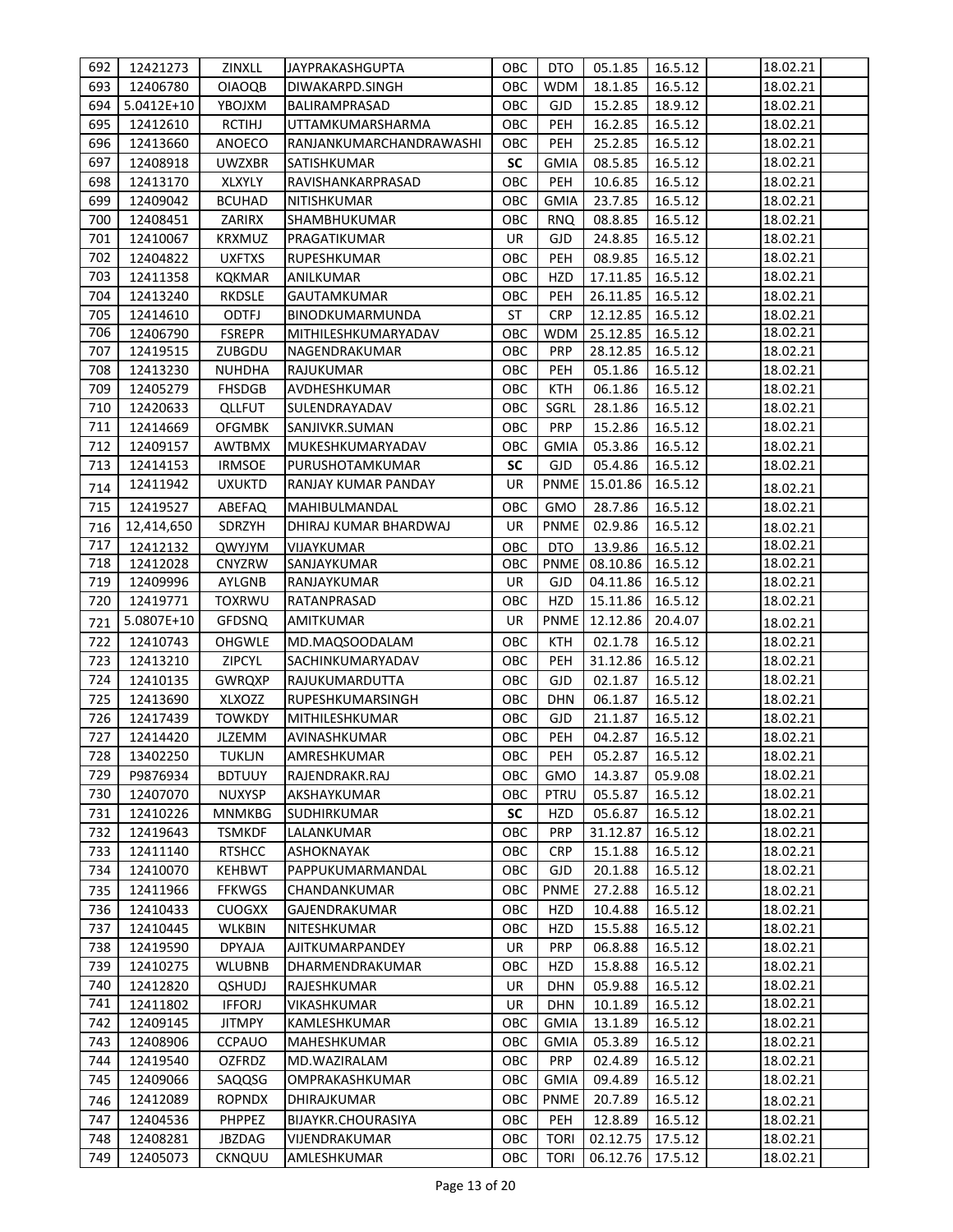| | | | | | | | | | | |
|---|---|---|---|---|---|---|---|---|---|---|
| 692 | 12421273 | ZINXLL | JAYPRAKASHGUPTA | OBC | DTO | 05.1.85 | 16.5.12 | | 18.02.21 | |
| 693 | 12406780 | OIAOQB | DIWAKARPD.SINGH | OBC | WDM | 18.1.85 | 16.5.12 | | 18.02.21 | |
| 694 | 5.0412E+10 | YBOJXM | BALIRAMPRASAD | OBC | GJD | 15.2.85 | 18.9.12 | | 18.02.21 | |
| 695 | 12412610 | RCTIHJ | UTTAMKUMARSHARMA | OBC | PEH | 16.2.85 | 16.5.12 | | 18.02.21 | |
| 696 | 12413660 | ANOECO | RANJANKUMARCHANDRAWASHI | OBC | PEH | 25.2.85 | 16.5.12 | | 18.02.21 | |
| 697 | 12408918 | UWZXBR | SATISHKUMAR | **SC** | GMIA | 08.5.85 | 16.5.12 | | 18.02.21 | |
| 698 | 12413170 | XLXYLY | RAVISHANKARPRASAD | OBC | PEH | 10.6.85 | 16.5.12 | | 18.02.21 | |
| 699 | 12409042 | BCUHAD | NITISHKUMAR | OBC | GMIA | 23.7.85 | 16.5.12 | | 18.02.21 | |
| 700 | 12408451 | ZARIRX | SHAMBHUKUMAR | OBC | RNQ | 08.8.85 | 16.5.12 | | 18.02.21 | |
| 701 | 12410067 | KRXMUZ | PRAGATIKUMAR | UR | GJD | 24.8.85 | 16.5.12 | | 18.02.21 | |
| 702 | 12404822 | UXFTXS | RUPESHKUMAR | OBC | PEH | 08.9.85 | 16.5.12 | | 18.02.21 | |
| 703 | 12411358 | KQKMAR | ANILKUMAR | OBC | HZD | 17.11.85 | 16.5.12 | | 18.02.21 | |
| 704 | 12413240 | RKDSLE | GAUTAMKUMAR | OBC | PEH | 26.11.85 | 16.5.12 | | 18.02.21 | |
| 705 | 12414610 | ODTFJ | BINODKUMARMUNDA | ST | CRP | 12.12.85 | 16.5.12 | | 18.02.21 | |
| 706 | 12406790 | FSREPR | MITHILESHKUMARYADAV | OBC | WDM | 25.12.85 | 16.5.12 | | 18.02.21 | |
| 707 | 12419515 | ZUBGDU | NAGENDRAKUMAR | OBC | PRP | 28.12.85 | 16.5.12 | | 18.02.21 | |
| 708 | 12413230 | NUHDHA | RAJUKUMAR | OBC | PEH | 05.1.86 | 16.5.12 | | 18.02.21 | |
| 709 | 12405279 | FHSDGB | AVDHESHKUMAR | OBC | KTH | 06.1.86 | 16.5.12 | | 18.02.21 | |
| 710 | 12420633 | QLLFUT | SULENDRAYADAV | OBC | SGRL | 28.1.86 | 16.5.12 | | 18.02.21 | |
| 711 | 12414669 | OFGMBK | SANJIVKR.SUMAN | OBC | PRP | 15.2.86 | 16.5.12 | | 18.02.21 | |
| 712 | 12409157 | AWTBMX | MUKESHKUMARYADAV | OBC | GMIA | 05.3.86 | 16.5.12 | | 18.02.21 | |
| 713 | 12414153 | IRMSOE | PURUSHOTAMKUMAR | **SC** | GJD | 05.4.86 | 16.5.12 | | 18.02.21 | |
| 714 | 12411942 | UXUKTD | RANJAY KUMAR PANDAY | UR | PNME | 15.01.86 | 16.5.12 | | 18.02.21 | |
| 715 | 12419527 | ABEFAQ | MAHIBULMANDAL | OBC | GMO | 28.7.86 | 16.5.12 | | 18.02.21 | |
| 716 | 12,414,650 | SDRZYH | DHIRAJ KUMAR BHARDWAJ | UR | PNME | 02.9.86 | 16.5.12 | | 18.02.21 | |
| 717 | 12412132 | QWYJYM | VIJAYKUMAR | OBC | DTO | 13.9.86 | 16.5.12 | | 18.02.21 | |
| 718 | 12412028 | CNYZRW | SANJAYKUMAR | OBC | PNME | 08.10.86 | 16.5.12 | | 18.02.21 | |
| 719 | 12409996 | AYLGNB | RANJAYKUMAR | UR | GJD | 04.11.86 | 16.5.12 | | 18.02.21 | |
| 720 | 12419771 | TOXRWU | RATANPRASAD | OBC | HZD | 15.11.86 | 16.5.12 | | 18.02.21 | |
| 721 | 5.0807E+10 | GFDSNQ | AMITKUMAR | UR | PNME | 12.12.86 | 20.4.07 | | 18.02.21 | |
| 722 | 12410743 | OHGWLE | MD.MAQSOODALAM | OBC | KTH | 02.1.78 | 16.5.12 | | 18.02.21 | |
| 723 | 12413210 | ZIPCYL | SACHINKUMARYADAV | OBC | PEH | 31.12.86 | 16.5.12 | | 18.02.21 | |
| 724 | 12410135 | GWRQXP | RAJUKUMARDUTTA | OBC | GJD | 02.1.87 | 16.5.12 | | 18.02.21 | |
| 725 | 12413690 | XLXOZZ | RUPESHKUMARSINGH | OBC | DHN | 06.1.87 | 16.5.12 | | 18.02.21 | |
| 726 | 12417439 | TOWKDY | MITHILESHKUMAR | OBC | GJD | 21.1.87 | 16.5.12 | | 18.02.21 | |
| 727 | 12414420 | JLZEMM | AVINASHKUMAR | OBC | PEH | 04.2.87 | 16.5.12 | | 18.02.21 | |
| 728 | 13402250 | TUKLJN | AMRESHKUMAR | OBC | PEH | 05.2.87 | 16.5.12 | | 18.02.21 | |
| 729 | P9876934 | BDTUUY | RAJENDRAKR.RAJ | OBC | GMO | 14.3.87 | 05.9.08 | | 18.02.21 | |
| 730 | 12407070 | NUXYSP | AKSHAYKUMAR | OBC | PTRU | 05.5.87 | 16.5.12 | | 18.02.21 | |
| 731 | 12410226 | MNMKBG | SUDHIRKUMAR | **SC** | HZD | 05.6.87 | 16.5.12 | | 18.02.21 | |
| 732 | 12419643 | TSMKDF | LALANKUMAR | OBC | PRP | 31.12.87 | 16.5.12 | | 18.02.21 | |
| 733 | 12411140 | RTSHCC | ASHOKNAYAK | OBC | CRP | 15.1.88 | 16.5.12 | | 18.02.21 | |
| 734 | 12410070 | KEHBWT | PAPPUKUMARMANDAL | OBC | GJD | 20.1.88 | 16.5.12 | | 18.02.21 | |
| 735 | 12411966 | FFKWGS | CHANDANKUMAR | OBC | PNME | 27.2.88 | 16.5.12 | | 18.02.21 | |
| 736 | 12410433 | CUOGXX | GAJENDRAKUMAR | OBC | HZD | 10.4.88 | 16.5.12 | | 18.02.21 | |
| 737 | 12410445 | WLKBIN | NITESHKUMAR | OBC | HZD | 15.5.88 | 16.5.12 | | 18.02.21 | |
| 738 | 12419590 | DPYAJA | AJITKUMARPANDEY | UR | PRP | 06.8.88 | 16.5.12 | | 18.02.21 | |
| 739 | 12410275 | WLUBNB | DHARMENDRAKUMAR | OBC | HZD | 15.8.88 | 16.5.12 | | 18.02.21 | |
| 740 | 12412820 | QSHUDJ | RAJESHKUMAR | UR | DHN | 05.9.88 | 16.5.12 | | 18.02.21 | |
| 741 | 12411802 | IFFORJ | VIKASHKUMAR | UR | DHN | 10.1.89 | 16.5.12 | | 18.02.21 | |
| 742 | 12409145 | JITMPY | KAMLESHKUMAR | OBC | GMIA | 13.1.89 | 16.5.12 | | 18.02.21 | |
| 743 | 12408906 | CCPAUO | MAHESHKUMAR | OBC | GMIA | 05.3.89 | 16.5.12 | | 18.02.21 | |
| 744 | 12419540 | OZFRDZ | MD.WAZIRALAM | OBC | PRP | 02.4.89 | 16.5.12 | | 18.02.21 | |
| 745 | 12409066 | SAQQSG | OMPRAKASHKUMAR | OBC | GMIA | 09.4.89 | 16.5.12 | | 18.02.21 | |
| 746 | 12412089 | ROPNDX | DHIRAJKUMAR | OBC | PNME | 20.7.89 | 16.5.12 | | 18.02.21 | |
| 747 | 12404536 | PHPPEZ | BIJAYKR.CHOURASIYA | OBC | PEH | 12.8.89 | 16.5.12 | | 18.02.21 | |
| 748 | 12408281 | JBZDAG | VIJENDRAKUMAR | OBC | TORI | 02.12.75 | 17.5.12 | | 18.02.21 | |
| 749 | 12405073 | CKNQUU | AMLESHKUMAR | OBC | TORI | 06.12.76 | 17.5.12 | | 18.02.21 | |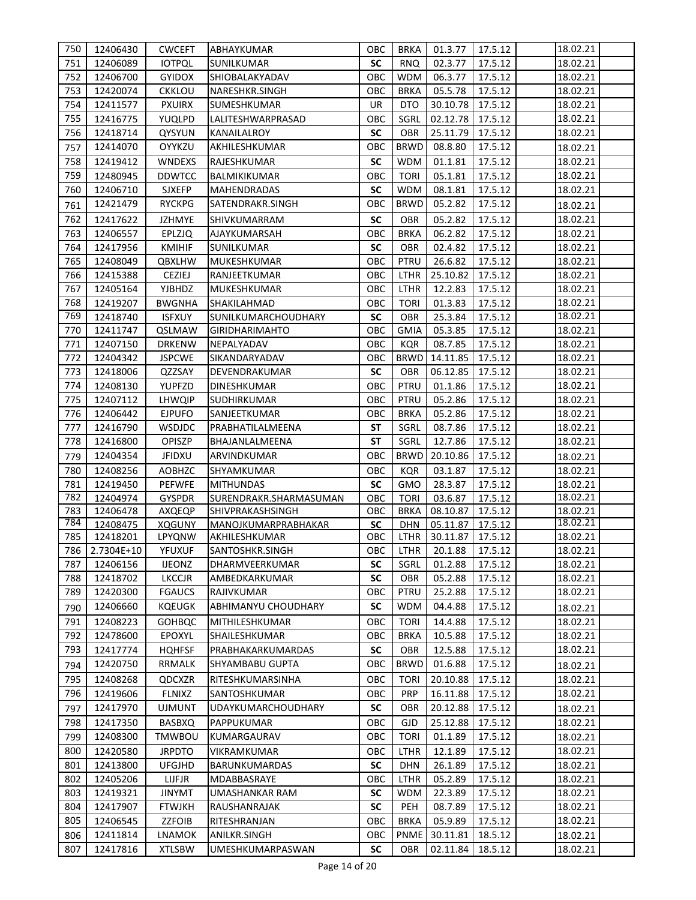| | | | | | | | | | | |
|---|---|---|---|---|---|---|---|---|---|---|
| 750 | 12406430 | CWCEFT | ABHAYKUMAR | OBC | BRKA | 01.3.77 | 17.5.12 | | 18.02.21 | |
| 751 | 12406089 | IOTPQL | SUNILKUMAR | **SC** | RNQ | 02.3.77 | 17.5.12 | | 18.02.21 | |
| 752 | 12406700 | GYIDOX | SHIOBALAKYADAV | OBC | WDM | 06.3.77 | 17.5.12 | | 18.02.21 | |
| 753 | 12420074 | CKKLOU | NARESHKR.SINGH | OBC | BRKA | 05.5.78 | 17.5.12 | | 18.02.21 | |
| 754 | 12411577 | PXUIRX | SUMESHKUMAR | UR | DTO | 30.10.78 | 17.5.12 | | 18.02.21 | |
| 755 | 12416775 | YUQLPD | LALITESHWARPRASAD | OBC | SGRL | 02.12.78 | 17.5.12 | | 18.02.21 | |
| 756 | 12418714 | QYSYUN | KANAILALROY | **SC** | OBR | 25.11.79 | 17.5.12 | | 18.02.21 | |
| 757 | 12414070 | OYYKZU | AKHILESHKUMAR | OBC | BRWD | 08.8.80 | 17.5.12 | | 18.02.21 | |
| 758 | 12419412 | WNDEXS | RAJESHKUMAR | **SC** | WDM | 01.1.81 | 17.5.12 | | 18.02.21 | |
| 759 | 12480945 | DDWTCC | BALMIKIKUMAR | OBC | TORI | 05.1.81 | 17.5.12 | | 18.02.21 | |
| 760 | 12406710 | SJXEFP | MAHENDRADAS | **SC** | WDM | 08.1.81 | 17.5.12 | | 18.02.21 | |
| 761 | 12421479 | RYCKPG | SATENDRAKR.SINGH | OBC | BRWD | 05.2.82 | 17.5.12 | | 18.02.21 | |
| 762 | 12417622 | JZHMYE | SHIVKUMARRAM | **SC** | OBR | 05.2.82 | 17.5.12 | | 18.02.21 | |
| 763 | 12406557 | EPLZJQ | AJAYKUMARSAH | OBC | BRKA | 06.2.82 | 17.5.12 | | 18.02.21 | |
| 764 | 12417956 | KMIHIF | SUNILKUMAR | **SC** | OBR | 02.4.82 | 17.5.12 | | 18.02.21 | |
| 765 | 12408049 | QBXLHW | MUKESHKUMAR | OBC | PTRU | 26.6.82 | 17.5.12 | | 18.02.21 | |
| 766 | 12415388 | CEZIEJ | RANJEETKUMAR | OBC | LTHR | 25.10.82 | 17.5.12 | | 18.02.21 | |
| 767 | 12405164 | YJBHDZ | MUKESHKUMAR | OBC | LTHR | 12.2.83 | 17.5.12 | | 18.02.21 | |
| 768 | 12419207 | BWGNHA | SHAKILAHMAD | OBC | TORI | 01.3.83 | 17.5.12 | | 18.02.21 | |
| 769 | 12418740 | ISFXUY | SUNILKUMARCHOUDHARY | **SC** | OBR | 25.3.84 | 17.5.12 | | 18.02.21 | |
| 770 | 12411747 | QSLMAW | GIRIDHARIMAHTO | OBC | GMIA | 05.3.85 | 17.5.12 | | 18.02.21 | |
| 771 | 12407150 | DRKENW | NEPALYADAV | OBC | KQR | 08.7.85 | 17.5.12 | | 18.02.21 | |
| 772 | 12404342 | JSPCWE | SIKANDARYADAV | OBC | BRWD | 14.11.85 | 17.5.12 | | 18.02.21 | |
| 773 | 12418006 | QZZSAY | DEVENDRAKUMAR | **SC** | OBR | 06.12.85 | 17.5.12 | | 18.02.21 | |
| 774 | 12408130 | YUPFZD | DINESHKUMAR | OBC | PTRU | 01.1.86 | 17.5.12 | | 18.02.21 | |
| 775 | 12407112 | LHWQIP | SUDHIRKUMAR | OBC | PTRU | 05.2.86 | 17.5.12 | | 18.02.21 | |
| 776 | 12406442 | EJPUFO | SANJEETKUMAR | OBC | BRKA | 05.2.86 | 17.5.12 | | 18.02.21 | |
| 777 | 12416790 | WSDJDC | PRABHATILALMEENA | **ST** | SGRL | 08.7.86 | 17.5.12 | | 18.02.21 | |
| 778 | 12416800 | OPISZP | BHAJANLALMEENA | **ST** | SGRL | 12.7.86 | 17.5.12 | | 18.02.21 | |
| 779 | 12404354 | JFIDXU | ARVINDKUMAR | OBC | BRWD | 20.10.86 | 17.5.12 | | 18.02.21 | |
| 780 | 12408256 | AOBHZC | SHYAMKUMAR | OBC | KQR | 03.1.87 | 17.5.12 | | 18.02.21 | |
| 781 | 12419450 | PEFWFE | MITHUNDAS | **SC** | GMO | 28.3.87 | 17.5.12 | | 18.02.21 | |
| 782 | 12404974 | GYSPDR | SURENDRAKR.SHARMASUMAN | OBC | TORI | 03.6.87 | 17.5.12 | | 18.02.21 | |
| 783 | 12406478 | AXQEQP | SHIVPRAKASHSINGH | OBC | BRKA | 08.10.87 | 17.5.12 | | 18.02.21 | |
| 784 | 12408475 | XQGUNY | MANOJKUMARPRABHAKAR | **SC** | DHN | 05.11.87 | 17.5.12 | | 18.02.21 | |
| 785 | 12418201 | LPYQNW | AKHILESHKUMAR | OBC | LTHR | 30.11.87 | 17.5.12 | | 18.02.21 | |
| 786 | 2.7304E+10 | YFUXUF | SANTOSHKR.SINGH | OBC | LTHR | 20.1.88 | 17.5.12 | | 18.02.21 | |
| 787 | 12406156 | IJEONZ | DHARMVEERKUMAR | **SC** | SGRL | 01.2.88 | 17.5.12 | | 18.02.21 | |
| 788 | 12418702 | LKCCJR | AMBEDKARKUMAR | **SC** | OBR | 05.2.88 | 17.5.12 | | 18.02.21 | |
| 789 | 12420300 | FGAUCS | RAJIVKUMAR | OBC | PTRU | 25.2.88 | 17.5.12 | | 18.02.21 | |
| 790 | 12406660 | KQEUGK | ABHIMANYU CHOUDHARY | **SC** | WDM | 04.4.88 | 17.5.12 | | 18.02.21 | |
| 791 | 12408223 | GOHBQC | MITHILESHKUMAR | OBC | TORI | 14.4.88 | 17.5.12 | | 18.02.21 | |
| 792 | 12478600 | EPOXYL | SHAILESHKUMAR | OBC | BRKA | 10.5.88 | 17.5.12 | | 18.02.21 | |
| 793 | 12417774 | HQHFSF | PRABHAKARKUMARDAS | **SC** | OBR | 12.5.88 | 17.5.12 | | 18.02.21 | |
| 794 | 12420750 | RRMALK | SHYAMBABU GUPTA | OBC | BRWD | 01.6.88 | 17.5.12 | | 18.02.21 | |
| 795 | 12408268 | QDCXZR | RITESHKUMARSINHA | OBC | TORI | 20.10.88 | 17.5.12 | | 18.02.21 | |
| 796 | 12419606 | FLNIXZ | SANTOSHKUMAR | OBC | PRP | 16.11.88 | 17.5.12 | | 18.02.21 | |
| 797 | 12417970 | UJMUNT | UDAYKUMARCHOUDHARY | **SC** | OBR | 20.12.88 | 17.5.12 | | 18.02.21 | |
| 798 | 12417350 | BASBXQ | PAPPUKUMAR | OBC | GJD | 25.12.88 | 17.5.12 | | 18.02.21 | |
| 799 | 12408300 | TMWBOU | KUMARGAURAV | OBC | TORI | 01.1.89 | 17.5.12 | | 18.02.21 | |
| 800 | 12420580 | JRPDTO | VIKRAMKUMAR | OBC | LTHR | 12.1.89 | 17.5.12 | | 18.02.21 | |
| 801 | 12413800 | UFGJHD | BARUNKUMARDAS | **SC** | DHN | 26.1.89 | 17.5.12 | | 18.02.21 | |
| 802 | 12405206 | LIJFJR | MDABBASRAYE | OBC | LTHR | 05.2.89 | 17.5.12 | | 18.02.21 | |
| 803 | 12419321 | JINYMT | UMASHANKAR RAM | **SC** | WDM | 22.3.89 | 17.5.12 | | 18.02.21 | |
| 804 | 12417907 | FTWJKH | RAUSHANRAJAK | **SC** | PEH | 08.7.89 | 17.5.12 | | 18.02.21 | |
| 805 | 12406545 | ZZFOIB | RITESHRANJAN | OBC | BRKA | 05.9.89 | 17.5.12 | | 18.02.21 | |
| 806 | 12411814 | LNAMOK | ANILKR.SINGH | OBC | PNME | 30.11.81 | 18.5.12 | | 18.02.21 | |
| 807 | 12417816 | XTLSBW | UMESHKUMARPASWAN | **SC** | OBR | 02.11.84 | 18.5.12 | | 18.02.21 | |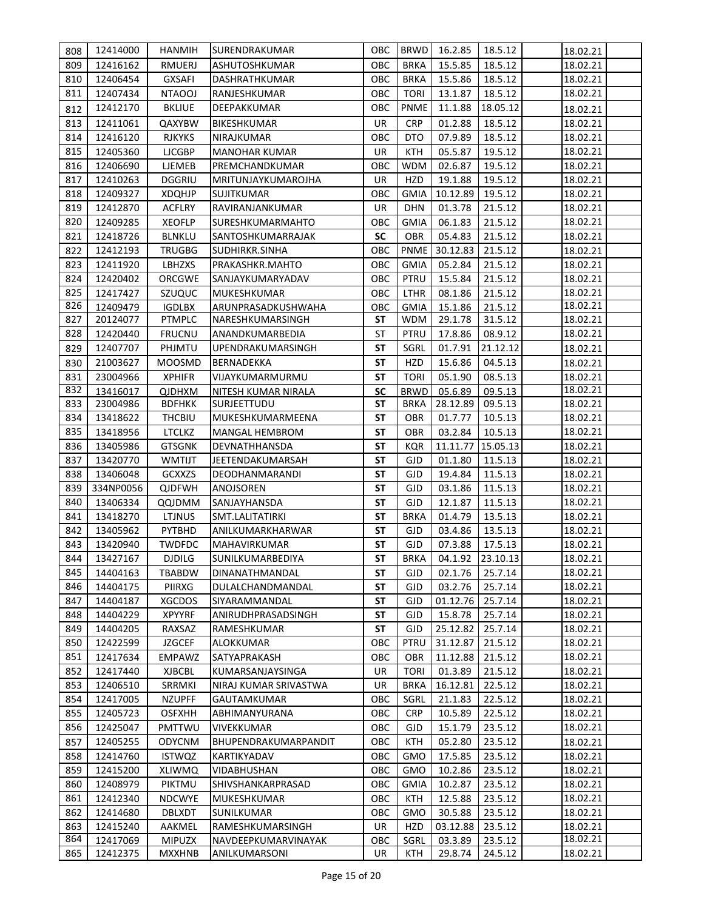| 808 | 12414000 | HANMIH | SURENDRAKUMAR | OBC | BRWD | 16.2.85 | 18.5.12 | | 18.02.21 | |
|---|---|---|---|---|---|---|---|---|---|---|
| 809 | 12416162 | RMUERJ | ASHUTOSHKUMAR | OBC | BRKA | 15.5.85 | 18.5.12 | | 18.02.21 | |
| 810 | 12406454 | GXSAFI | DASHRATHKUMAR | OBC | BRKA | 15.5.86 | 18.5.12 | | 18.02.21 | |
| 811 | 12407434 | NTAOOJ | RANJESHKUMAR | OBC | TORI | 13.1.87 | 18.5.12 | | 18.02.21 | |
| 812 | 12412170 | BKLIUE | DEEPAKKUMAR | OBC | PNME | 11.1.88 | 18.05.12 | | 18.02.21 | |
| 813 | 12411061 | QAXYBW | BIKESHKUMAR | UR | CRP | 01.2.88 | 18.5.12 | | 18.02.21 | |
| 814 | 12416120 | RJKYKS | NIRAJKUMAR | OBC | DTO | 07.9.89 | 18.5.12 | | 18.02.21 | |
| 815 | 12405360 | LJCGBP | MANOHAR KUMAR | UR | KTH | 05.5.87 | 19.5.12 | | 18.02.21 | |
| 816 | 12406690 | LJEMEB | PREMCHANDKUMAR | OBC | WDM | 02.6.87 | 19.5.12 | | 18.02.21 | |
| 817 | 12410263 | DGGRIU | MRITUNJAYKUMAROJHA | UR | HZD | 19.1.88 | 19.5.12 | | 18.02.21 | |
| 818 | 12409327 | XDQHJP | SUJITKUMAR | OBC | GMIA | 10.12.89 | 19.5.12 | | 18.02.21 | |
| 819 | 12412870 | ACFLRY | RAVIRANJANKUMAR | UR | DHN | 01.3.78 | 21.5.12 | | 18.02.21 | |
| 820 | 12409285 | XEOFLP | SURESHKUMARMAHTO | OBC | GMIA | 06.1.83 | 21.5.12 | | 18.02.21 | |
| 821 | 12418726 | BLNKLU | SANTOSHKUMARRAJAK | SC | OBR | 05.4.83 | 21.5.12 | | 18.02.21 | |
| 822 | 12412193 | TRUGBG | SUDHIRKR.SINHA | OBC | PNME | 30.12.83 | 21.5.12 | | 18.02.21 | |
| 823 | 12411920 | LBHZXS | PRAKASHKR.MAHTO | OBC | GMIA | 05.2.84 | 21.5.12 | | 18.02.21 | |
| 824 | 12420402 | ORCGWE | SANJAYKUMARYADAV | OBC | PTRU | 15.5.84 | 21.5.12 | | 18.02.21 | |
| 825 | 12417427 | SZUQUC | MUKESHKUMAR | OBC | LTHR | 08.1.86 | 21.5.12 | | 18.02.21 | |
| 826 | 12409479 | IGDLBX | ARUNPRASADKUSHWAHA | OBC | GMIA | 15.1.86 | 21.5.12 | | 18.02.21 | |
| 827 | 20124077 | PTMPLC | NARESHKUMARSINGH | ST | WDM | 29.1.78 | 31.5.12 | | 18.02.21 | |
| 828 | 12420440 | FRUCNU | ANANDKUMARBEDIA | ST | PTRU | 17.8.86 | 08.9.12 | | 18.02.21 | |
| 829 | 12407707 | PHJMTU | UPENDRAKUMARSINGH | ST | SGRL | 01.7.91 | 21.12.12 | | 18.02.21 | |
| 830 | 21003627 | MOOSMD | BERNADEKKA | ST | HZD | 15.6.86 | 04.5.13 | | 18.02.21 | |
| 831 | 23004966 | XPHIFR | VIJAYKUMARMURMU | ST | TORI | 05.1.90 | 08.5.13 | | 18.02.21 | |
| 832 | 13416017 | QJDHXM | NITESH KUMAR NIRALA | SC | BRWD | 05.6.89 | 09.5.13 | | 18.02.21 | |
| 833 | 23004986 | BDFHKK | SURJEETTUDU | ST | BRKA | 28.12.89 | 09.5.13 | | 18.02.21 | |
| 834 | 13418622 | THCBIU | MUKESHKUMARMEENA | ST | OBR | 01.7.77 | 10.5.13 | | 18.02.21 | |
| 835 | 13418956 | LTCLKZ | MANGAL HEMBROM | ST | OBR | 03.2.84 | 10.5.13 | | 18.02.21 | |
| 836 | 13405986 | GTSGNK | DEVNATHHANSDA | ST | KQR | 11.11.77 | 15.05.13 | | 18.02.21 | |
| 837 | 13420770 | WMTIJT | JEETENDAKUMARSAH | ST | GJD | 01.1.80 | 11.5.13 | | 18.02.21 | |
| 838 | 13406048 | GCXXZS | DEODHANMARANDI | ST | GJD | 19.4.84 | 11.5.13 | | 18.02.21 | |
| 839 | 334NP0056 | QJDFWH | ANOJSOREN | ST | GJD | 03.1.86 | 11.5.13 | | 18.02.21 | |
| 840 | 13406334 | QQJDMM | SANJAYHANSDA | ST | GJD | 12.1.87 | 11.5.13 | | 18.02.21 | |
| 841 | 13418270 | LTJNUS | SMT.LALITATIRKI | ST | BRKA | 01.4.79 | 13.5.13 | | 18.02.21 | |
| 842 | 13405962 | PYTBHD | ANILKUMARKHARWAR | ST | GJD | 03.4.86 | 13.5.13 | | 18.02.21 | |
| 843 | 13420940 | TWDFDC | MAHAVIRKUMAR | ST | GJD | 07.3.88 | 17.5.13 | | 18.02.21 | |
| 844 | 13427167 | DJDILG | SUNILKUMARBEDIYA | ST | BRKA | 04.1.92 | 23.10.13 | | 18.02.21 | |
| 845 | 14404163 | TBABDW | DINANATHMANDAL | ST | GJD | 02.1.76 | 25.7.14 | | 18.02.21 | |
| 846 | 14404175 | PIIRXG | DULALCHANDMANDAL | ST | GJD | 03.2.76 | 25.7.14 | | 18.02.21 | |
| 847 | 14404187 | XGCDOS | SIYARAMMANDAL | ST | GJD | 01.12.76 | 25.7.14 | | 18.02.21 | |
| 848 | 14404229 | XPYYRF | ANIRUDHPRASADSINGH | ST | GJD | 15.8.78 | 25.7.14 | | 18.02.21 | |
| 849 | 14404205 | RAXSAZ | RAMESHKUMAR | ST | GJD | 25.12.82 | 25.7.14 | | 18.02.21 | |
| 850 | 12422599 | JZGCEF | ALOKKUMAR | OBC | PTRU | 31.12.87 | 21.5.12 | | 18.02.21 | |
| 851 | 12417634 | EMPAWZ | SATYAPRAKASH | OBC | OBR | 11.12.88 | 21.5.12 | | 18.02.21 | |
| 852 | 12417440 | XJBCBL | KUMARSANJAYSINGA | UR | TORI | 01.3.89 | 21.5.12 | | 18.02.21 | |
| 853 | 12406510 | SRRMKI | NIRAJ KUMAR SRIVASTWA | UR | BRKA | 16.12.81 | 22.5.12 | | 18.02.21 | |
| 854 | 12417005 | NZUPFF | GAUTAMKUMAR | OBC | SGRL | 21.1.83 | 22.5.12 | | 18.02.21 | |
| 855 | 12405723 | OSFXHH | ABHIMANYURANA | OBC | CRP | 10.5.89 | 22.5.12 | | 18.02.21 | |
| 856 | 12425047 | PMTTWU | VIVEKKUMAR | OBC | GJD | 15.1.79 | 23.5.12 | | 18.02.21 | |
| 857 | 12405255 | ODYCNM | BHUPENDRAKUMARPANDIT | OBC | KTH | 05.2.80 | 23.5.12 | | 18.02.21 | |
| 858 | 12414760 | ISTWQZ | KARTIKYADAV | OBC | GMO | 17.5.85 | 23.5.12 | | 18.02.21 | |
| 859 | 12415200 | XLIWMQ | VIDABHUSHAN | OBC | GMO | 10.2.86 | 23.5.12 | | 18.02.21 | |
| 860 | 12408979 | PIKTMU | SHIVSHANKARPRASAD | OBC | GMIA | 10.2.87 | 23.5.12 | | 18.02.21 | |
| 861 | 12412340 | NDCWYE | MUKESHKUMAR | OBC | KTH | 12.5.88 | 23.5.12 | | 18.02.21 | |
| 862 | 12414680 | DBLXDT | SUNILKUMAR | OBC | GMO | 30.5.88 | 23.5.12 | | 18.02.21 | |
| 863 | 12415240 | AAKMEL | RAMESHKUMARSINGH | UR | HZD | 03.12.88 | 23.5.12 | | 18.02.21 | |
| 864 | 12417069 | MIPUZX | NAVDEEPKUMARVINAYAK | OBC | SGRL | 03.3.89 | 23.5.12 | | 18.02.21 | |
| 865 | 12412375 | MXXHNB | ANILKUMARSONI | UR | KTH | 29.8.74 | 24.5.12 | | 18.02.21 | |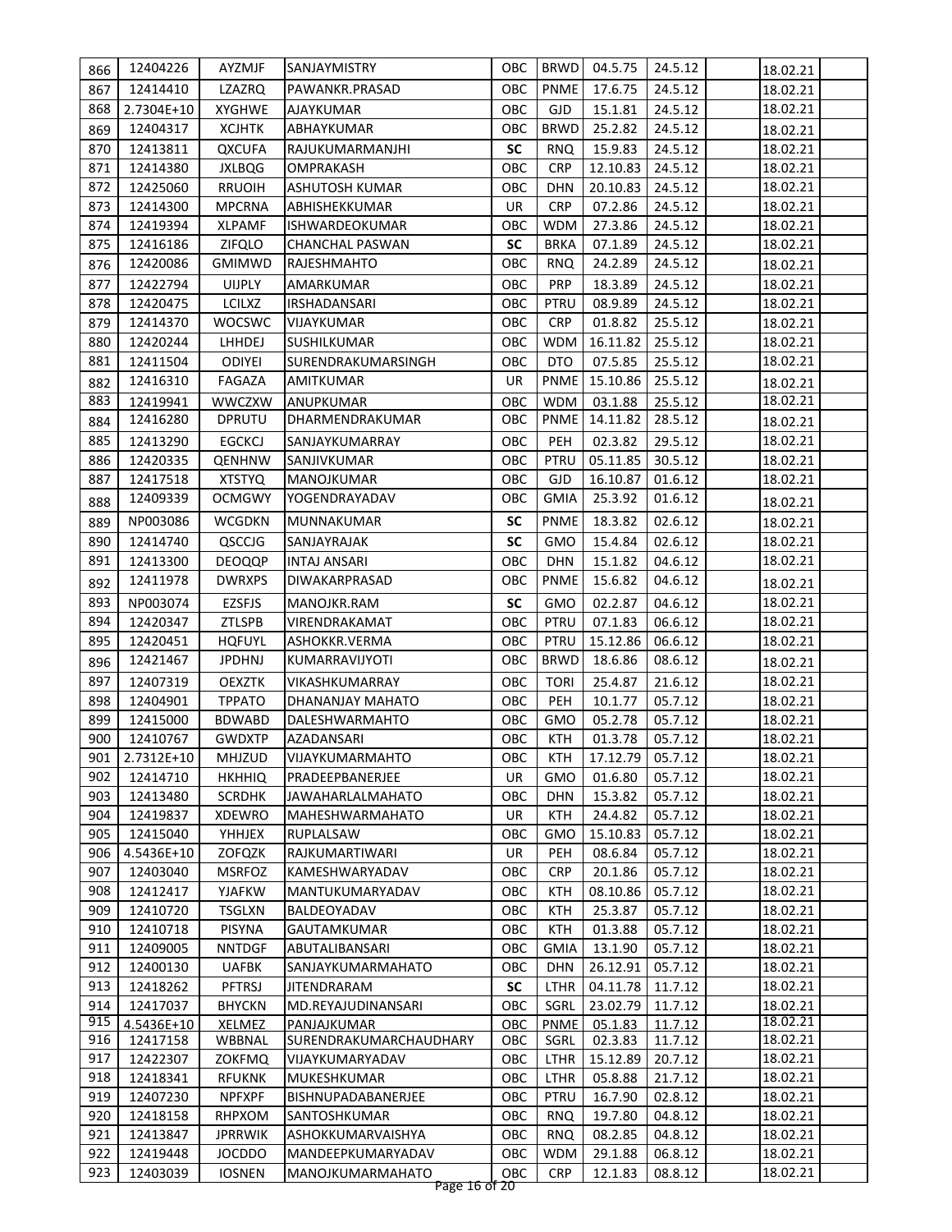| 866 | 12404226 | AYZMJF | SANJAYMISTRY | OBC | BRWD | 04.5.75 | 24.5.12 | | 18.02.21 | |
|---|---|---|---|---|---|---|---|---|---|---|
| 867 | 12414410 | LZAZRQ | PAWANKR.PRASAD | OBC | PNME | 17.6.75 | 24.5.12 | | 18.02.21 | |
| 868 | 2.7304E+10 | XYGHWE | AJAYKUMAR | OBC | GJD | 15.1.81 | 24.5.12 | | 18.02.21 | |
| 869 | 12404317 | XCJHTK | ABHAYKUMAR | OBC | BRWD | 25.2.82 | 24.5.12 | | 18.02.21 | |
| 870 | 12413811 | QXCUFA | RAJUKUMARMANJHI | **SC** | RNQ | 15.9.83 | 24.5.12 | | 18.02.21 | |
| 871 | 12414380 | JXLBQG | OMPRAKASH | OBC | CRP | 12.10.83 | 24.5.12 | | 18.02.21 | |
| 872 | 12425060 | RRUOIH | ASHUTOSH KUMAR | OBC | DHN | 20.10.83 | 24.5.12 | | 18.02.21 | |
| 873 | 12414300 | MPCRNA | ABHISHEKKUMAR | UR | CRP | 07.2.86 | 24.5.12 | | 18.02.21 | |
| 874 | 12419394 | XLPAMF | ISHWARDEOKUMAR | OBC | WDM | 27.3.86 | 24.5.12 | | 18.02.21 | |
| 875 | 12416186 | ZIFQLO | CHANCHAL PASWAN | **SC** | BRKA | 07.1.89 | 24.5.12 | | 18.02.21 | |
| 876 | 12420086 | GMIMWD | RAJESHMAHTO | OBC | RNQ | 24.2.89 | 24.5.12 | | 18.02.21 | |
| 877 | 12422794 | UIJPLY | AMARKUMAR | OBC | PRP | 18.3.89 | 24.5.12 | | 18.02.21 | |
| 878 | 12420475 | LCILXZ | IRSHADANSARI | OBC | PTRU | 08.9.89 | 24.5.12 | | 18.02.21 | |
| 879 | 12414370 | WOCSWC | VIJAYKUMAR | OBC | CRP | 01.8.82 | 25.5.12 | | 18.02.21 | |
| 880 | 12420244 | LHHDEJ | SUSHILKUMAR | OBC | WDM | 16.11.82 | 25.5.12 | | 18.02.21 | |
| 881 | 12411504 | ODIYEI | SURENDRAKUMARSINGH | OBC | DTO | 07.5.85 | 25.5.12 | | 18.02.21 | |
| 882 | 12416310 | FAGAZA | AMITKUMAR | UR | PNME | 15.10.86 | 25.5.12 | | 18.02.21 | |
| 883 | 12419941 | WWCZXW | ANUPKUMAR | OBC | WDM | 03.1.88 | 25.5.12 | | 18.02.21 | |
| 884 | 12416280 | DPRUTU | DHARMENDRAKUMAR | OBC | PNME | 14.11.82 | 28.5.12 | | 18.02.21 | |
| 885 | 12413290 | EGCKCJ | SANJAYKUMARRAY | OBC | PEH | 02.3.82 | 29.5.12 | | 18.02.21 | |
| 886 | 12420335 | QENHNW | SANJIVKUMAR | OBC | PTRU | 05.11.85 | 30.5.12 | | 18.02.21 | |
| 887 | 12417518 | XTSTYQ | MANOJKUMAR | OBC | GJD | 16.10.87 | 01.6.12 | | 18.02.21 | |
| 888 | 12409339 | OCMGWY | YOGENDRAYADAV | OBC | GMIA | 25.3.92 | 01.6.12 | | 18.02.21 | |
| 889 | NP003086 | WCGDKN | MUNNAKUMAR | **SC** | PNME | 18.3.82 | 02.6.12 | | 18.02.21 | |
| 890 | 12414740 | QSCCJG | SANJAYRAJAK | **SC** | GMO | 15.4.84 | 02.6.12 | | 18.02.21 | |
| 891 | 12413300 | DEOQQP | INTAJ ANSARI | OBC | DHN | 15.1.82 | 04.6.12 | | 18.02.21 | |
| 892 | 12411978 | DWRXPS | DIWAKARPRASAD | OBC | PNME | 15.6.82 | 04.6.12 | | 18.02.21 | |
| 893 | NP003074 | EZSFJS | MANOJKR.RAM | **SC** | GMO | 02.2.87 | 04.6.12 | | 18.02.21 | |
| 894 | 12420347 | ZTLSPB | VIRENDRAKAMAT | OBC | PTRU | 07.1.83 | 06.6.12 | | 18.02.21 | |
| 895 | 12420451 | HQFUYL | ASHOKKR.VERMA | OBC | PTRU | 15.12.86 | 06.6.12 | | 18.02.21 | |
| 896 | 12421467 | JPDHNJ | KUMARRAVIJYOTI | OBC | BRWD | 18.6.86 | 08.6.12 | | 18.02.21 | |
| 897 | 12407319 | OEXZTK | VIKASHKUMARRAY | OBC | TORI | 25.4.87 | 21.6.12 | | 18.02.21 | |
| 898 | 12404901 | TPPATO | DHANANJAY MAHATO | OBC | PEH | 10.1.77 | 05.7.12 | | 18.02.21 | |
| 899 | 12415000 | BDWABD | DALESHWARMAHTO | OBC | GMO | 05.2.78 | 05.7.12 | | 18.02.21 | |
| 900 | 12410767 | GWDXTP | AZADANSARI | OBC | KTH | 01.3.78 | 05.7.12 | | 18.02.21 | |
| 901 | 2.7312E+10 | MHJZUD | VIJAYKUMARMAHTO | OBC | KTH | 17.12.79 | 05.7.12 | | 18.02.21 | |
| 902 | 12414710 | HKHHIQ | PRADEEPBANERJEE | UR | GMO | 01.6.80 | 05.7.12 | | 18.02.21 | |
| 903 | 12413480 | SCRDHK | JAWAHARLALMAHATO | OBC | DHN | 15.3.82 | 05.7.12 | | 18.02.21 | |
| 904 | 12419837 | XDEWRO | MAHESHWARMAHATO | UR | KTH | 24.4.82 | 05.7.12 | | 18.02.21 | |
| 905 | 12415040 | YHHJEX | RUPLALSAW | OBC | GMO | 15.10.83 | 05.7.12 | | 18.02.21 | |
| 906 | 4.5436E+10 | ZOFQZK | RAJKUMARTIWARI | UR | PEH | 08.6.84 | 05.7.12 | | 18.02.21 | |
| 907 | 12403040 | MSRFOZ | KAMESHWARYADAV | OBC | CRP | 20.1.86 | 05.7.12 | | 18.02.21 | |
| 908 | 12412417 | YJAFKW | MANTUKUMARYADAV | OBC | KTH | 08.10.86 | 05.7.12 | | 18.02.21 | |
| 909 | 12410720 | TSGLXN | BALDEOYADAV | OBC | KTH | 25.3.87 | 05.7.12 | | 18.02.21 | |
| 910 | 12410718 | PISYNA | GAUTAMKUMAR | OBC | KTH | 01.3.88 | 05.7.12 | | 18.02.21 | |
| 911 | 12409005 | NNTDGF | ABUTALIBANSARI | OBC | GMIA | 13.1.90 | 05.7.12 | | 18.02.21 | |
| 912 | 12400130 | UAFBK | SANJAYKUMARMAHATO | OBC | DHN | 26.12.91 | 05.7.12 | | 18.02.21 | |
| 913 | 12418262 | PFTRSJ | JITENDRARAM | **SC** | LTHR | 04.11.78 | 11.7.12 | | 18.02.21 | |
| 914 | 12417037 | BHYCKN | MD.REYAJUDINANSARI | OBC | SGRL | 23.02.79 | 11.7.12 | | 18.02.21 | |
| 915 | 4.5436E+10 | XELMEZ | PANJAJKUMAR | OBC | PNME | 05.1.83 | 11.7.12 | | 18.02.21 | |
| 916 | 12417158 | WBBNAL | SURENDRAKUMARCHAUDHARY | OBC | SGRL | 02.3.83 | 11.7.12 | | 18.02.21 | |
| 917 | 12422307 | ZOKFMQ | VIJAYKUMARYADAV | OBC | LTHR | 15.12.89 | 20.7.12 | | 18.02.21 | |
| 918 | 12418341 | RFUKNK | MUKESHKUMAR | OBC | LTHR | 05.8.88 | 21.7.12 | | 18.02.21 | |
| 919 | 12407230 | NPFXPF | BISHNUPADABANERJEE | OBC | PTRU | 16.7.90 | 02.8.12 | | 18.02.21 | |
| 920 | 12418158 | RHPXOM | SANTOSHKUMAR | OBC | RNQ | 19.7.80 | 04.8.12 | | 18.02.21 | |
| 921 | 12413847 | JPRRWIK | ASHOKKUMARVAISHYA | OBC | RNQ | 08.2.85 | 04.8.12 | | 18.02.21 | |
| 922 | 12419448 | JOCDDO | MANDEEPKUMARYADAV | OBC | WDM | 29.1.88 | 06.8.12 | | 18.02.21 | |
| 923 | 12403039 | IOSNEN | MANOJKUMARMAHATO | OBC | CRP | 12.1.83 | 08.8.12 | | 18.02.21 | |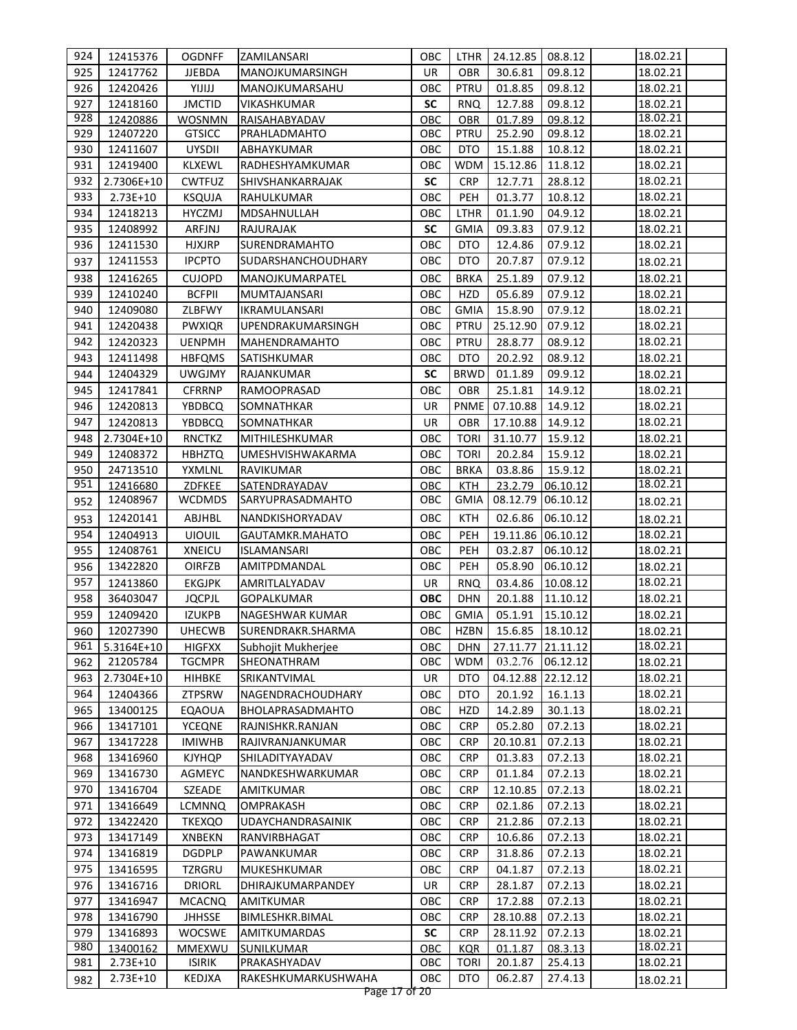| 924 | 12415376 | OGDNFF | ZAMILANSARI | OBC | LTHR | 24.12.85 | 08.8.12 | | 18.02.21 | |
|---|---|---|---|---|---|---|---|---|---|---|
| 925 | 12417762 | JJEBDA | MANOJKUMARSINGH | UR | OBR | 30.6.81 | 09.8.12 | | 18.02.21 | |
| 926 | 12420426 | YIJIJJ | MANOJKUMARSAHU | OBC | PTRU | 01.8.85 | 09.8.12 | | 18.02.21 | |
| 927 | 12418160 | JMCTID | VIKASHKUMAR | **SC** | RNQ | 12.7.88 | 09.8.12 | | 18.02.21 | |
| 928 | 12420886 | WOSNMN | RAISAHABYADAV | OBC | OBR | 01.7.89 | 09.8.12 | | 18.02.21 | |
| 929 | 12407220 | GTSICC | PRAHLADMAHTO | OBC | PTRU | 25.2.90 | 09.8.12 | | 18.02.21 | |
| 930 | 12411607 | UYSDII | ABHAYKUMAR | OBC | DTO | 15.1.88 | 10.8.12 | | 18.02.21 | |
| 931 | 12419400 | KLXEWL | RADHESHYAMKUMAR | OBC | WDM | 15.12.86 | 11.8.12 | | 18.02.21 | |
| 932 | 2.7306E+10 | CWTFUZ | SHIVSHANKARRAJAK | **SC** | CRP | 12.7.71 | 28.8.12 | | 18.02.21 | |
| 933 | 2.73E+10 | KSQUJA | RAHULKUMAR | OBC | PEH | 01.3.77 | 10.8.12 | | 18.02.21 | |
| 934 | 12418213 | HYCZMJ | MDSAHNULLAH | OBC | LTHR | 01.1.90 | 04.9.12 | | 18.02.21 | |
| 935 | 12408992 | ARFJNJ | RAJURAJAK | **SC** | GMIA | 09.3.83 | 07.9.12 | | 18.02.21 | |
| 936 | 12411530 | HJXJRP | SURENDRAMAHTO | OBC | DTO | 12.4.86 | 07.9.12 | | 18.02.21 | |
| 937 | 12411553 | IPCPTO | SUDARSHANCHOUDHARY | OBC | DTO | 20.7.87 | 07.9.12 | | 18.02.21 | |
| 938 | 12416265 | CUJOPD | MANOJKUMARPATEL | OBC | BRKA | 25.1.89 | 07.9.12 | | 18.02.21 | |
| 939 | 12410240 | BCFPII | MUMTAJANSARI | OBC | HZD | 05.6.89 | 07.9.12 | | 18.02.21 | |
| 940 | 12409080 | ZLBFWY | IKRAMULANSARI | OBC | GMIA | 15.8.90 | 07.9.12 | | 18.02.21 | |
| 941 | 12420438 | PWXIQR | UPENDRAKUMARSINGH | OBC | PTRU | 25.12.90 | 07.9.12 | | 18.02.21 | |
| 942 | 12420323 | UENPMH | MAHENDRAMAHTO | OBC | PTRU | 28.8.77 | 08.9.12 | | 18.02.21 | |
| 943 | 12411498 | HBFQMS | SATISHKUMAR | OBC | DTO | 20.2.92 | 08.9.12 | | 18.02.21 | |
| 944 | 12404329 | UWGJMY | RAJANKUMAR | **SC** | BRWD | 01.1.89 | 09.9.12 | | 18.02.21 | |
| 945 | 12417841 | CFRRNP | RAMOOPRASAD | OBC | OBR | 25.1.81 | 14.9.12 | | 18.02.21 | |
| 946 | 12420813 | YBDBCQ | SOMNATHKAR | UR | PNME | 07.10.88 | 14.9.12 | | 18.02.21 | |
| 947 | 12420813 | YBDBCQ | SOMNATHKAR | UR | OBR | 17.10.88 | 14.9.12 | | 18.02.21 | |
| 948 | 2.7304E+10 | RNCTKZ | MITHILESHKUMAR | OBC | TORI | 31.10.77 | 15.9.12 | | 18.02.21 | |
| 949 | 12408372 | HBHZTQ | UMESHVISHWAKARMA | OBC | TORI | 20.2.84 | 15.9.12 | | 18.02.21 | |
| 950 | 24713510 | YXMLNL | RAVIKUMAR | OBC | BRKA | 03.8.86 | 15.9.12 | | 18.02.21 | |
| 951 | 12416680 | ZDFKEE | SATENDRAYADAV | OBC | KTH | 23.2.79 | 06.10.12 | | 18.02.21 | |
| 952 | 12408967 | WCDMDS | SARYUPRASADMAHTO | OBC | GMIA | 08.12.79 | 06.10.12 | | 18.02.21 | |
| 953 | 12420141 | ABJHBL | NANDKISHORYADAV | OBC | KTH | 02.6.86 | 06.10.12 | | 18.02.21 | |
| 954 | 12404913 | UIOUIL | GAUTAMKR.MAHATO | OBC | PEH | 19.11.86 | 06.10.12 | | 18.02.21 | |
| 955 | 12408761 | XNEICU | ISLAMANSARI | OBC | PEH | 03.2.87 | 06.10.12 | | 18.02.21 | |
| 956 | 13422820 | OIRFZB | AMITPDMANDAL | OBC | PEH | 05.8.90 | 06.10.12 | | 18.02.21 | |
| 957 | 12413860 | EKGJPK | AMRITLALYADAV | UR | RNQ | 03.4.86 | 10.08.12 | | 18.02.21 | |
| 958 | 36403047 | JQCPJL | GOPALKUMAR | **OBC** | DHN | 20.1.88 | 11.10.12 | | 18.02.21 | |
| 959 | 12409420 | IZUKPB | NAGESHWAR KUMAR | OBC | GMIA | 05.1.91 | 15.10.12 | | 18.02.21 | |
| 960 | 12027390 | UHECWB | SURENDRAKR.SHARMA | OBC | HZBN | 15.6.85 | 18.10.12 | | 18.02.21 | |
| 961 | 5.3164E+10 | HIGFXX | Subhojit Mukherjee | OBC | DHN | 27.11.77 | 21.11.12 | | 18.02.21 | |
| 962 | 21205784 | TGCMPR | SHEONATHRAM | OBC | WDM | 03.2.76 | 06.12.12 | | 18.02.21 | |
| 963 | 2.7304E+10 | HIHBKE | SRIKANTVIMAL | UR | DTO | 04.12.88 | 22.12.12 | | 18.02.21 | |
| 964 | 12404366 | ZTPSRW | NAGENDRACHOUDHARY | OBC | DTO | 20.1.92 | 16.1.13 | | 18.02.21 | |
| 965 | 13400125 | EQAOUA | BHOLAPRASADMAHTO | OBC | HZD | 14.2.89 | 30.1.13 | | 18.02.21 | |
| 966 | 13417101 | YCEQNE | RAJNISHKR.RANJAN | OBC | CRP | 05.2.80 | 07.2.13 | | 18.02.21 | |
| 967 | 13417228 | IMIWHB | RAJIVRANJANKUMAR | OBC | CRP | 20.10.81 | 07.2.13 | | 18.02.21 | |
| 968 | 13416960 | KJYHQP | SHILADITYAYADAV | OBC | CRP | 01.3.83 | 07.2.13 | | 18.02.21 | |
| 969 | 13416730 | AGMEYC | NANDKESHWARKUMAR | OBC | CRP | 01.1.84 | 07.2.13 | | 18.02.21 | |
| 970 | 13416704 | SZEADE | AMITKUMAR | OBC | CRP | 12.10.85 | 07.2.13 | | 18.02.21 | |
| 971 | 13416649 | LCMNNQ | OMPRAKASH | OBC | CRP | 02.1.86 | 07.2.13 | | 18.02.21 | |
| 972 | 13422420 | TKEXQO | UDAYCHANDRASAINIK | OBC | CRP | 21.2.86 | 07.2.13 | | 18.02.21 | |
| 973 | 13417149 | XNBEKN | RANVIRBHAGAT | OBC | CRP | 10.6.86 | 07.2.13 | | 18.02.21 | |
| 974 | 13416819 | DGDPLP | PAWANKUMAR | OBC | CRP | 31.8.86 | 07.2.13 | | 18.02.21 | |
| 975 | 13416595 | TZRGRU | MUKESHKUMAR | OBC | CRP | 04.1.87 | 07.2.13 | | 18.02.21 | |
| 976 | 13416716 | DRIORL | DHIRAJKUMARPANDEY | UR | CRP | 28.1.87 | 07.2.13 | | 18.02.21 | |
| 977 | 13416947 | MCACNQ | AMITKUMAR | OBC | CRP | 17.2.88 | 07.2.13 | | 18.02.21 | |
| 978 | 13416790 | JHHSSE | BIMLESHKR.BIMAL | OBC | CRP | 28.10.88 | 07.2.13 | | 18.02.21 | |
| 979 | 13416893 | WOCSWE | AMITKUMARDAS | **SC** | CRP | 28.11.92 | 07.2.13 | | 18.02.21 | |
| 980 | 13400162 | MMEXWU | SUNILKUMAR | OBC | KQR | 01.1.87 | 08.3.13 | | 18.02.21 | |
| 981 | 2.73E+10 | ISIRIK | PRAKASHYADAV | OBC | TORI | 20.1.87 | 25.4.13 | | 18.02.21 | |
| 982 | 2.73E+10 | KEDJXA | RAKESHKUMARKUSHWAHA | OBC | DTO | 06.2.87 | 27.4.13 | | 18.02.21 | |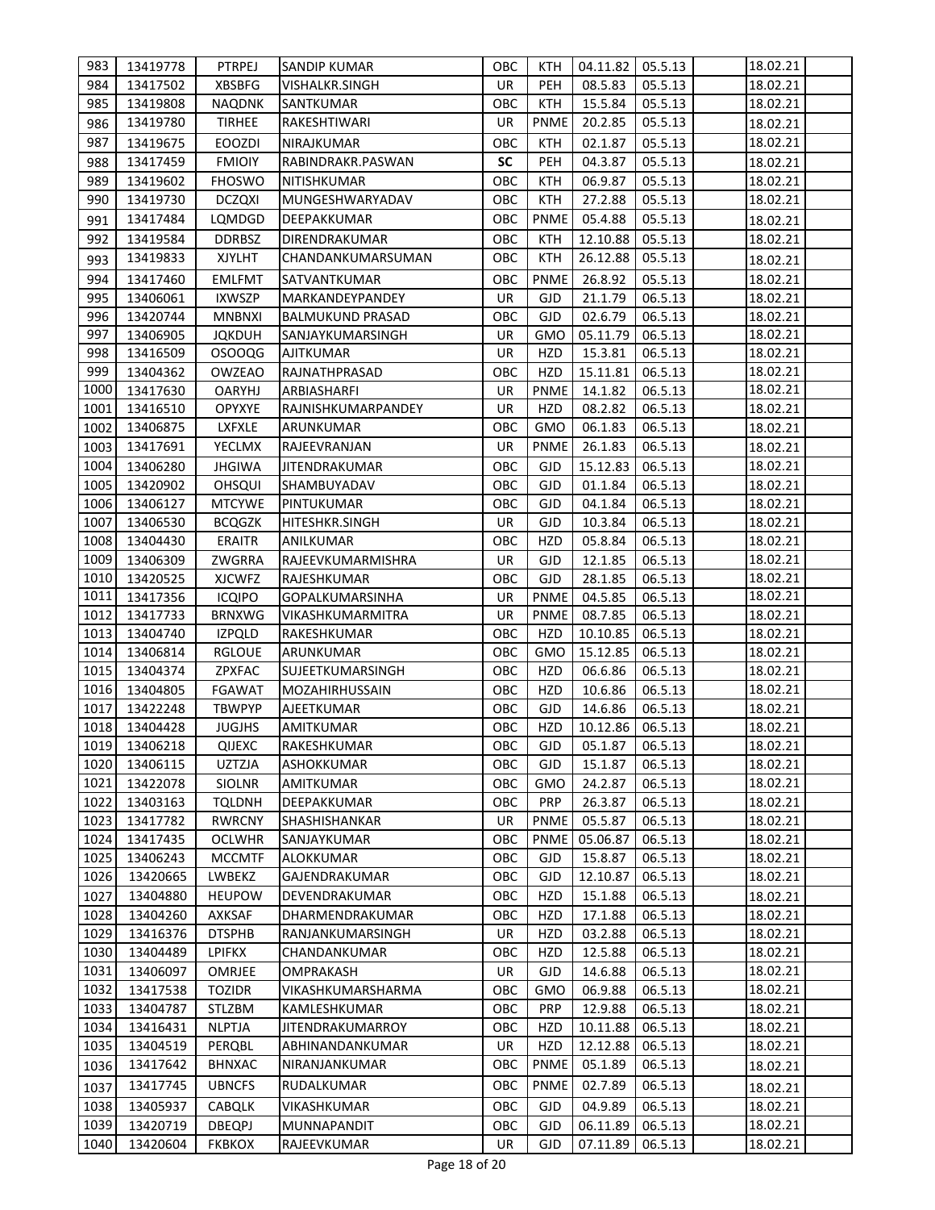| 983 | 13419778 | PTRPEJ | SANDIP KUMAR | OBC | KTH | 04.11.82 | 05.5.13 | | 18.02.21 | |
|---|---|---|---|---|---|---|---|---|---|---|
| 984 | 13417502 | XBSBFG | VISHALKR.SINGH | UR | PEH | 08.5.83 | 05.5.13 | | 18.02.21 | |
| 985 | 13419808 | NAQDNK | SANTKUMAR | OBC | KTH | 15.5.84 | 05.5.13 | | 18.02.21 | |
| 986 | 13419780 | TIRHEE | RAKESHTIWARI | UR | PNME | 20.2.85 | 05.5.13 | | 18.02.21 | |
| 987 | 13419675 | EOOZDI | NIRAJKUMAR | OBC | KTH | 02.1.87 | 05.5.13 | | 18.02.21 | |
| 988 | 13417459 | FMIOIY | RABINDRAKR.PASWAN | **SC** | PEH | 04.3.87 | 05.5.13 | | 18.02.21 | |
| 989 | 13419602 | FHOSWO | NITISHKUMAR | OBC | KTH | 06.9.87 | 05.5.13 | | 18.02.21 | |
| 990 | 13419730 | DCZQXI | MUNGESHWARYADAV | OBC | KTH | 27.2.88 | 05.5.13 | | 18.02.21 | |
| 991 | 13417484 | LQMDGD | DEEPAKKUMAR | OBC | PNME | 05.4.88 | 05.5.13 | | 18.02.21 | |
| 992 | 13419584 | DDRBSZ | DIRENDRAKUMAR | OBC | KTH | 12.10.88 | 05.5.13 | | 18.02.21 | |
| 993 | 13419833 | XJYLHT | CHANDANKUMARSUMAN | OBC | KTH | 26.12.88 | 05.5.13 | | 18.02.21 | |
| 994 | 13417460 | EMLFMT | SATVANTKUMAR | OBC | PNME | 26.8.92 | 05.5.13 | | 18.02.21 | |
| 995 | 13406061 | IXWSZP | MARKANDEYPANDEY | UR | GJD | 21.1.79 | 06.5.13 | | 18.02.21 | |
| 996 | 13420744 | MNBNXI | BALMUKUND PRASAD | OBC | GJD | 02.6.79 | 06.5.13 | | 18.02.21 | |
| 997 | 13406905 | JQKDUH | SANJAYKUMARSINGH | UR | GMO | 05.11.79 | 06.5.13 | | 18.02.21 | |
| 998 | 13416509 | OSOOQG | AJITKUMAR | UR | HZD | 15.3.81 | 06.5.13 | | 18.02.21 | |
| 999 | 13404362 | OWZEAO | RAJNATHPRASAD | OBC | HZD | 15.11.81 | 06.5.13 | | 18.02.21 | |
| 1000 | 13417630 | OARYHJ | ARBIASHARFI | UR | PNME | 14.1.82 | 06.5.13 | | 18.02.21 | |
| 1001 | 13416510 | OPYXYE | RAJNISHKUMARPANDEY | UR | HZD | 08.2.82 | 06.5.13 | | 18.02.21 | |
| 1002 | 13406875 | LXFXLE | ARUNKUMAR | OBC | GMO | 06.1.83 | 06.5.13 | | 18.02.21 | |
| 1003 | 13417691 | YECLMX | RAJEEVRANJAN | UR | PNME | 26.1.83 | 06.5.13 | | 18.02.21 | |
| 1004 | 13406280 | JHGIWA | JITENDRAKUMAR | OBC | GJD | 15.12.83 | 06.5.13 | | 18.02.21 | |
| 1005 | 13420902 | OHSQUI | SHAMBUYADAV | OBC | GJD | 01.1.84 | 06.5.13 | | 18.02.21 | |
| 1006 | 13406127 | MTCYWE | PINTUKUMAR | OBC | GJD | 04.1.84 | 06.5.13 | | 18.02.21 | |
| 1007 | 13406530 | BCQGZK | HITESHKR.SINGH | UR | GJD | 10.3.84 | 06.5.13 | | 18.02.21 | |
| 1008 | 13404430 | ERAITR | ANILKUMAR | OBC | HZD | 05.8.84 | 06.5.13 | | 18.02.21 | |
| 1009 | 13406309 | ZWGRRA | RAJEEVKUMARMISHRA | UR | GJD | 12.1.85 | 06.5.13 | | 18.02.21 | |
| 1010 | 13420525 | XJCWFZ | RAJESHKUMAR | OBC | GJD | 28.1.85 | 06.5.13 | | 18.02.21 | |
| 1011 | 13417356 | ICQIPO | GOPALKUMARSINHA | UR | PNME | 04.5.85 | 06.5.13 | | 18.02.21 | |
| 1012 | 13417733 | BRNXWG | VIKASHKUMARMITRA | UR | PNME | 08.7.85 | 06.5.13 | | 18.02.21 | |
| 1013 | 13404740 | IZPQLD | RAKESHKUMAR | OBC | HZD | 10.10.85 | 06.5.13 | | 18.02.21 | |
| 1014 | 13406814 | RGLOUE | ARUNKUMAR | OBC | GMO | 15.12.85 | 06.5.13 | | 18.02.21 | |
| 1015 | 13404374 | ZPXFAC | SUJEETKUMARSINGH | OBC | HZD | 06.6.86 | 06.5.13 | | 18.02.21 | |
| 1016 | 13404805 | FGAWAT | MOZAHIRHUSSAIN | OBC | HZD | 10.6.86 | 06.5.13 | | 18.02.21 | |
| 1017 | 13422248 | TBWPYP | AJEETKUMAR | OBC | GJD | 14.6.86 | 06.5.13 | | 18.02.21 | |
| 1018 | 13404428 | JUGJHS | AMITKUMAR | OBC | HZD | 10.12.86 | 06.5.13 | | 18.02.21 | |
| 1019 | 13406218 | QIJEXC | RAKESHKUMAR | OBC | GJD | 05.1.87 | 06.5.13 | | 18.02.21 | |
| 1020 | 13406115 | UZTZJA | ASHOKKUMAR | OBC | GJD | 15.1.87 | 06.5.13 | | 18.02.21 | |
| 1021 | 13422078 | SIOLNR | AMITKUMAR | OBC | GMO | 24.2.87 | 06.5.13 | | 18.02.21 | |
| 1022 | 13403163 | TQLDNH | DEEPAKKUMAR | OBC | PRP | 26.3.87 | 06.5.13 | | 18.02.21 | |
| 1023 | 13417782 | RWRCNY | SHASHISHANKAR | UR | PNME | 05.5.87 | 06.5.13 | | 18.02.21 | |
| 1024 | 13417435 | OCLWHR | SANJAYKUMAR | OBC | PNME | 05.06.87 | 06.5.13 | | 18.02.21 | |
| 1025 | 13406243 | MCCMTF | ALOKKUMAR | OBC | GJD | 15.8.87 | 06.5.13 | | 18.02.21 | |
| 1026 | 13420665 | LWBEKZ | GAJENDRAKUMAR | OBC | GJD | 12.10.87 | 06.5.13 | | 18.02.21 | |
| 1027 | 13404880 | HEUPOW | DEVENDRAKUMAR | OBC | HZD | 15.1.88 | 06.5.13 | | 18.02.21 | |
| 1028 | 13404260 | AXKSAF | DHARMENDRAKUMAR | OBC | HZD | 17.1.88 | 06.5.13 | | 18.02.21 | |
| 1029 | 13416376 | DTSPHB | RANJANKUMARSINGH | UR | HZD | 03.2.88 | 06.5.13 | | 18.02.21 | |
| 1030 | 13404489 | LPIFKX | CHANDANKUMAR | OBC | HZD | 12.5.88 | 06.5.13 | | 18.02.21 | |
| 1031 | 13406097 | OMRJEE | OMPRAKASH | UR | GJD | 14.6.88 | 06.5.13 | | 18.02.21 | |
| 1032 | 13417538 | TOZIDR | VIKASHKUMARSHARMA | OBC | GMO | 06.9.88 | 06.5.13 | | 18.02.21 | |
| 1033 | 13404787 | STLZBM | KAMLESHKUMAR | OBC | PRP | 12.9.88 | 06.5.13 | | 18.02.21 | |
| 1034 | 13416431 | NLPTJA | JITENDRAKUMARROY | OBC | HZD | 10.11.88 | 06.5.13 | | 18.02.21 | |
| 1035 | 13404519 | PERQBL | ABHINANDANKUMAR | UR | HZD | 12.12.88 | 06.5.13 | | 18.02.21 | |
| 1036 | 13417642 | BHNXAC | NIRANJANKUMAR | OBC | PNME | 05.1.89 | 06.5.13 | | 18.02.21 | |
| 1037 | 13417745 | UBNCFS | RUDALKUMAR | OBC | PNME | 02.7.89 | 06.5.13 | | 18.02.21 | |
| 1038 | 13405937 | CABQLK | VIKASHKUMAR | OBC | GJD | 04.9.89 | 06.5.13 | | 18.02.21 | |
| 1039 | 13420719 | DBEQPJ | MUNNAPANDIT | OBC | GJD | 06.11.89 | 06.5.13 | | 18.02.21 | |
| 1040 | 13420604 | FKBKOX | RAJEEVKUMAR | UR | GJD | 07.11.89 | 06.5.13 | | 18.02.21 | |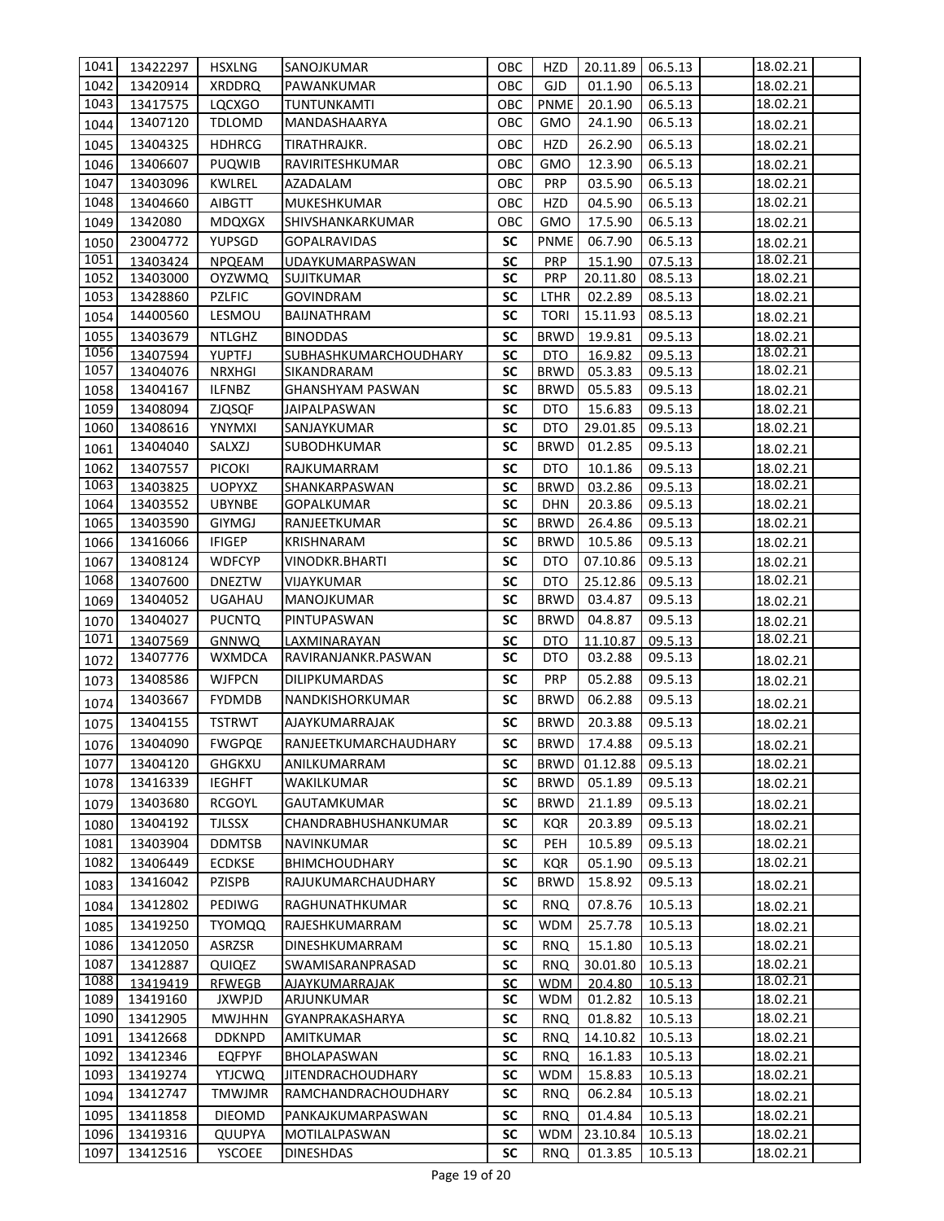| 1041 | 13422297 | HSXLNG | SANOJKUMAR | OBC | HZD | 20.11.89 | 06.5.13 | | 18.02.21 | |
|---|---|---|---|---|---|---|---|---|---|---|
| 1042 | 13420914 | XRDDRQ | PAWANKUMAR | OBC | GJD | 01.1.90 | 06.5.13 | | 18.02.21 | |
| 1043 | 13417575 | LQCXGO | TUNTUNKAMTI | OBC | PNME | 20.1.90 | 06.5.13 | | 18.02.21 | |
| 1044 | 13407120 | TDLOMD | MANDASHAARYA | OBC | GMO | 24.1.90 | 06.5.13 | | 18.02.21 | |
| 1045 | 13404325 | HDHRCG | TIRATHRAJKR. | OBC | HZD | 26.2.90 | 06.5.13 | | 18.02.21 | |
| 1046 | 13406607 | PUQWIB | RAVIRITESHKUMAR | OBC | GMO | 12.3.90 | 06.5.13 | | 18.02.21 | |
| 1047 | 13403096 | KWLREL | AZADALAM | OBC | PRP | 03.5.90 | 06.5.13 | | 18.02.21 | |
| 1048 | 13404660 | AIBGTT | MUKESHKUMAR | OBC | HZD | 04.5.90 | 06.5.13 | | 18.02.21 | |
| 1049 | 1342080 | MDQXGX | SHIVSHANKARKUMAR | OBC | GMO | 17.5.90 | 06.5.13 | | 18.02.21 | |
| 1050 | 23004772 | YUPSGD | GOPALRAVIDAS | SC | PNME | 06.7.90 | 06.5.13 | | 18.02.21 | |
| 1051 | 13403424 | NPQEAM | UDAYKUMARPASWAN | SC | PRP | 15.1.90 | 07.5.13 | | 18.02.21 | |
| 1052 | 13403000 | OYZWMQ | SUJITKUMAR | SC | PRP | 20.11.80 | 08.5.13 | | 18.02.21 | |
| 1053 | 13428860 | PZLFIC | GOVINDRAM | SC | LTHR | 02.2.89 | 08.5.13 | | 18.02.21 | |
| 1054 | 14400560 | LESMOU | BAIJNATHRAM | SC | TORI | 15.11.93 | 08.5.13 | | 18.02.21 | |
| 1055 | 13403679 | NTLGHZ | BINODDAS | SC | BRWD | 19.9.81 | 09.5.13 | | 18.02.21 | |
| 1056 | 13407594 | YUPTFJ | SUBHASHKUMARCHOUDHARY | SC | DTO | 16.9.82 | 09.5.13 | | 18.02.21 | |
| 1057 | 13404076 | NRXHGI | SIKANDRARAM | SC | BRWD | 05.3.83 | 09.5.13 | | 18.02.21 | |
| 1058 | 13404167 | ILFNBZ | GHANSHYAM PASWAN | SC | BRWD | 05.5.83 | 09.5.13 | | 18.02.21 | |
| 1059 | 13408094 | ZJQSQF | JAIPALPASWAN | SC | DTO | 15.6.83 | 09.5.13 | | 18.02.21 | |
| 1060 | 13408616 | YNYMXI | SANJAYKUMAR | SC | DTO | 29.01.85 | 09.5.13 | | 18.02.21 | |
| 1061 | 13404040 | SALXZJ | SUBODHKUMAR | SC | BRWD | 01.2.85 | 09.5.13 | | 18.02.21 | |
| 1062 | 13407557 | PICOKI | RAJKUMARRAM | SC | DTO | 10.1.86 | 09.5.13 | | 18.02.21 | |
| 1063 | 13403825 | UOPYXZ | SHANKARPASWAN | SC | BRWD | 03.2.86 | 09.5.13 | | 18.02.21 | |
| 1064 | 13403552 | UBYNBE | GOPALKUMAR | SC | DHN | 20.3.86 | 09.5.13 | | 18.02.21 | |
| 1065 | 13403590 | GIYMGJ | RANJEETKUMAR | SC | BRWD | 26.4.86 | 09.5.13 | | 18.02.21 | |
| 1066 | 13416066 | IFIGEP | KRISHNARAM | SC | BRWD | 10.5.86 | 09.5.13 | | 18.02.21 | |
| 1067 | 13408124 | WDFCYP | VINODKR.BHARTI | SC | DTO | 07.10.86 | 09.5.13 | | 18.02.21 | |
| 1068 | 13407600 | DNEZTW | VIJAYKUMAR | SC | DTO | 25.12.86 | 09.5.13 | | 18.02.21 | |
| 1069 | 13404052 | UGAHAU | MANOJKUMAR | SC | BRWD | 03.4.87 | 09.5.13 | | 18.02.21 | |
| 1070 | 13404027 | PUCNTQ | PINTUPASWAN | SC | BRWD | 04.8.87 | 09.5.13 | | 18.02.21 | |
| 1071 | 13407569 | GNNWQ | LAXMINARAYAN | SC | DTO | 11.10.87 | 09.5.13 | | 18.02.21 | |
| 1072 | 13407776 | WXMDCA | RAVIRANJANKR.PASWAN | SC | DTO | 03.2.88 | 09.5.13 | | 18.02.21 | |
| 1073 | 13408586 | WJFPCN | DILIPKUMARDAS | SC | PRP | 05.2.88 | 09.5.13 | | 18.02.21 | |
| 1074 | 13403667 | FYDMDB | NANDKISHORKUMAR | SC | BRWD | 06.2.88 | 09.5.13 | | 18.02.21 | |
| 1075 | 13404155 | TSTRWT | AJAYKUMARRAJAK | SC | BRWD | 20.3.88 | 09.5.13 | | 18.02.21 | |
| 1076 | 13404090 | FWGPQE | RANJEETKUMARCHAUDHARY | SC | BRWD | 17.4.88 | 09.5.13 | | 18.02.21 | |
| 1077 | 13404120 | GHGKXU | ANILKUMARRAM | SC | BRWD | 01.12.88 | 09.5.13 | | 18.02.21 | |
| 1078 | 13416339 | IEGHFT | WAKILKUMAR | SC | BRWD | 05.1.89 | 09.5.13 | | 18.02.21 | |
| 1079 | 13403680 | RCGOYL | GAUTAMKUMAR | SC | BRWD | 21.1.89 | 09.5.13 | | 18.02.21 | |
| 1080 | 13404192 | TJLSSX | CHANDRABHUSHANKUMAR | SC | KQR | 20.3.89 | 09.5.13 | | 18.02.21 | |
| 1081 | 13403904 | DDMTSB | NAVINKUMAR | SC | PEH | 10.5.89 | 09.5.13 | | 18.02.21 | |
| 1082 | 13406449 | ECDKSE | BHIMCHOUDHARY | SC | KQR | 05.1.90 | 09.5.13 | | 18.02.21 | |
| 1083 | 13416042 | PZISPB | RAJUKUMARCHAUDHARY | SC | BRWD | 15.8.92 | 09.5.13 | | 18.02.21 | |
| 1084 | 13412802 | PEDIWG | RAGHUNATHKUMAR | SC | RNQ | 07.8.76 | 10.5.13 | | 18.02.21 | |
| 1085 | 13419250 | TYOMQQ | RAJESHKUMARRAM | SC | WDM | 25.7.78 | 10.5.13 | | 18.02.21 | |
| 1086 | 13412050 | ASRZSR | DINESHKUMARRAM | SC | RNQ | 15.1.80 | 10.5.13 | | 18.02.21 | |
| 1087 | 13412887 | QUIQEZ | SWAMISARANPRASAD | SC | RNQ | 30.01.80 | 10.5.13 | | 18.02.21 | |
| 1088 | 13419419 | RFWEGB | AJAYKUMARRAJAK | SC | WDM | 20.4.80 | 10.5.13 | | 18.02.21 | |
| 1089 | 13419160 | JXWPJD | ARJUNKUMAR | SC | WDM | 01.2.82 | 10.5.13 | | 18.02.21 | |
| 1090 | 13412905 | MWJHHN | GYANPRAKASHARYA | SC | RNQ | 01.8.82 | 10.5.13 | | 18.02.21 | |
| 1091 | 13412668 | DDKNPD | AMITKUMAR | SC | RNQ | 14.10.82 | 10.5.13 | | 18.02.21 | |
| 1092 | 13412346 | EQFPYF | BHOLAPASWAN | SC | RNQ | 16.1.83 | 10.5.13 | | 18.02.21 | |
| 1093 | 13419274 | YTJCWQ | JITENDRACHOUDHARY | SC | WDM | 15.8.83 | 10.5.13 | | 18.02.21 | |
| 1094 | 13412747 | TMWJMR | RAMCHANDRACHOUDHARY | SC | RNQ | 06.2.84 | 10.5.13 | | 18.02.21 | |
| 1095 | 13411858 | DIEOMD | PANKAJKUMARPASWAN | SC | RNQ | 01.4.84 | 10.5.13 | | 18.02.21 | |
| 1096 | 13419316 | QUUPYA | MOTILALPASWAN | SC | WDM | 23.10.84 | 10.5.13 | | 18.02.21 | |
| 1097 | 13412516 | YSCOEE | DINESHDAS | SC | RNQ | 01.3.85 | 10.5.13 | | 18.02.21 | |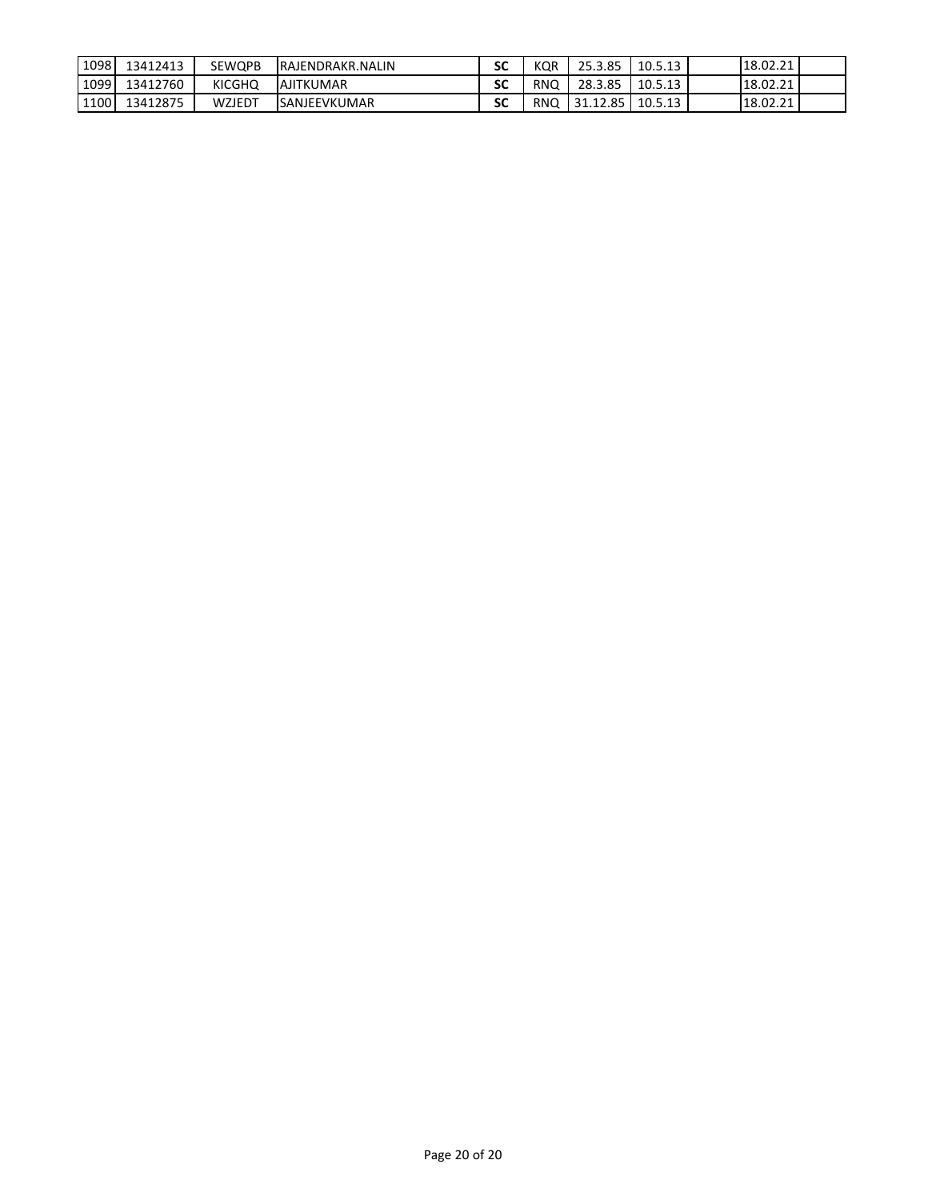| | | | | | | | | | | |
|---|---|---|---|---|---|---|---|---|---|---|
| 1098 | 13412413 | SEWQPB | RAJENDRAKR.NALIN | SC | KQR | 25.3.85 | 10.5.13 | | 18.02.21 | |
| 1099 | 13412760 | KICGHQ | AJITKUMAR | SC | RNQ | 28.3.85 | 10.5.13 | | 18.02.21 | |
| 1100 | 13412875 | WZJEDT | SANJEEVKUMAR | SC | RNQ | 31.12.85 | 10.5.13 | | 18.02.21 | |